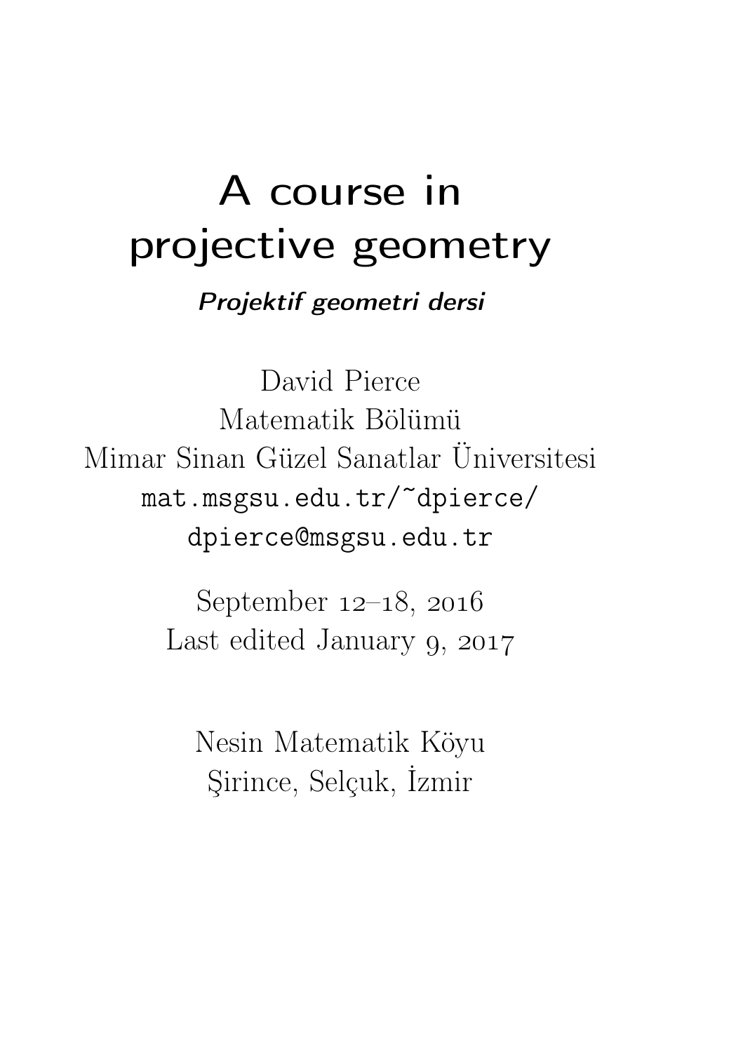# A course in projective geometry

***Projektif geometri dersi***

David Pierce
Matematik Bölümü
Mimar Sinan Güzel Sanatlar Üniversitesi
`mat.msgsu.edu.tr/~dpierce/`
`dpierce@msgsu.edu.tr`

September 12–18, 2016
Last edited January 9, 2017

Nesin Matematik Köyu
Şirince, Selçuk, İzmir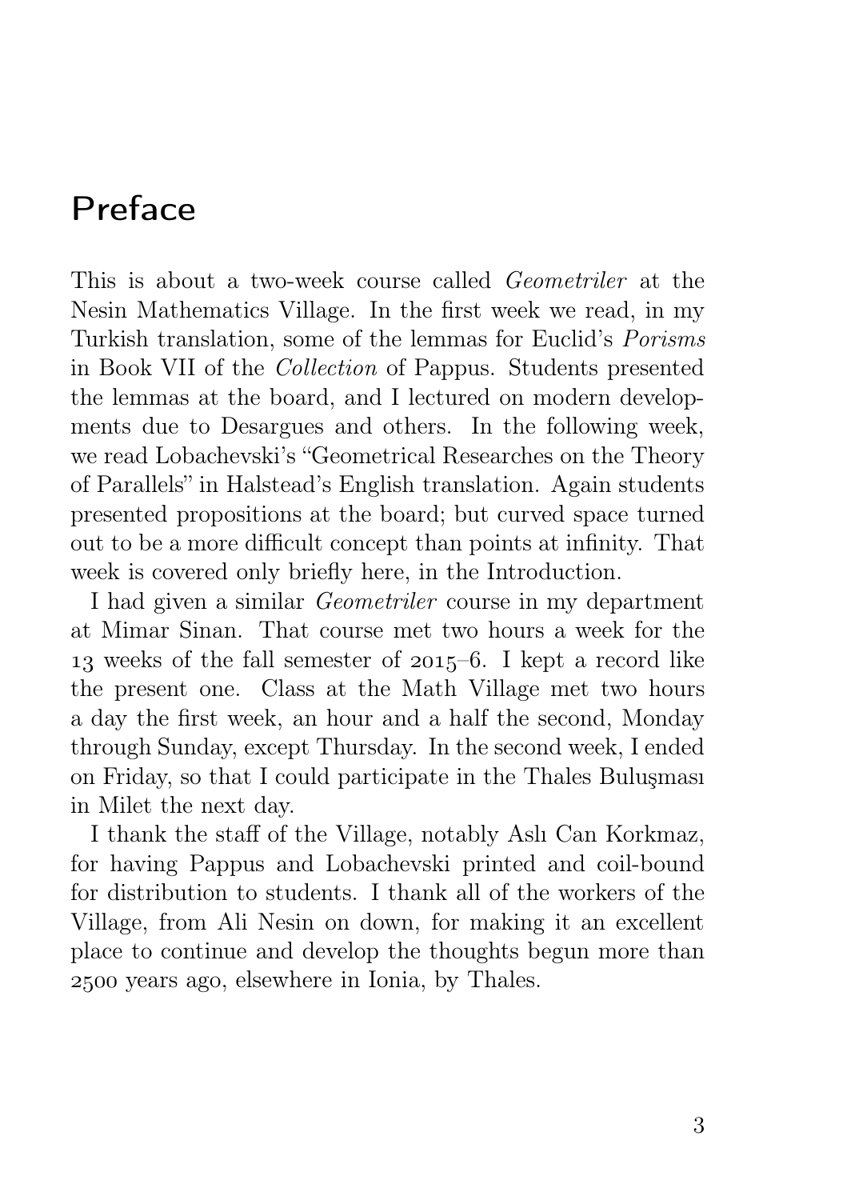# Preface

This is about a two-week course called *Geometriler* at the Nesin Mathematics Village. In the first week we read, in my Turkish translation, some of the lemmas for Euclid's *Porisms* in Book VII of the *Collection* of Pappus. Students presented the lemmas at the board, and I lectured on modern developments due to Desargues and others. In the following week, we read Lobachevski's "Geometrical Researches on the Theory of Parallels" in Halstead's English translation. Again students presented propositions at the board; but curved space turned out to be a more difficult concept than points at infinity. That week is covered only briefly here, in the Introduction.

I had given a similar *Geometriler* course in my department at Mimar Sinan. That course met two hours a week for the 13 weeks of the fall semester of 2015–6. I kept a record like the present one. Class at the Math Village met two hours a day the first week, an hour and a half the second, Monday through Sunday, except Thursday. In the second week, I ended on Friday, so that I could participate in the Thales Buluşması in Milet the next day.

I thank the staff of the Village, notably Aslı Can Korkmaz, for having Pappus and Lobachevski printed and coil-bound for distribution to students. I thank all of the workers of the Village, from Ali Nesin on down, for making it an excellent place to continue and develop the thoughts begun more than 2500 years ago, elsewhere in Ionia, by Thales.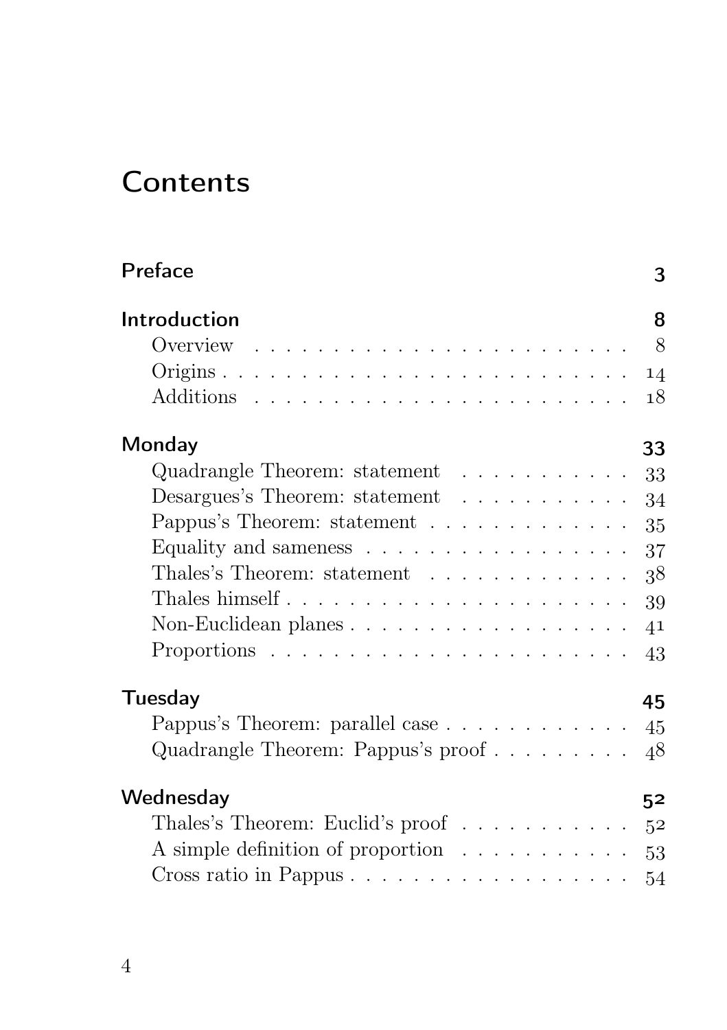# Contents

**Preface** 3

**Introduction** 8

- Overview 8
- Origins 14
- Additions 18

**Monday** 33

- Quadrangle Theorem: statement 33
- Desargues's Theorem: statement 34
- Pappus's Theorem: statement 35
- Equality and sameness 37
- Thales's Theorem: statement 38
- Thales himself 39
- Non-Euclidean planes 41
- Proportions 43

**Tuesday** 45

- Pappus's Theorem: parallel case 45
- Quadrangle Theorem: Pappus's proof 48

**Wednesday** 52

- Thales's Theorem: Euclid's proof 52
- A simple definition of proportion 53
- Cross ratio in Pappus 54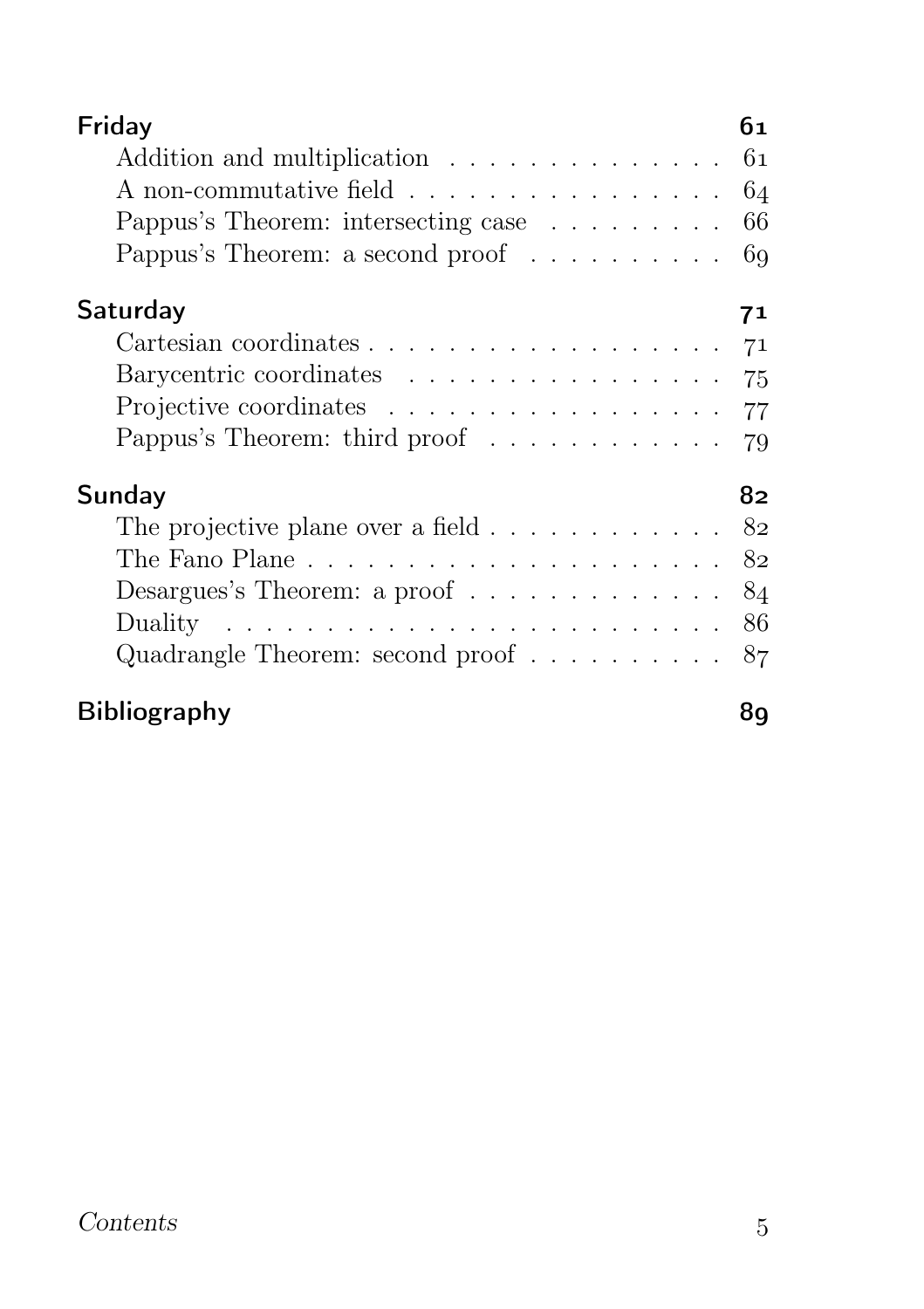**Friday** 61

- Addition and multiplication . . . . . . . . . . . . . . 61
- A non-commutative field . . . . . . . . . . . . . . . . 64
- Pappus's Theorem: intersecting case . . . . . . . . . 66
- Pappus's Theorem: a second proof . . . . . . . . . . 69

**Saturday** 71

- Cartesian coordinates . . . . . . . . . . . . . . . . . . 71
- Barycentric coordinates . . . . . . . . . . . . . . . . 75
- Projective coordinates . . . . . . . . . . . . . . . . . 77
- Pappus's Theorem: third proof . . . . . . . . . . . . 79

**Sunday** 82

- The projective plane over a field . . . . . . . . . . . . 82
- The Fano Plane . . . . . . . . . . . . . . . . . . . . . . 82
- Desargues's Theorem: a proof . . . . . . . . . . . . . 84
- Duality . . . . . . . . . . . . . . . . . . . . . . . . . . 86
- Quadrangle Theorem: second proof . . . . . . . . . . 87

**Bibliography** 89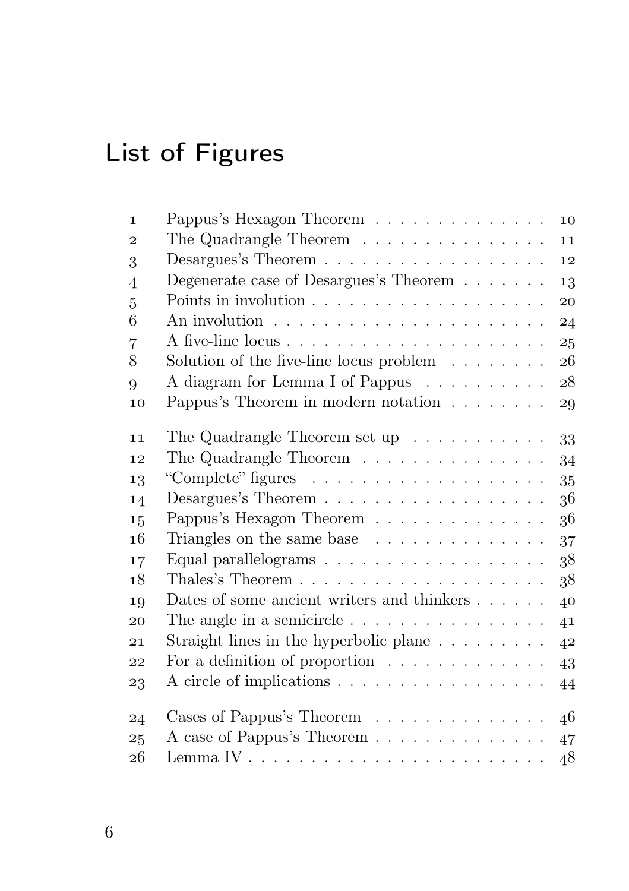# List of Figures

| | | |
|---|---|---|
| 1 | Pappus's Hexagon Theorem | 10 |
| 2 | The Quadrangle Theorem | 11 |
| 3 | Desargues's Theorem | 12 |
| 4 | Degenerate case of Desargues's Theorem | 13 |
| 5 | Points in involution | 20 |
| 6 | An involution | 24 |
| 7 | A five-line locus | 25 |
| 8 | Solution of the five-line locus problem | 26 |
| 9 | A diagram for Lemma I of Pappus | 28 |
| 10 | Pappus's Theorem in modern notation | 29 |
| 11 | The Quadrangle Theorem set up | 33 |
| 12 | The Quadrangle Theorem | 34 |
| 13 | "Complete" figures | 35 |
| 14 | Desargues's Theorem | 36 |
| 15 | Pappus's Hexagon Theorem | 36 |
| 16 | Triangles on the same base | 37 |
| 17 | Equal parallelograms | 38 |
| 18 | Thales's Theorem | 38 |
| 19 | Dates of some ancient writers and thinkers | 40 |
| 20 | The angle in a semicircle | 41 |
| 21 | Straight lines in the hyperbolic plane | 42 |
| 22 | For a definition of proportion | 43 |
| 23 | A circle of implications | 44 |
| 24 | Cases of Pappus's Theorem | 46 |
| 25 | A case of Pappus's Theorem | 47 |
| 26 | Lemma IV | 48 |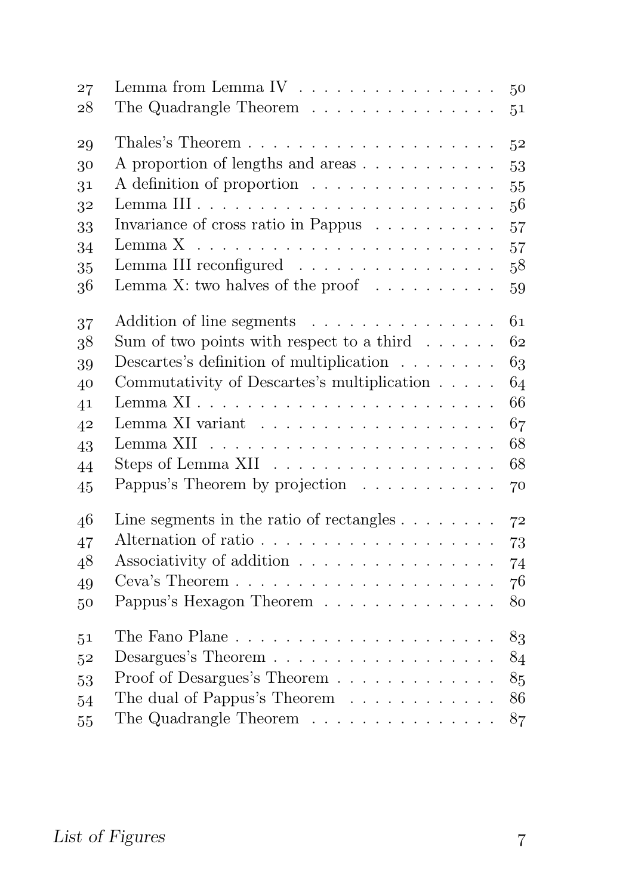| | | |
|---|---|---|
| 27 | Lemma from Lemma IV | 50 |
| 28 | The Quadrangle Theorem | 51 |
| 29 | Thales's Theorem | 52 |
| 30 | A proportion of lengths and areas | 53 |
| 31 | A definition of proportion | 55 |
| 32 | Lemma III | 56 |
| 33 | Invariance of cross ratio in Pappus | 57 |
| 34 | Lemma X | 57 |
| 35 | Lemma III reconfigured | 58 |
| 36 | Lemma X: two halves of the proof | 59 |
| 37 | Addition of line segments | 61 |
| 38 | Sum of two points with respect to a third | 62 |
| 39 | Descartes's definition of multiplication | 63 |
| 40 | Commutativity of Descartes's multiplication | 64 |
| 41 | Lemma XI | 66 |
| 42 | Lemma XI variant | 67 |
| 43 | Lemma XII | 68 |
| 44 | Steps of Lemma XII | 68 |
| 45 | Pappus's Theorem by projection | 70 |
| 46 | Line segments in the ratio of rectangles | 72 |
| 47 | Alternation of ratio | 73 |
| 48 | Associativity of addition | 74 |
| 49 | Ceva's Theorem | 76 |
| 50 | Pappus's Hexagon Theorem | 80 |
| 51 | The Fano Plane | 83 |
| 52 | Desargues's Theorem | 84 |
| 53 | Proof of Desargues's Theorem | 85 |
| 54 | The dual of Pappus's Theorem | 86 |
| 55 | The Quadrangle Theorem | 87 |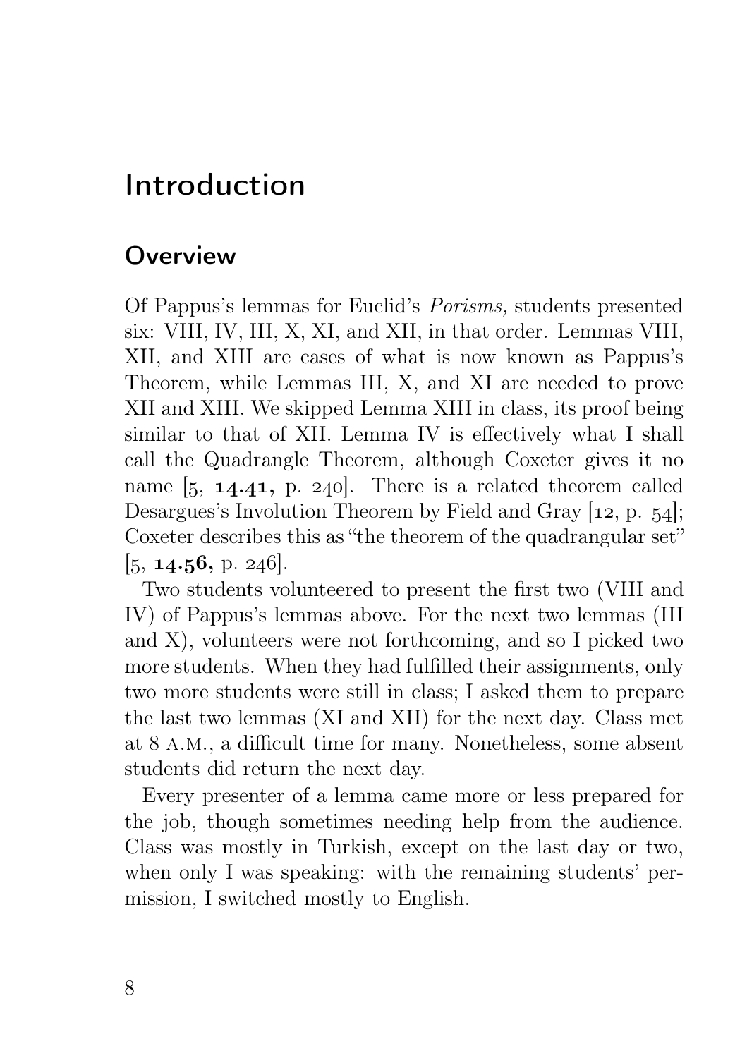# Introduction

## Overview

Of Pappus's lemmas for Euclid's *Porisms,* students presented six: VIII, IV, III, X, XI, and XII, in that order. Lemmas VIII, XII, and XIII are cases of what is now known as Pappus's Theorem, while Lemmas III, X, and XI are needed to prove XII and XIII. We skipped Lemma XIII in class, its proof being similar to that of XII. Lemma IV is effectively what I shall call the Quadrangle Theorem, although Coxeter gives it no name [5, **14.41,** p. 240]. There is a related theorem called Desargues's Involution Theorem by Field and Gray [12, p. 54]; Coxeter describes this as "the theorem of the quadrangular set" [5, **14.56,** p. 246].

Two students volunteered to present the first two (VIII and IV) of Pappus's lemmas above. For the next two lemmas (III and X), volunteers were not forthcoming, and so I picked two more students. When they had fulfilled their assignments, only two more students were still in class; I asked them to prepare the last two lemmas (XI and XII) for the next day. Class met at 8 A.M., a difficult time for many. Nonetheless, some absent students did return the next day.

Every presenter of a lemma came more or less prepared for the job, though sometimes needing help from the audience. Class was mostly in Turkish, except on the last day or two, when only I was speaking: with the remaining students' permission, I switched mostly to English.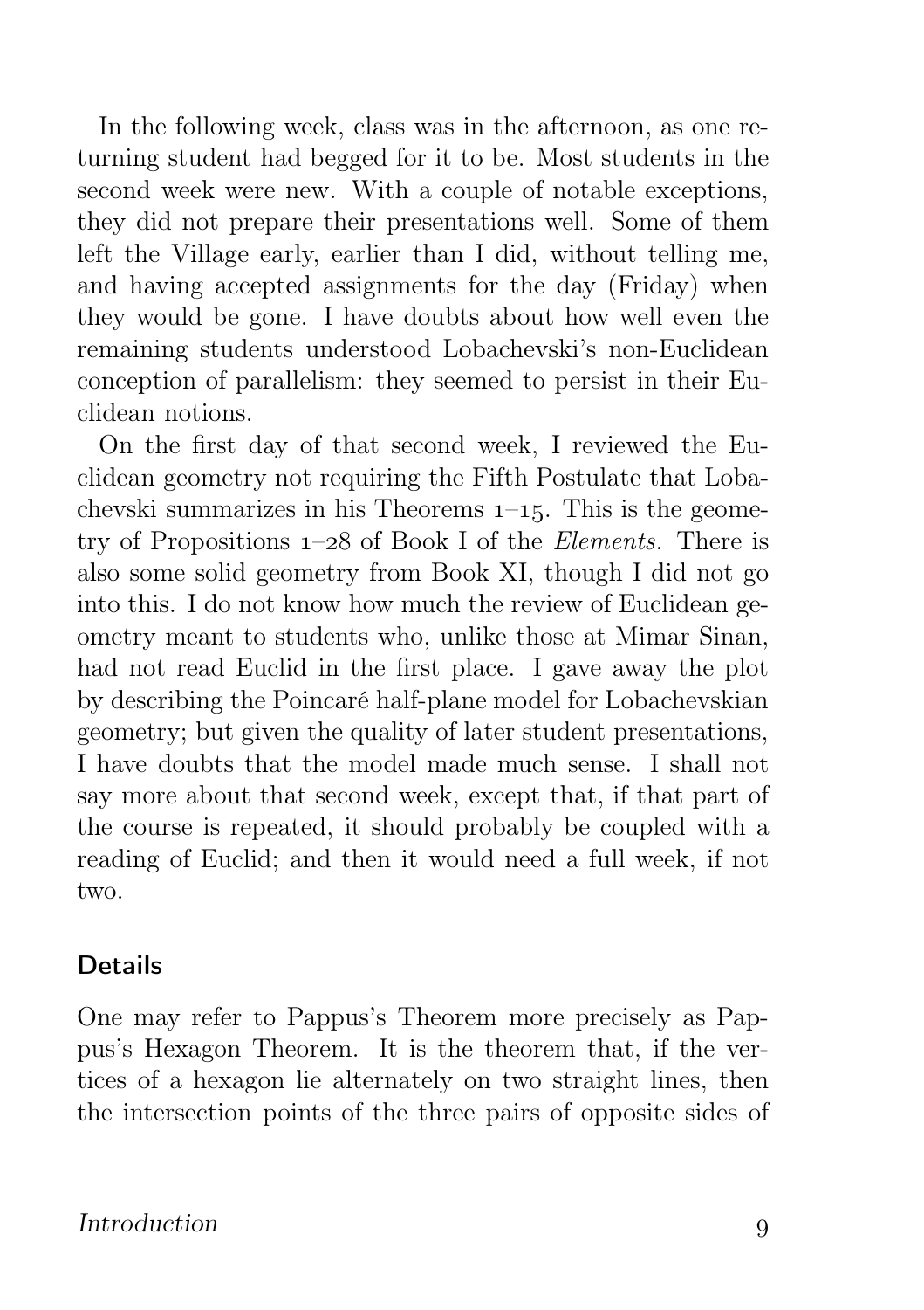In the following week, class was in the afternoon, as one returning student had begged for it to be. Most students in the second week were new. With a couple of notable exceptions, they did not prepare their presentations well. Some of them left the Village early, earlier than I did, without telling me, and having accepted assignments for the day (Friday) when they would be gone. I have doubts about how well even the remaining students understood Lobachevski's non-Euclidean conception of parallelism: they seemed to persist in their Euclidean notions.

On the first day of that second week, I reviewed the Euclidean geometry not requiring the Fifth Postulate that Lobachevski summarizes in his Theorems 1–15. This is the geometry of Propositions 1–28 of Book I of the *Elements*. There is also some solid geometry from Book XI, though I did not go into this. I do not know how much the review of Euclidean geometry meant to students who, unlike those at Mimar Sinan, had not read Euclid in the first place. I gave away the plot by describing the Poincaré half-plane model for Lobachevskian geometry; but given the quality of later student presentations, I have doubts that the model made much sense. I shall not say more about that second week, except that, if that part of the course is repeated, it should probably be coupled with a reading of Euclid; and then it would need a full week, if not two.

## Details

One may refer to Pappus's Theorem more precisely as Pappus's Hexagon Theorem. It is the theorem that, if the vertices of a hexagon lie alternately on two straight lines, then the intersection points of the three pairs of opposite sides of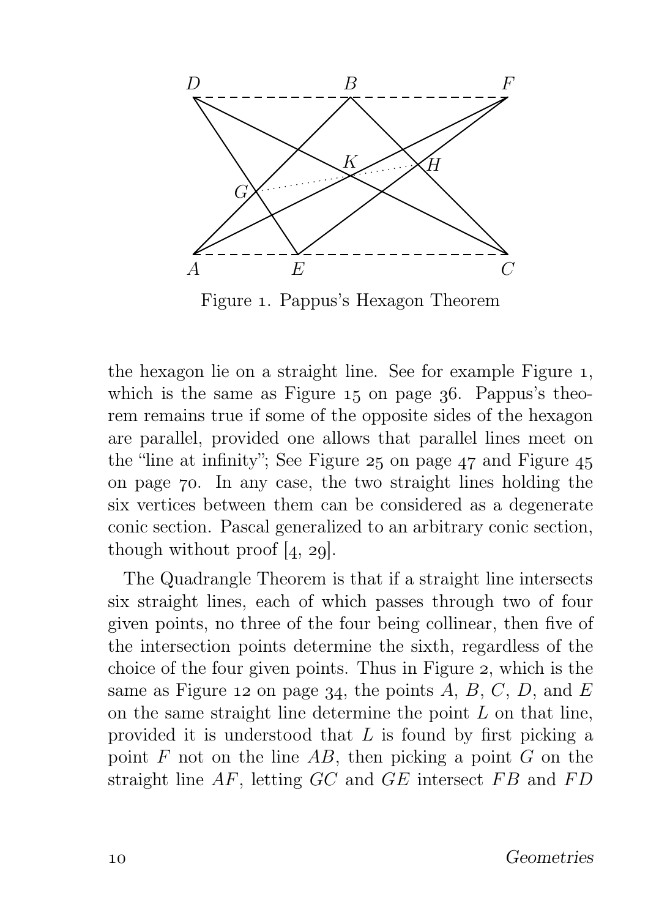Figure 1. Pappus's Hexagon Theorem

the hexagon lie on a straight line. See for example Figure 1, which is the same as Figure 15 on page 36. Pappus's theorem remains true if some of the opposite sides of the hexagon are parallel, provided one allows that parallel lines meet on the "line at infinity"; See Figure 25 on page 47 and Figure 45 on page 70. In any case, the two straight lines holding the six vertices between them can be considered as a degenerate conic section. Pascal generalized to an arbitrary conic section, though without proof [4, 29].

The Quadrangle Theorem is that if a straight line intersects six straight lines, each of which passes through two of four given points, no three of the four being collinear, then five of the intersection points determine the sixth, regardless of the choice of the four given points. Thus in Figure 2, which is the same as Figure 12 on page 34, the points $A$, $B$, $C$, $D$, and $E$ on the same straight line determine the point $L$ on that line, provided it is understood that $L$ is found by first picking a point $F$ not on the line $AB$, then picking a point $G$ on the straight line $AF$, letting $GC$ and $GE$ intersect $FB$ and $FD$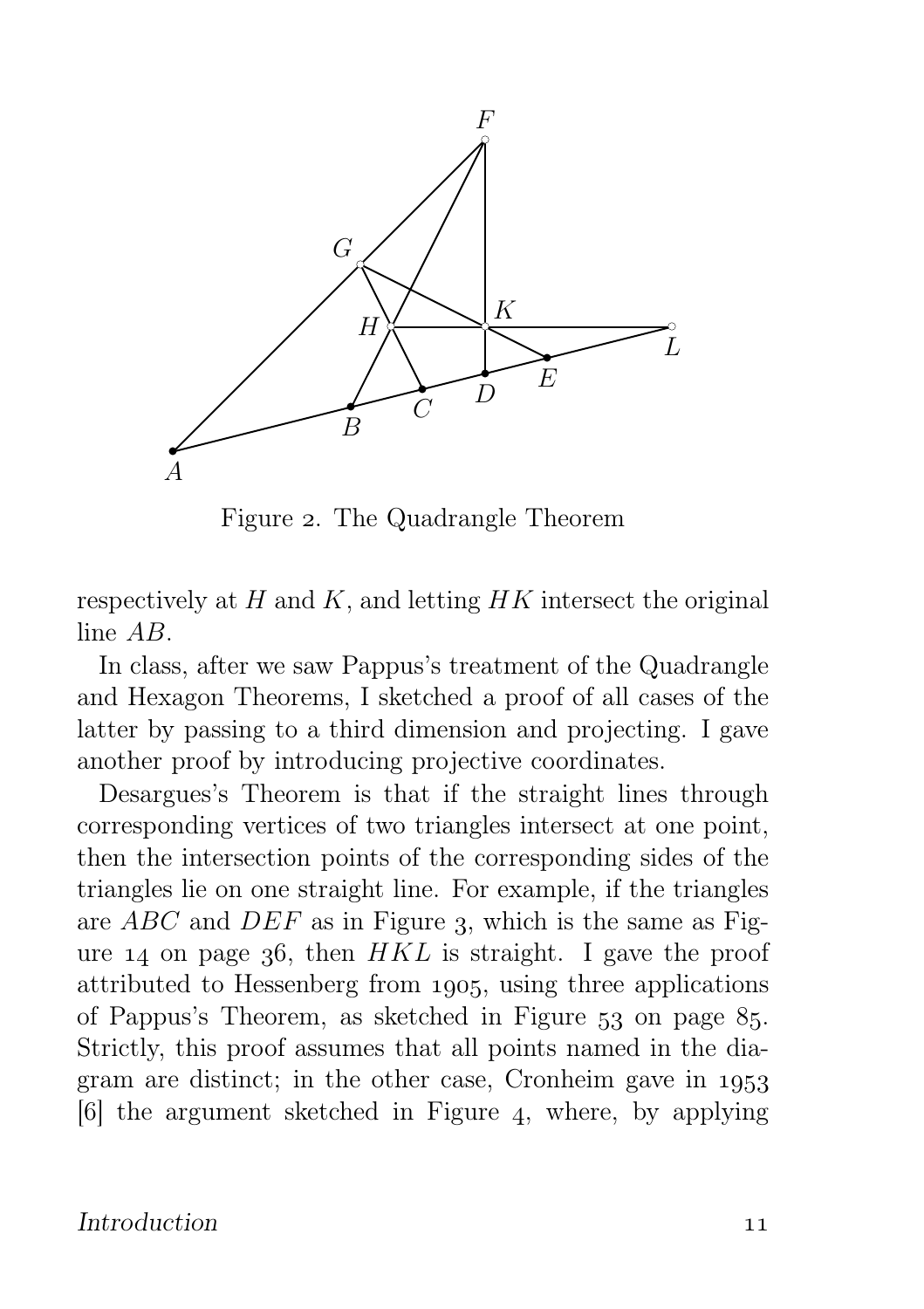Figure 2. The Quadrangle Theorem

respectively at $H$ and $K$, and letting $HK$ intersect the original line $AB$.

In class, after we saw Pappus's treatment of the Quadrangle and Hexagon Theorems, I sketched a proof of all cases of the latter by passing to a third dimension and projecting. I gave another proof by introducing projective coordinates.

Desargues's Theorem is that if the straight lines through corresponding vertices of two triangles intersect at one point, then the intersection points of the corresponding sides of the triangles lie on one straight line. For example, if the triangles are $ABC$ and $DEF$ as in Figure 3, which is the same as Figure 14 on page 36, then $HKL$ is straight. I gave the proof attributed to Hessenberg from 1905, using three applications of Pappus's Theorem, as sketched in Figure 53 on page 85. Strictly, this proof assumes that all points named in the diagram are distinct; in the other case, Cronheim gave in 1953 [6] the argument sketched in Figure 4, where, by applying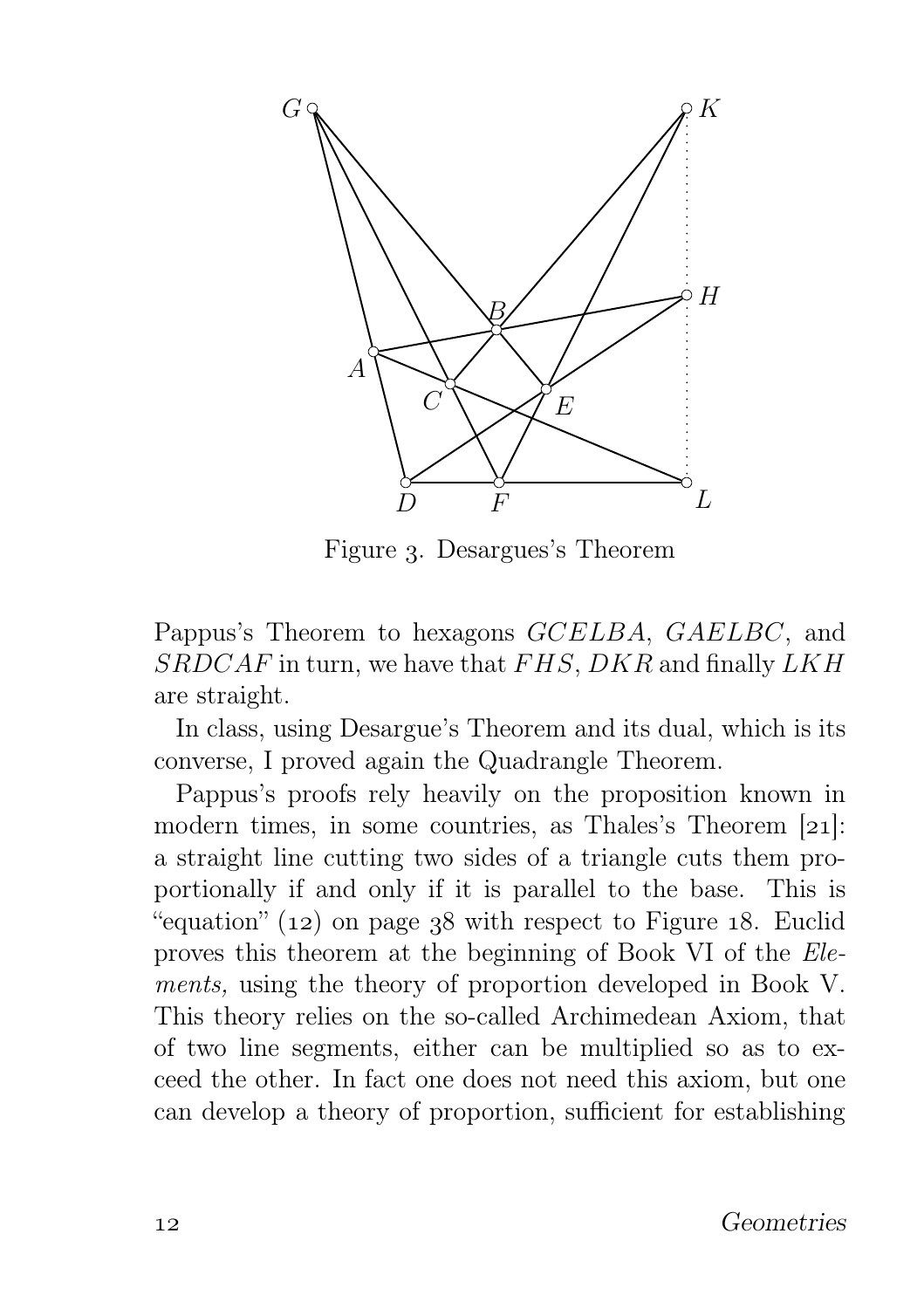Figure 3. Desargues's Theorem

Pappus's Theorem to hexagons $GCELBA$, $GAELBC$, and $SRDCAF$ in turn, we have that $FHS$, $DKR$ and finally $LKH$ are straight.

In class, using Desargue's Theorem and its dual, which is its converse, I proved again the Quadrangle Theorem.

Pappus's proofs rely heavily on the proposition known in modern times, in some countries, as Thales's Theorem [21]: a straight line cutting two sides of a triangle cuts them proportionally if and only if it is parallel to the base. This is "equation" (12) on page 38 with respect to Figure 18. Euclid proves this theorem at the beginning of Book VI of the *Elements,* using the theory of proportion developed in Book V. This theory relies on the so-called Archimedean Axiom, that of two line segments, either can be multiplied so as to exceed the other. In fact one does not need this axiom, but one can develop a theory of proportion, sufficient for establishing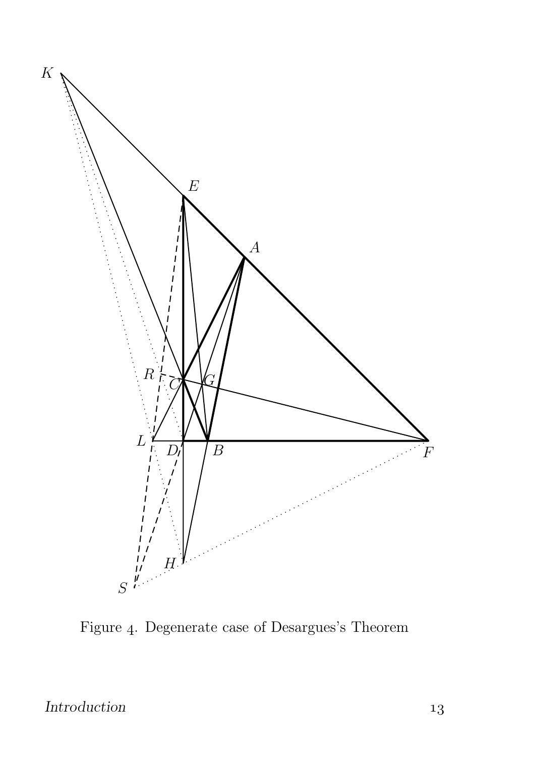Figure 4. Degenerate case of Desargues's Theorem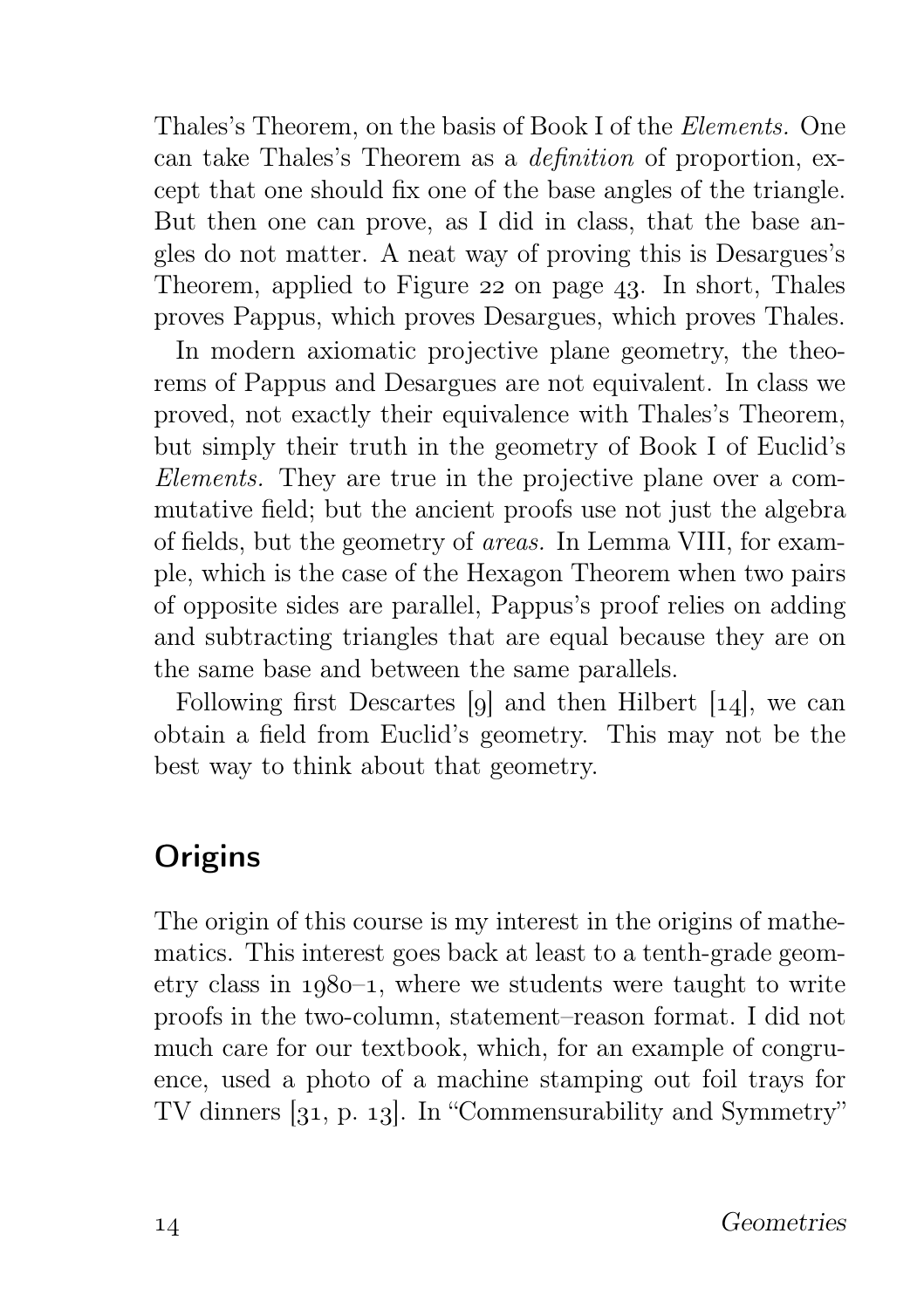Thales's Theorem, on the basis of Book I of the *Elements.* One can take Thales's Theorem as a *definition* of proportion, except that one should fix one of the base angles of the triangle. But then one can prove, as I did in class, that the base angles do not matter. A neat way of proving this is Desargues's Theorem, applied to Figure 22 on page 43. In short, Thales proves Pappus, which proves Desargues, which proves Thales.

In modern axiomatic projective plane geometry, the theorems of Pappus and Desargues are not equivalent. In class we proved, not exactly their equivalence with Thales's Theorem, but simply their truth in the geometry of Book I of Euclid's *Elements.* They are true in the projective plane over a commutative field; but the ancient proofs use not just the algebra of fields, but the geometry of *areas.* In Lemma VIII, for example, which is the case of the Hexagon Theorem when two pairs of opposite sides are parallel, Pappus's proof relies on adding and subtracting triangles that are equal because they are on the same base and between the same parallels.

Following first Descartes [9] and then Hilbert [14], we can obtain a field from Euclid's geometry. This may not be the best way to think about that geometry.

## Origins

The origin of this course is my interest in the origins of mathematics. This interest goes back at least to a tenth-grade geometry class in 1980–1, where we students were taught to write proofs in the two-column, statement–reason format. I did not much care for our textbook, which, for an example of congruence, used a photo of a machine stamping out foil trays for TV dinners [31, p. 13]. In "Commensurability and Symmetry"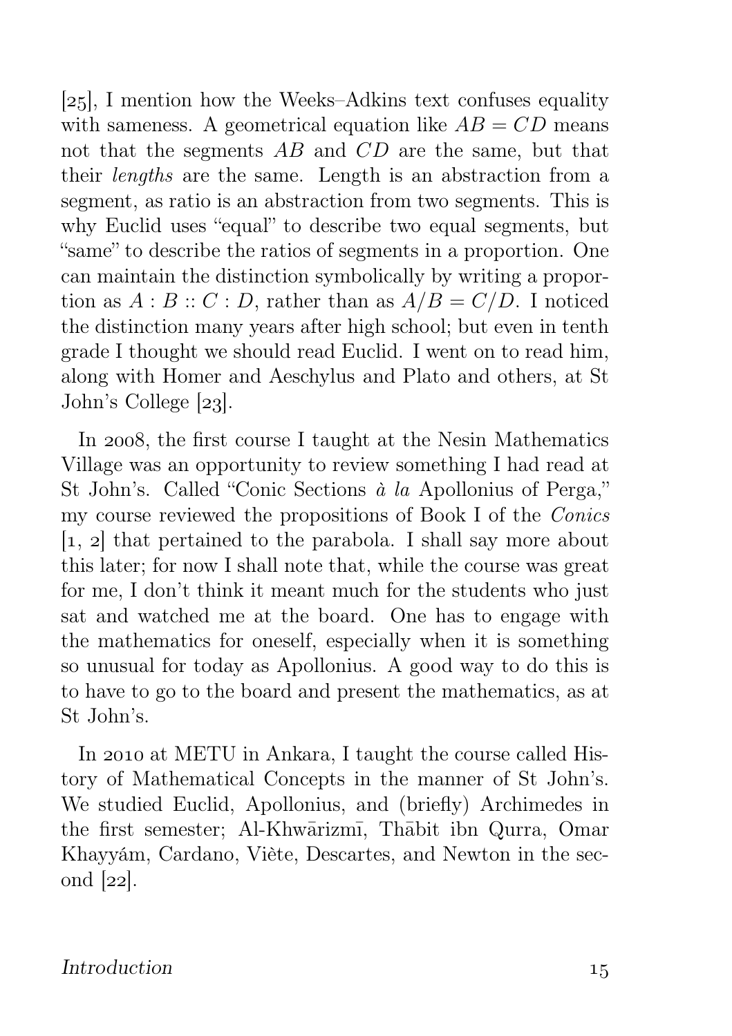[25], I mention how the Weeks–Adkins text confuses equality with sameness. A geometrical equation like $AB = CD$ means not that the segments $AB$ and $CD$ are the same, but that their *lengths* are the same. Length is an abstraction from a segment, as ratio is an abstraction from two segments. This is why Euclid uses "equal" to describe two equal segments, but "same" to describe the ratios of segments in a proportion. One can maintain the distinction symbolically by writing a proportion as $A : B :: C : D$, rather than as $A/B = C/D$. I noticed the distinction many years after high school; but even in tenth grade I thought we should read Euclid. I went on to read him, along with Homer and Aeschylus and Plato and others, at St John's College [23].

In 2008, the first course I taught at the Nesin Mathematics Village was an opportunity to review something I had read at St John's. Called "Conic Sections *à la* Apollonius of Perga," my course reviewed the propositions of Book I of the *Conics* [1, 2] that pertained to the parabola. I shall say more about this later; for now I shall note that, while the course was great for me, I don't think it meant much for the students who just sat and watched me at the board. One has to engage with the mathematics for oneself, especially when it is something so unusual for today as Apollonius. A good way to do this is to have to go to the board and present the mathematics, as at St John's.

In 2010 at METU in Ankara, I taught the course called History of Mathematical Concepts in the manner of St John's. We studied Euclid, Apollonius, and (briefly) Archimedes in the first semester; Al-Khwārizmī, Thābit ibn Qurra, Omar Khayyám, Cardano, Viète, Descartes, and Newton in the second [22].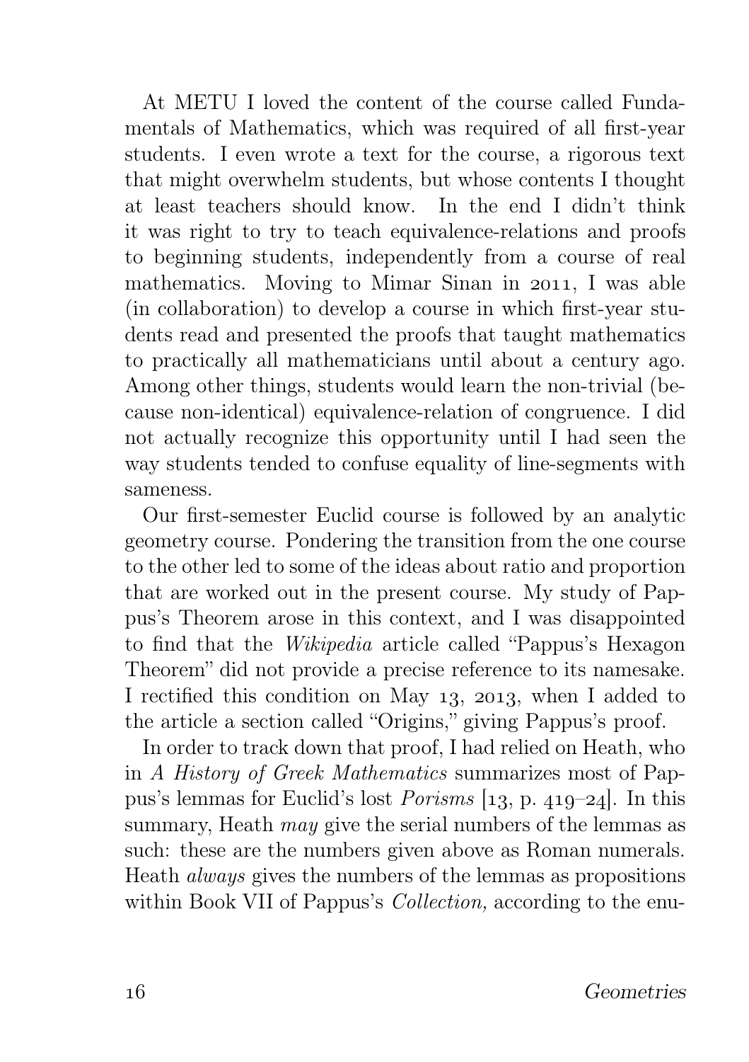At METU I loved the content of the course called Fundamentals of Mathematics, which was required of all first-year students. I even wrote a text for the course, a rigorous text that might overwhelm students, but whose contents I thought at least teachers should know. In the end I didn't think it was right to try to teach equivalence-relations and proofs to beginning students, independently from a course of real mathematics. Moving to Mimar Sinan in 2011, I was able (in collaboration) to develop a course in which first-year students read and presented the proofs that taught mathematics to practically all mathematicians until about a century ago. Among other things, students would learn the non-trivial (because non-identical) equivalence-relation of congruence. I did not actually recognize this opportunity until I had seen the way students tended to confuse equality of line-segments with sameness.

Our first-semester Euclid course is followed by an analytic geometry course. Pondering the transition from the one course to the other led to some of the ideas about ratio and proportion that are worked out in the present course. My study of Pappus's Theorem arose in this context, and I was disappointed to find that the *Wikipedia* article called "Pappus's Hexagon Theorem" did not provide a precise reference to its namesake. I rectified this condition on May 13, 2013, when I added to the article a section called "Origins," giving Pappus's proof.

In order to track down that proof, I had relied on Heath, who in *A History of Greek Mathematics* summarizes most of Pappus's lemmas for Euclid's lost *Porisms* [13, p. 419–24]. In this summary, Heath *may* give the serial numbers of the lemmas as such: these are the numbers given above as Roman numerals. Heath *always* gives the numbers of the lemmas as propositions within Book VII of Pappus's *Collection,* according to the enu-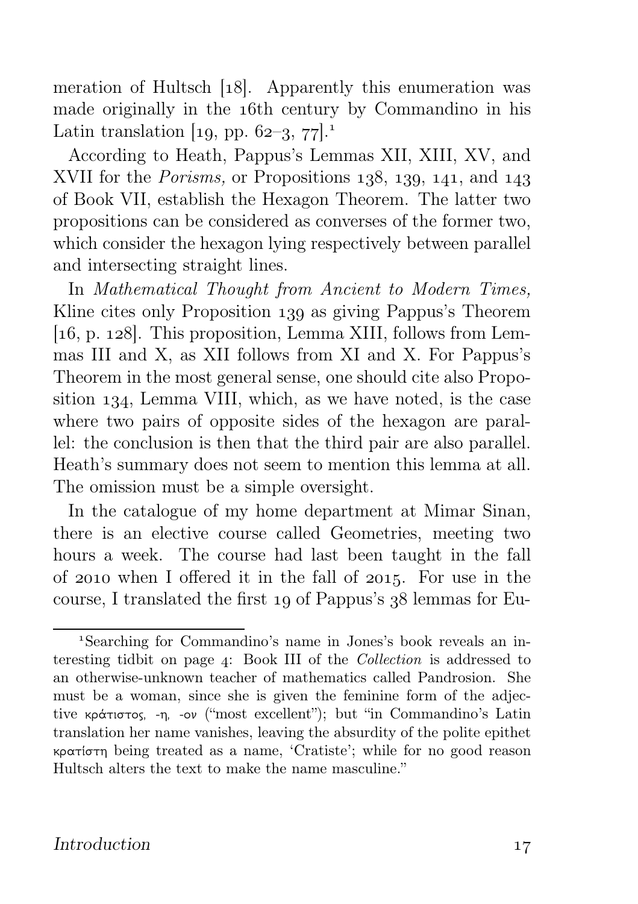meration of Hultsch [18]. Apparently this enumeration was made originally in the 16th century by Commandino in his Latin translation [19, pp. 62–3, 77].[1]

According to Heath, Pappus's Lemmas XII, XIII, XV, and XVII for the *Porisms,* or Propositions 138, 139, 141, and 143 of Book VII, establish the Hexagon Theorem. The latter two propositions can be considered as converses of the former two, which consider the hexagon lying respectively between parallel and intersecting straight lines.

In *Mathematical Thought from Ancient to Modern Times,* Kline cites only Proposition 139 as giving Pappus's Theorem [16, p. 128]. This proposition, Lemma XIII, follows from Lemmas III and X, as XII follows from XI and X. For Pappus's Theorem in the most general sense, one should cite also Proposition 134, Lemma VIII, which, as we have noted, is the case where two pairs of opposite sides of the hexagon are parallel: the conclusion is then that the third pair are also parallel. Heath's summary does not seem to mention this lemma at all. The omission must be a simple oversight.

In the catalogue of my home department at Mimar Sinan, there is an elective course called Geometries, meeting two hours a week. The course had last been taught in the fall of 2010 when I offered it in the fall of 2015. For use in the course, I translated the first 19 of Pappus's 38 lemmas for Eu-

---

[1] Searching for Commandino's name in Jones's book reveals an interesting tidbit on page 4: Book III of the *Collection* is addressed to an otherwise-unknown teacher of mathematics called Pandrosion. She must be a woman, since she is given the feminine form of the adjective κράτιστος, -η, -ον ("most excellent"); but "in Commandino's Latin translation her name vanishes, leaving the absurdity of the polite epithet κρατίστη being treated as a name, 'Cratiste'; while for no good reason Hultsch alters the text to make the name masculine."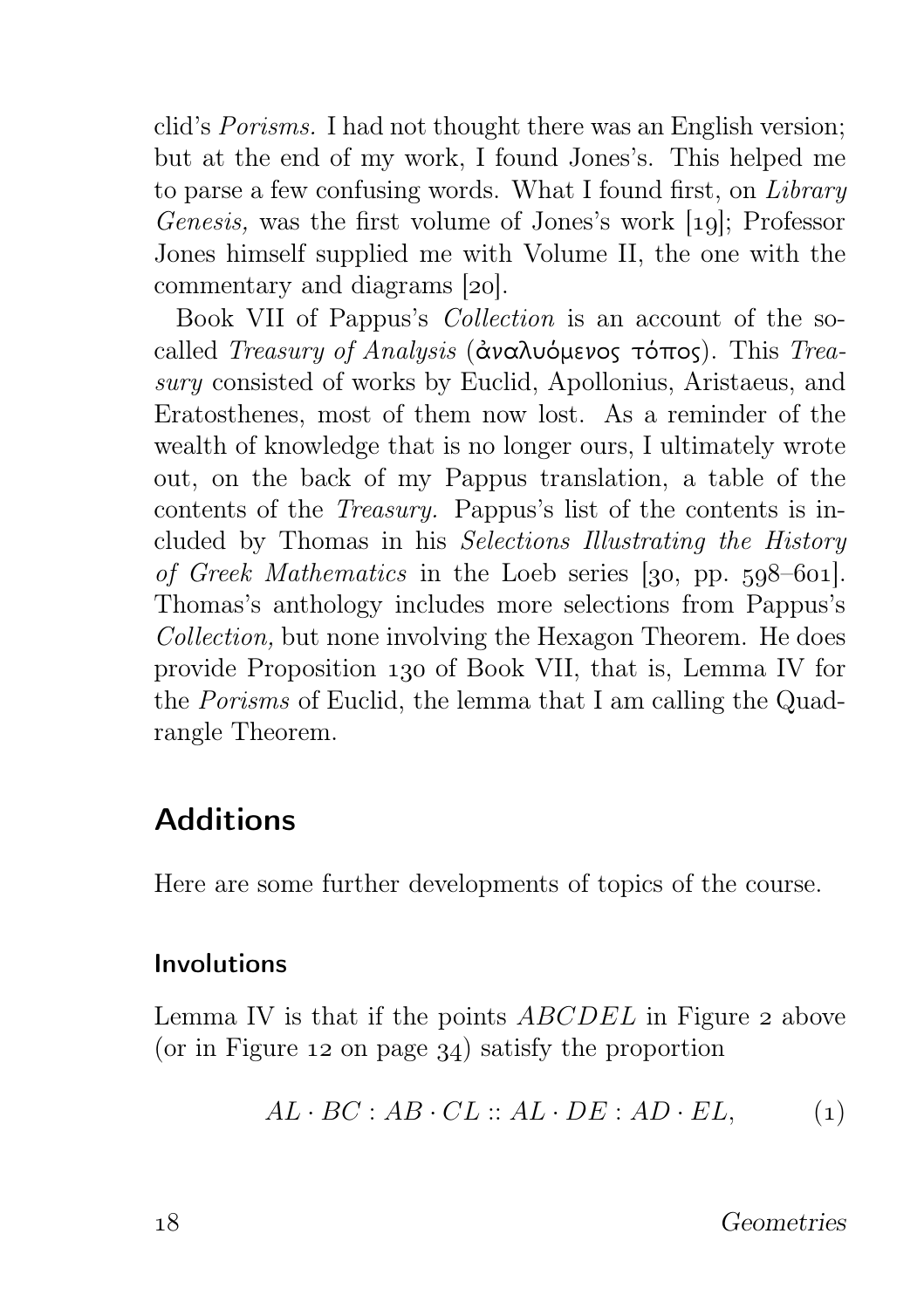clid's *Porisms.* I had not thought there was an English version; but at the end of my work, I found Jones's. This helped me to parse a few confusing words. What I found first, on *Library Genesis,* was the first volume of Jones's work [19]; Professor Jones himself supplied me with Volume II, the one with the commentary and diagrams [20].

Book VII of Pappus's *Collection* is an account of the so-called *Treasury of Analysis* (ἀναλυόμενος τόπος). This *Treasury* consisted of works by Euclid, Apollonius, Aristaeus, and Eratosthenes, most of them now lost. As a reminder of the wealth of knowledge that is no longer ours, I ultimately wrote out, on the back of my Pappus translation, a table of the contents of the *Treasury.* Pappus's list of the contents is included by Thomas in his *Selections Illustrating the History of Greek Mathematics* in the Loeb series [30, pp. 598–601]. Thomas's anthology includes more selections from Pappus's *Collection,* but none involving the Hexagon Theorem. He does provide Proposition 130 of Book VII, that is, Lemma IV for the *Porisms* of Euclid, the lemma that I am calling the Quadrangle Theorem.

## Additions

Here are some further developments of topics of the course.

### Involutions

Lemma IV is that if the points $ABCDEL$ in Figure 2 above (or in Figure 12 on page 34) satisfy the proportion

$$AL \cdot BC : AB \cdot CL :: AL \cdot DE : AD \cdot EL, \qquad (1)$$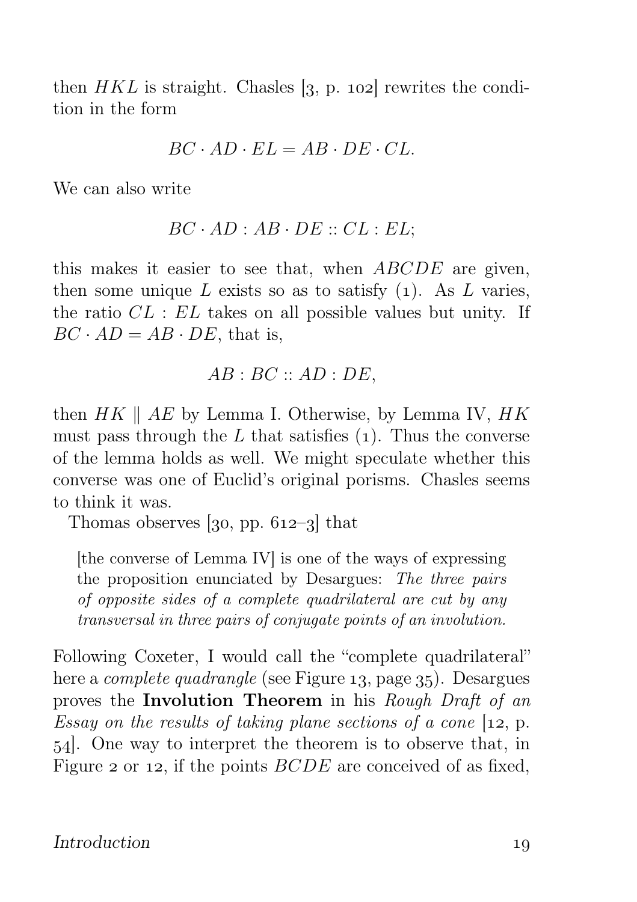then $HKL$ is straight. Chasles [3, p. 102] rewrites the condition in the form

$$BC \cdot AD \cdot EL = AB \cdot DE \cdot CL.$$

We can also write

$$BC \cdot AD : AB \cdot DE :: CL : EL;$$

this makes it easier to see that, when $ABCDE$ are given, then some unique $L$ exists so as to satisfy (1). As $L$ varies, the ratio $CL : EL$ takes on all possible values but unity. If $BC \cdot AD = AB \cdot DE$, that is,

$$AB : BC :: AD : DE,$$

then $HK \parallel AE$ by Lemma I. Otherwise, by Lemma IV, $HK$ must pass through the $L$ that satisfies (1). Thus the converse of the lemma holds as well. We might speculate whether this converse was one of Euclid's original porisms. Chasles seems to think it was.

Thomas observes [30, pp. 612–3] that

> [the converse of Lemma IV] is one of the ways of expressing the proposition enunciated by Desargues: *The three pairs of opposite sides of a complete quadrilateral are cut by any transversal in three pairs of conjugate points of an involution.*

Following Coxeter, I would call the "complete quadrilateral" here a *complete quadrangle* (see Figure 13, page 35). Desargues proves the **Involution Theorem** in his *Rough Draft of an Essay on the results of taking plane sections of a cone* [12, p. 54]. One way to interpret the theorem is to observe that, in Figure 2 or 12, if the points $BCDE$ are conceived of as fixed,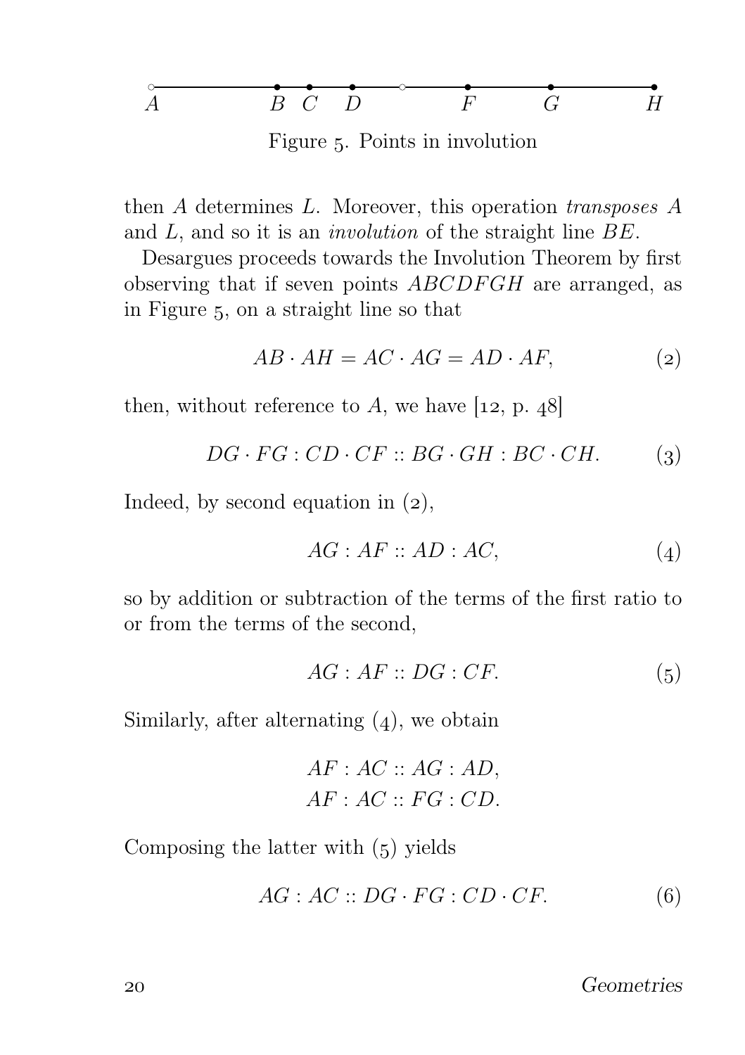Figure 5. Points in involution

then $A$ determines $L$. Moreover, this operation *transposes* $A$ and $L$, and so it is an *involution* of the straight line $BE$.

Desargues proceeds towards the Involution Theorem by first observing that if seven points $ABCDFGH$ are arranged, as in Figure 5, on a straight line so that

$$AB \cdot AH = AC \cdot AG = AD \cdot AF, \tag{2}$$

then, without reference to $A$, we have [12, p. 48]

$$DG \cdot FG : CD \cdot CF :: BG \cdot GH : BC \cdot CH. \tag{3}$$

Indeed, by second equation in (2),

$$AG : AF :: AD : AC, \tag{4}$$

so by addition or subtraction of the terms of the first ratio to or from the terms of the second,

$$AG : AF :: DG : CF. \tag{5}$$

Similarly, after alternating (4), we obtain

$$\begin{aligned} AF : AC &:: AG : AD, \\ AF : AC &:: FG : CD. \end{aligned}$$

Composing the latter with (5) yields

$$AG : AC :: DG \cdot FG : CD \cdot CF. \tag{6}$$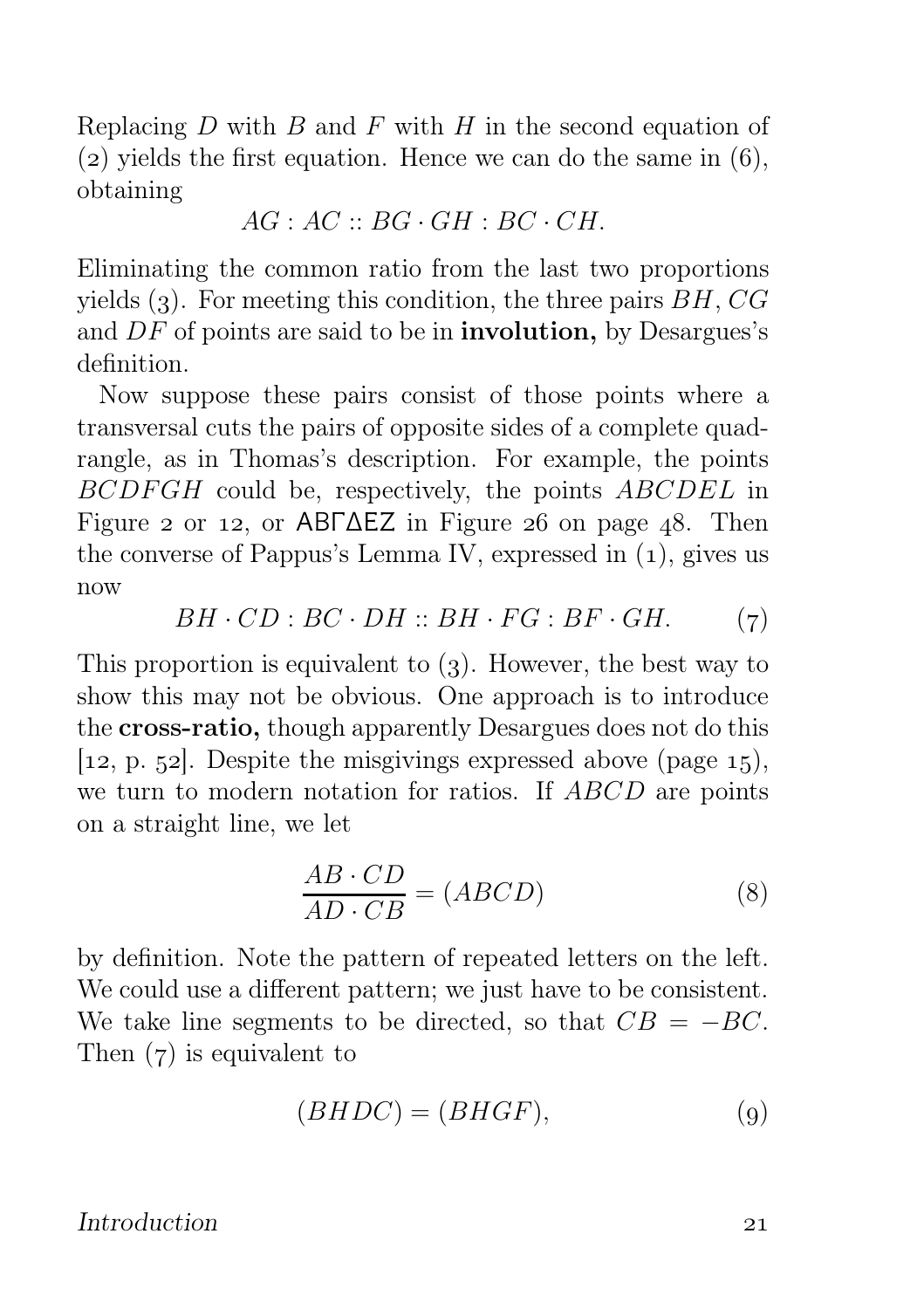Replacing $D$ with $B$ and $F$ with $H$ in the second equation of (2) yields the first equation. Hence we can do the same in (6), obtaining

$$AG : AC :: BG \cdot GH : BC \cdot CH.$$

Eliminating the common ratio from the last two proportions yields (3). For meeting this condition, the three pairs $BH$, $CG$ and $DF$ of points are said to be in **involution,** by Desargues's definition.

Now suppose these pairs consist of those points where a transversal cuts the pairs of opposite sides of a complete quadrangle, as in Thomas's description. For example, the points $BCDFGH$ could be, respectively, the points $ABCDEL$ in Figure 2 or 12, or ΑΒΓΔΕΖ in Figure 26 on page 48. Then the converse of Pappus's Lemma IV, expressed in (1), gives us now

$$BH \cdot CD : BC \cdot DH :: BH \cdot FG : BF \cdot GH. \tag{7}$$

This proportion is equivalent to (3). However, the best way to show this may not be obvious. One approach is to introduce the **cross-ratio,** though apparently Desargues does not do this [12, p. 52]. Despite the misgivings expressed above (page 15), we turn to modern notation for ratios. If $ABCD$ are points on a straight line, we let

$$\frac{AB \cdot CD}{AD \cdot CB} = (ABCD) \tag{8}$$

by definition. Note the pattern of repeated letters on the left. We could use a different pattern; we just have to be consistent. We take line segments to be directed, so that $CB = -BC$. Then (7) is equivalent to

$$(BHDC) = (BHGF), \tag{9}$$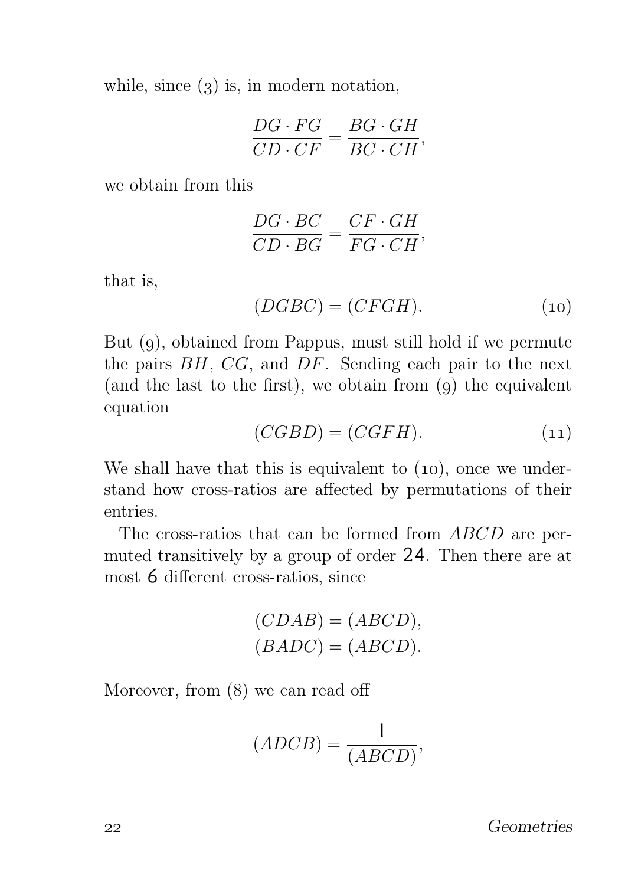while, since (3) is, in modern notation,

$$\frac{DG \cdot FG}{CD \cdot CF} = \frac{BG \cdot GH}{BC \cdot CH},$$

we obtain from this

$$\frac{DG \cdot BC}{CD \cdot BG} = \frac{CF \cdot GH}{FG \cdot CH},$$

that is,

$$(DGBC) = (CFGH). \tag{10}$$

But (9), obtained from Pappus, must still hold if we permute the pairs $BH$, $CG$, and $DF$. Sending each pair to the next (and the last to the first), we obtain from (9) the equivalent equation

$$(CGBD) = (CGFH). \tag{11}$$

We shall have that this is equivalent to (10), once we understand how cross-ratios are affected by permutations of their entries.

The cross-ratios that can be formed from $ABCD$ are permuted transitively by a group of order $24$. Then there are at most $6$ different cross-ratios, since

$$(CDAB) = (ABCD),$$
$$(BADC) = (ABCD).$$

Moreover, from (8) we can read off

$$(ADCB) = \frac{1}{(ABCD)},$$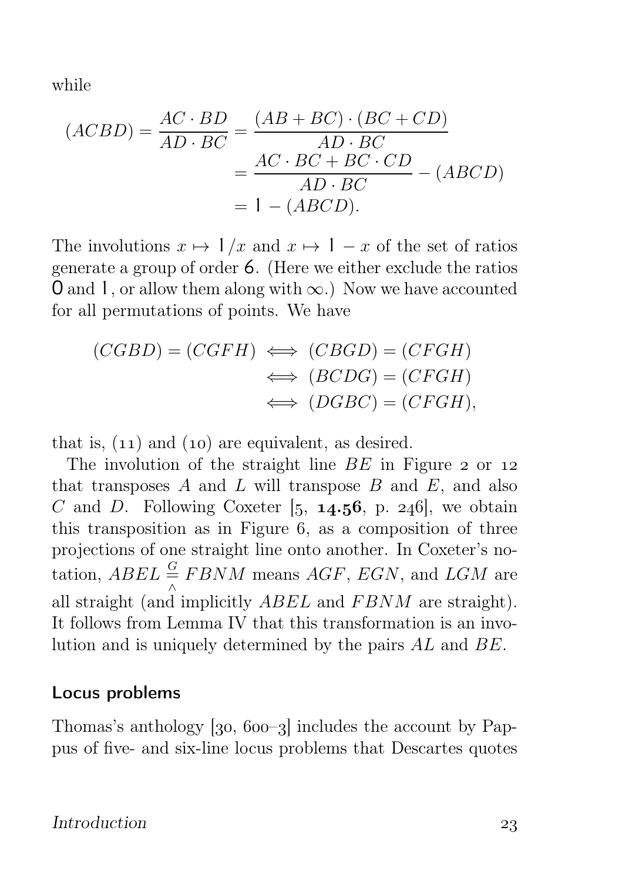while

$$
\begin{aligned}
(ACBD) = \frac{AC \cdot BD}{AD \cdot BC} &= \frac{(AB + BC) \cdot (BC + CD)}{AD \cdot BC} \\
&= \frac{AC \cdot BC + BC \cdot CD}{AD \cdot BC} - (ABCD) \\
&= 1 - (ABCD).
\end{aligned}
$$

The involutions $x \mapsto 1/x$ and $x \mapsto 1 - x$ of the set of ratios generate a group of order 6. (Here we either exclude the ratios 0 and 1, or allow them along with $\infty$.) Now we have accounted for all permutations of points. We have

$$
\begin{aligned}
(CGBD) = (CGFH) &\iff (CBGD) = (CFGH) \\
&\iff (BCDG) = (CFGH) \\
&\iff (DGBC) = (CFGH),
\end{aligned}
$$

that is, (11) and (10) are equivalent, as desired.

The involution of the straight line $BE$ in Figure 2 or 12 that transposes $A$ and $L$ will transpose $B$ and $E$, and also $C$ and $D$. Following Coxeter [5, **14.56**, p. 246], we obtain this transposition as in Figure 6, as a composition of three projections of one straight line onto another. In Coxeter's notation, $ABEL \overset{G}{\underset{\wedge}{=}} FBNM$ means $AGF$, $EGN$, and $LGM$ are all straight (and implicitly $ABEL$ and $FBNM$ are straight). It follows from Lemma IV that this transformation is an involution and is uniquely determined by the pairs $AL$ and $BE$.

## Locus problems

Thomas's anthology [30, 600–3] includes the account by Pappus of five- and six-line locus problems that Descartes quotes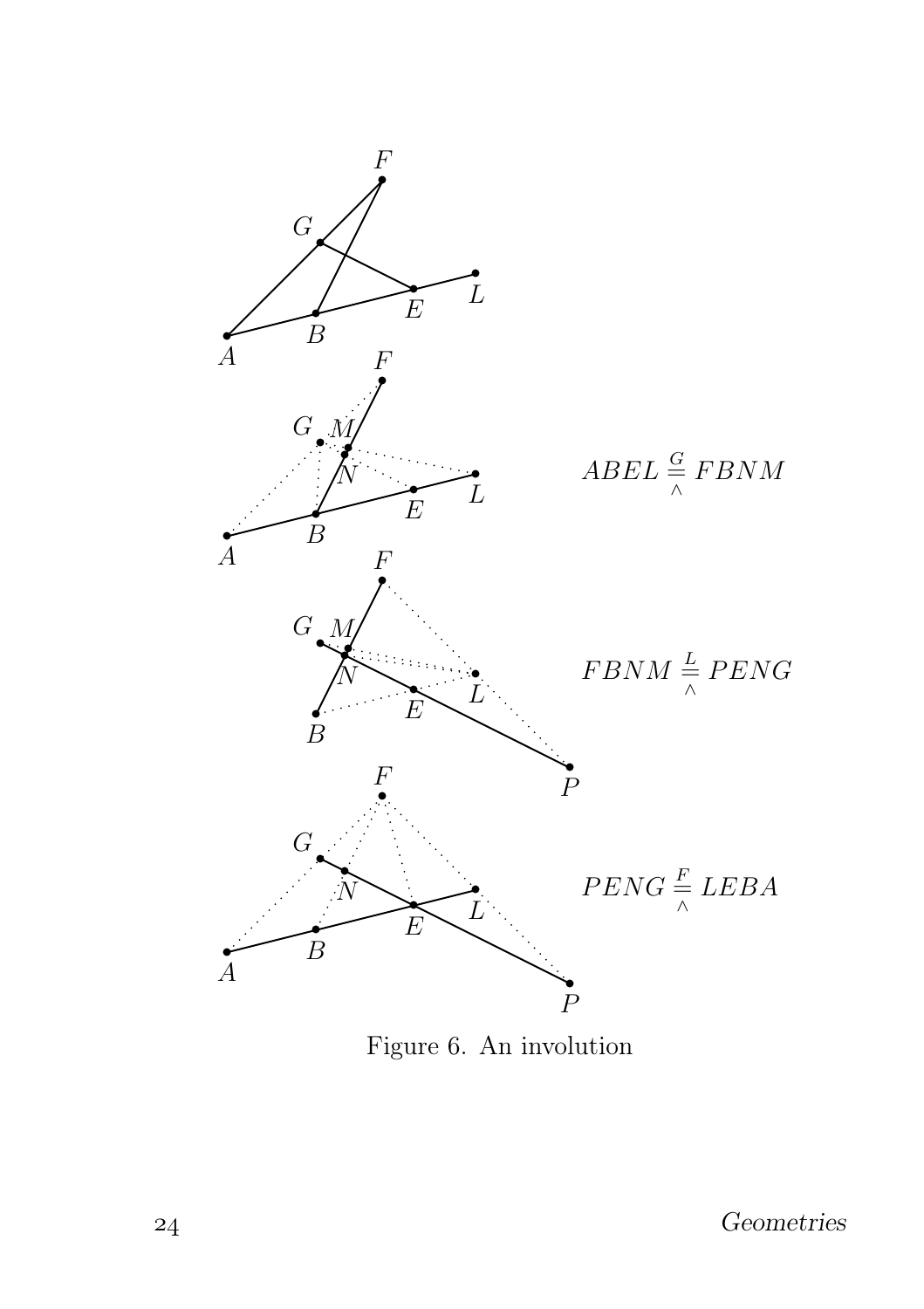$$ABEL \overset{G}{\underset{\wedge}{=}} FBNM$$

$$FBNM \overset{L}{\underset{\wedge}{=}} PENG$$

$$PENG \overset{F}{\underset{\wedge}{=}} LEBA$$

Figure 6. An involution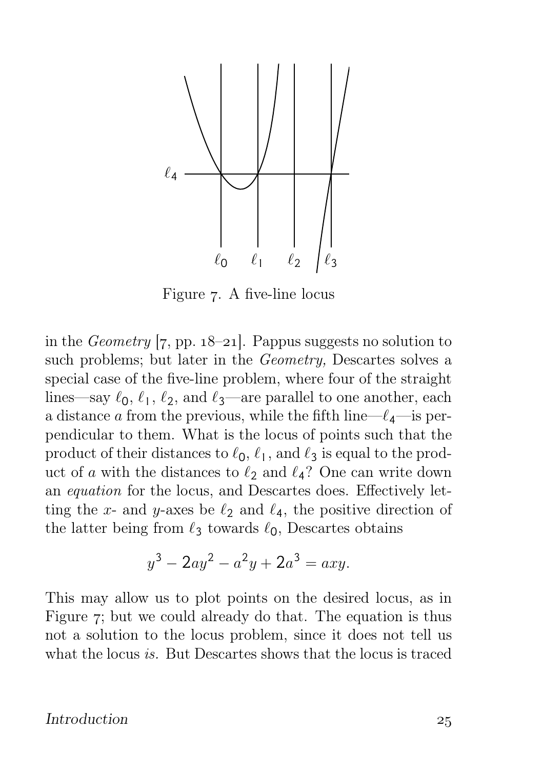Figure 7. A five-line locus

in the *Geometry* [7, pp. 18–21]. Pappus suggests no solution to such problems; but later in the *Geometry,* Descartes solves a special case of the five-line problem, where four of the straight lines—say $\ell_0$, $\ell_1$, $\ell_2$, and $\ell_3$—are parallel to one another, each a distance $a$ from the previous, while the fifth line—$\ell_4$—is perpendicular to them. What is the locus of points such that the product of their distances to $\ell_0$, $\ell_1$, and $\ell_3$ is equal to the product of $a$ with the distances to $\ell_2$ and $\ell_4$? One can write down an *equation* for the locus, and Descartes does. Effectively letting the $x$- and $y$-axes be $\ell_2$ and $\ell_4$, the positive direction of the latter being from $\ell_3$ towards $\ell_0$, Descartes obtains

$$y^3 - 2ay^2 - a^2y + 2a^3 = axy.$$

This may allow us to plot points on the desired locus, as in Figure 7; but we could already do that. The equation is thus not a solution to the locus problem, since it does not tell us what the locus *is.* But Descartes shows that the locus is traced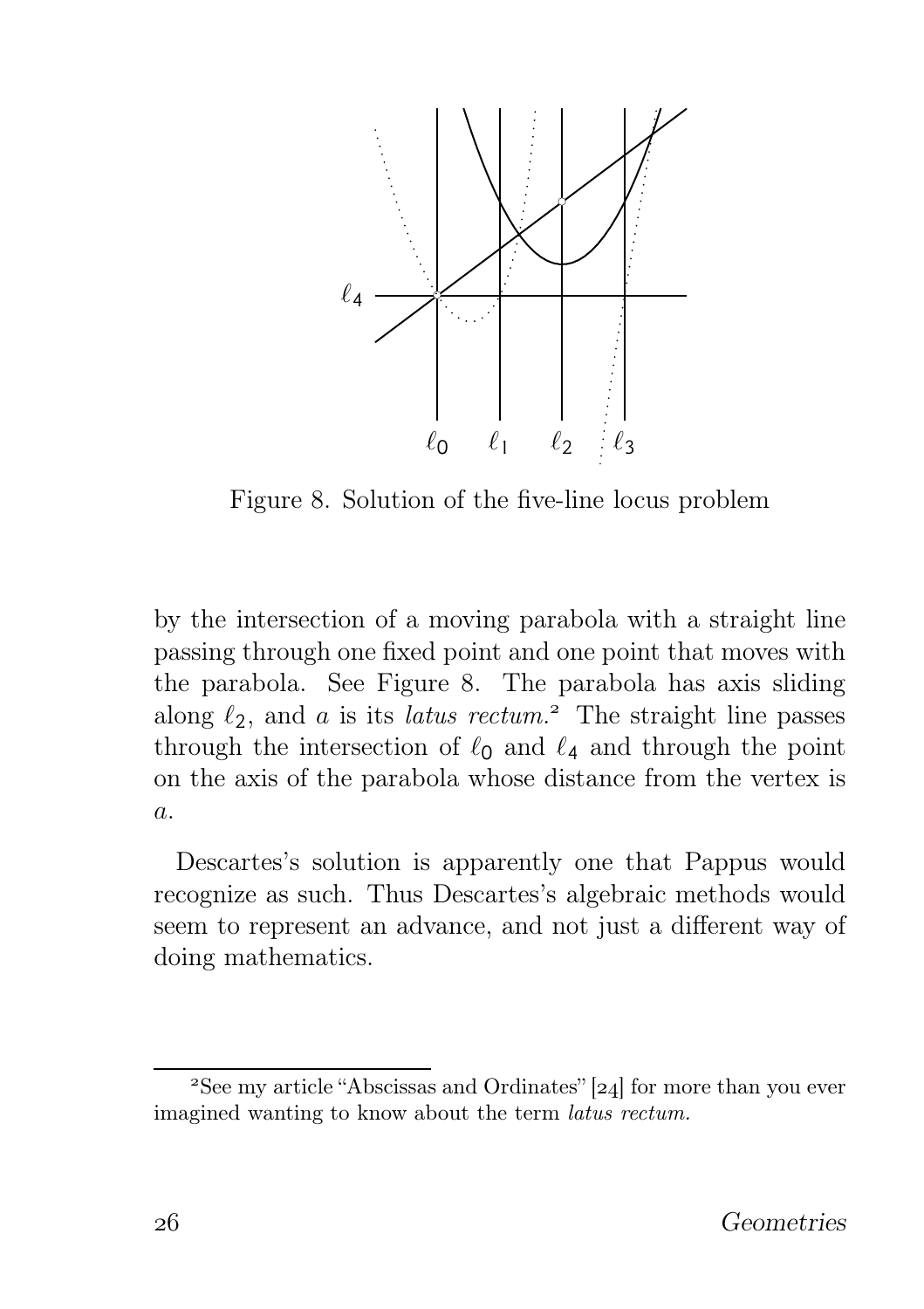Figure 8. Solution of the five-line locus problem

by the intersection of a moving parabola with a straight line passing through one fixed point and one point that moves with the parabola. See Figure 8. The parabola has axis sliding along $\ell_2$, and $a$ is its *latus rectum*.[2] The straight line passes through the intersection of $\ell_0$ and $\ell_4$ and through the point on the axis of the parabola whose distance from the vertex is $a$.

Descartes's solution is apparently one that Pappus would recognize as such. Thus Descartes's algebraic methods would seem to represent an advance, and not just a different way of doing mathematics.

[2] See my article "Abscissas and Ordinates" [24] for more than you ever imagined wanting to know about the term *latus rectum*.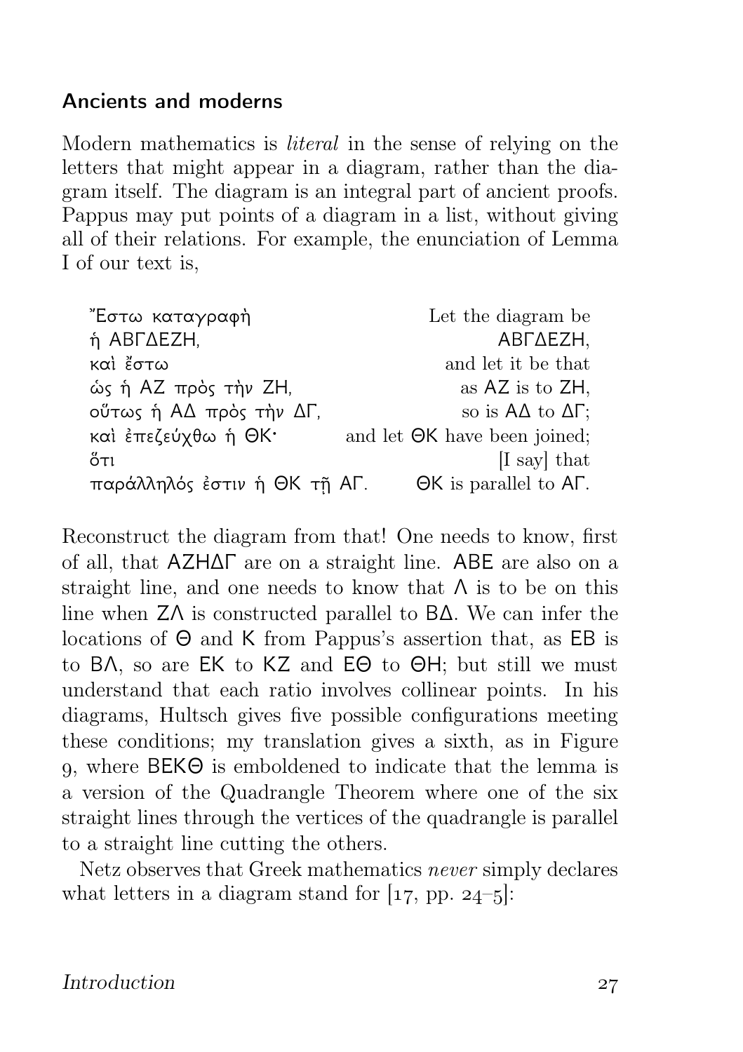## Ancients and moderns

Modern mathematics is *literal* in the sense of relying on the letters that might appear in a diagram, rather than the diagram itself. The diagram is an integral part of ancient proofs. Pappus may put points of a diagram in a list, without giving all of their relations. For example, the enunciation of Lemma I of our text is,

| | |
|---|---|
| Ἔστω καταγραφὴ | Let the diagram be |
| ἡ ΑΒΓΔΕΖΗ, | ΑΒΓΔΕΖΗ, |
| καὶ ἔστω | and let it be that |
| ὡς ἡ ΑΖ πρὸς τὴν ΖΗ, | as ΑΖ is to ΖΗ, |
| οὕτως ἡ ΑΔ πρὸς τὴν ΔΓ, | so is ΑΔ to ΔΓ; |
| καὶ ἐπεζεύχθω ἡ ΘΚ· | and let ΘΚ have been joined; |
| ὅτι | [I say] that |
| παράλληλός ἐστιν ἡ ΘΚ τῇ ΑΓ. | ΘΚ is parallel to ΑΓ. |

Reconstruct the diagram from that! One needs to know, first of all, that ΑΖΗΔΓ are on a straight line. ΑΒΕ are also on a straight line, and one needs to know that Λ is to be on this line when ΖΛ is constructed parallel to ΒΔ. We can infer the locations of Θ and Κ from Pappus's assertion that, as ΕΒ is to ΒΛ, so are ΕΚ to ΚΖ and ΕΘ to ΘΗ; but still we must understand that each ratio involves collinear points. In his diagrams, Hultsch gives five possible configurations meeting these conditions; my translation gives a sixth, as in Figure 9, where ΒΕΚΘ is emboldened to indicate that the lemma is a version of the Quadrangle Theorem where one of the six straight lines through the vertices of the quadrangle is parallel to a straight line cutting the others.

Netz observes that Greek mathematics *never* simply declares what letters in a diagram stand for [17, pp. 24–5]: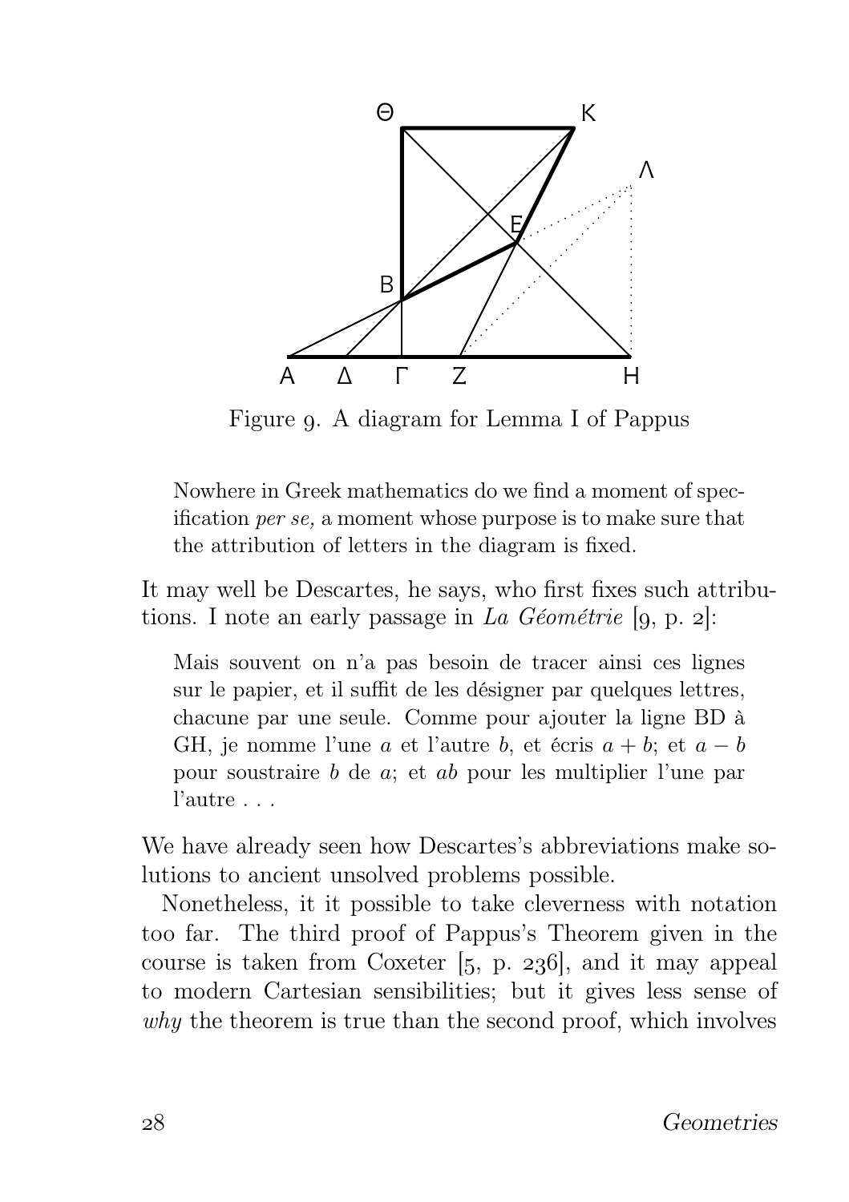Figure 9. A diagram for Lemma I of Pappus

> Nowhere in Greek mathematics do we find a moment of specification *per se,* a moment whose purpose is to make sure that the attribution of letters in the diagram is fixed.

It may well be Descartes, he says, who first fixes such attributions. I note an early passage in *La Géométrie* [9, p. 2]:

> Mais souvent on n'a pas besoin de tracer ainsi ces lignes sur le papier, et il suffit de les désigner par quelques lettres, chacune par une seule. Comme pour ajouter la ligne BD à GH, je nomme l'une $a$ et l'autre $b$, et écris $a + b$; et $a - b$ pour soustraire $b$ de $a$; et $ab$ pour les multiplier l'une par l'autre . . .

We have already seen how Descartes's abbreviations make solutions to ancient unsolved problems possible.

Nonetheless, it it possible to take cleverness with notation too far. The third proof of Pappus's Theorem given in the course is taken from Coxeter [5, p. 236], and it may appeal to modern Cartesian sensibilities; but it gives less sense of *why* the theorem is true than the second proof, which involves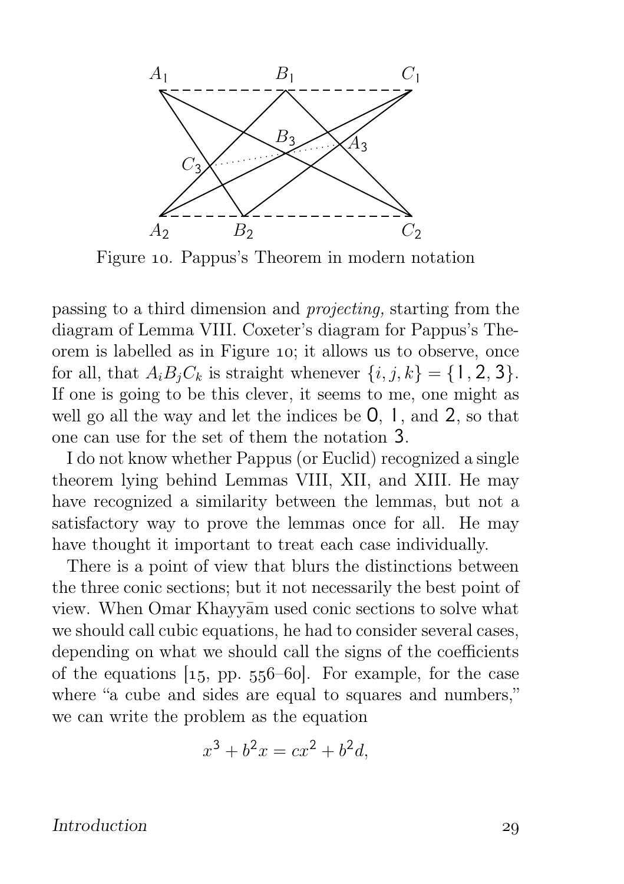Figure 10. Pappus's Theorem in modern notation

passing to a third dimension and *projecting,* starting from the diagram of Lemma VIII. Coxeter's diagram for Pappus's Theorem is labelled as in Figure 10; it allows us to observe, once for all, that $A_iB_jC_k$ is straight whenever $\{i, j, k\} = \{1, 2, 3\}$. If one is going to be this clever, it seems to me, one might as well go all the way and let the indices be 0, 1, and 2, so that one can use for the set of them the notation 3.

I do not know whether Pappus (or Euclid) recognized a single theorem lying behind Lemmas VIII, XII, and XIII. He may have recognized a similarity between the lemmas, but not a satisfactory way to prove the lemmas once for all. He may have thought it important to treat each case individually.

There is a point of view that blurs the distinctions between the three conic sections; but it not necessarily the best point of view. When Omar Khayyām used conic sections to solve what we should call cubic equations, he had to consider several cases, depending on what we should call the signs of the coefficients of the equations [15, pp. 556–60]. For example, for the case where "a cube and sides are equal to squares and numbers," we can write the problem as the equation

$$x^3 + b^2x = cx^2 + b^2d,$$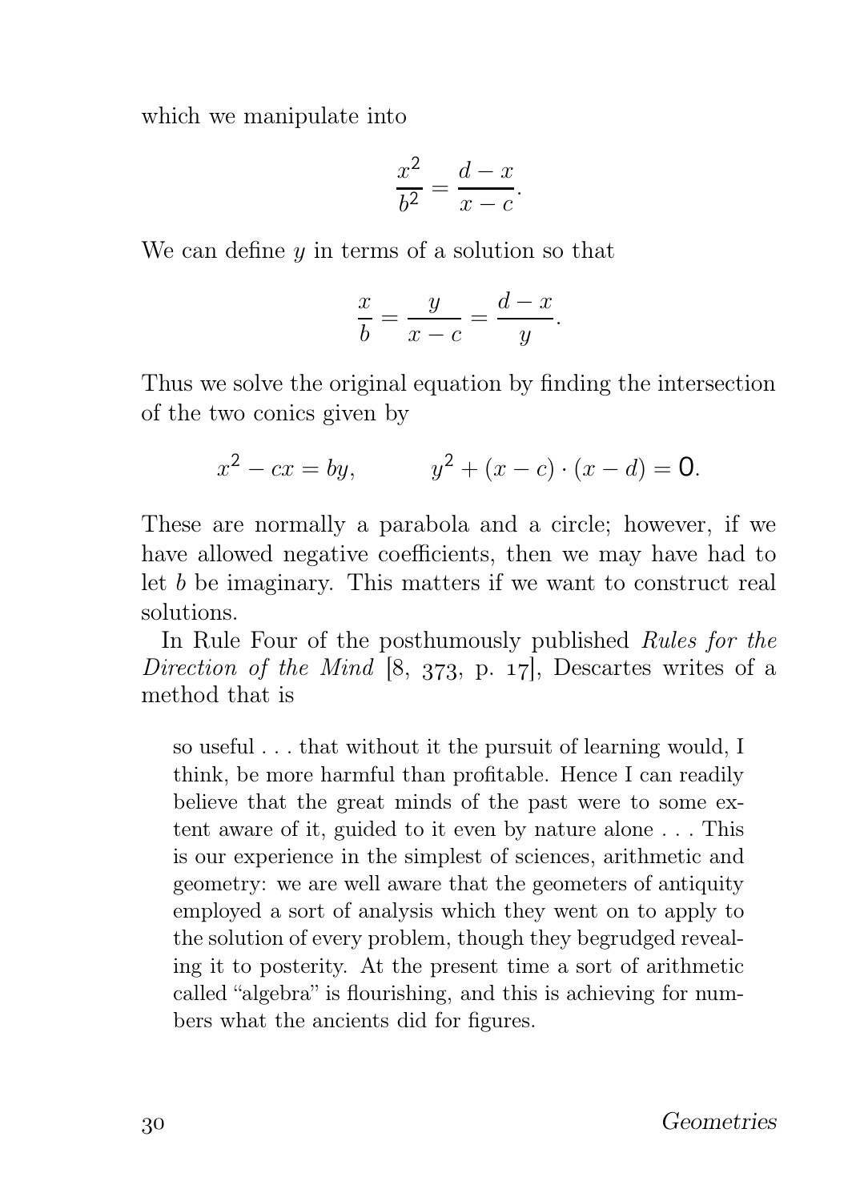which we manipulate into

$$\frac{x^2}{b^2} = \frac{d - x}{x - c}.$$

We can define $y$ in terms of a solution so that

$$\frac{x}{b} = \frac{y}{x - c} = \frac{d - x}{y}.$$

Thus we solve the original equation by finding the intersection of the two conics given by

$$x^2 - cx = by, \qquad y^2 + (x - c) \cdot (x - d) = 0.$$

These are normally a parabola and a circle; however, if we have allowed negative coefficients, then we may have had to let $b$ be imaginary. This matters if we want to construct real solutions.

In Rule Four of the posthumously published *Rules for the Direction of the Mind* [8, 373, p. 17], Descartes writes of a method that is

> so useful . . . that without it the pursuit of learning would, I think, be more harmful than profitable. Hence I can readily believe that the great minds of the past were to some extent aware of it, guided to it even by nature alone . . . This is our experience in the simplest of sciences, arithmetic and geometry: we are well aware that the geometers of antiquity employed a sort of analysis which they went on to apply to the solution of every problem, though they begrudged revealing it to posterity. At the present time a sort of arithmetic called "algebra" is flourishing, and this is achieving for numbers what the ancients did for figures.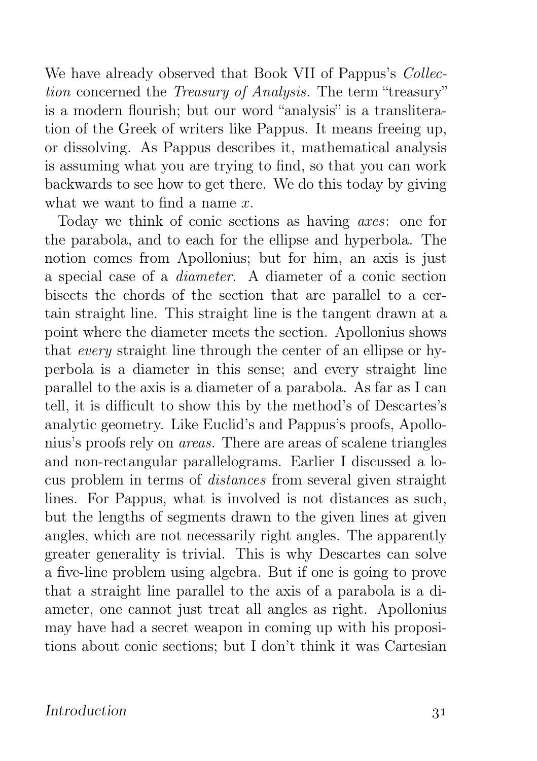We have already observed that Book VII of Pappus's *Collection* concerned the *Treasury of Analysis.* The term "treasury" is a modern flourish; but our word "analysis" is a transliteration of the Greek of writers like Pappus. It means freeing up, or dissolving. As Pappus describes it, mathematical analysis is assuming what you are trying to find, so that you can work backwards to see how to get there. We do this today by giving what we want to find a name $x$.

Today we think of conic sections as having *axes*: one for the parabola, and to each for the ellipse and hyperbola. The notion comes from Apollonius; but for him, an axis is just a special case of a *diameter.* A diameter of a conic section bisects the chords of the section that are parallel to a certain straight line. This straight line is the tangent drawn at a point where the diameter meets the section. Apollonius shows that *every* straight line through the center of an ellipse or hyperbola is a diameter in this sense; and every straight line parallel to the axis is a diameter of a parabola. As far as I can tell, it is difficult to show this by the method's of Descartes's analytic geometry. Like Euclid's and Pappus's proofs, Apollonius's proofs rely on *areas.* There are areas of scalene triangles and non-rectangular parallelograms. Earlier I discussed a locus problem in terms of *distances* from several given straight lines. For Pappus, what is involved is not distances as such, but the lengths of segments drawn to the given lines at given angles, which are not necessarily right angles. The apparently greater generality is trivial. This is why Descartes can solve a five-line problem using algebra. But if one is going to prove that a straight line parallel to the axis of a parabola is a diameter, one cannot just treat all angles as right. Apollonius may have had a secret weapon in coming up with his propositions about conic sections; but I don't think it was Cartesian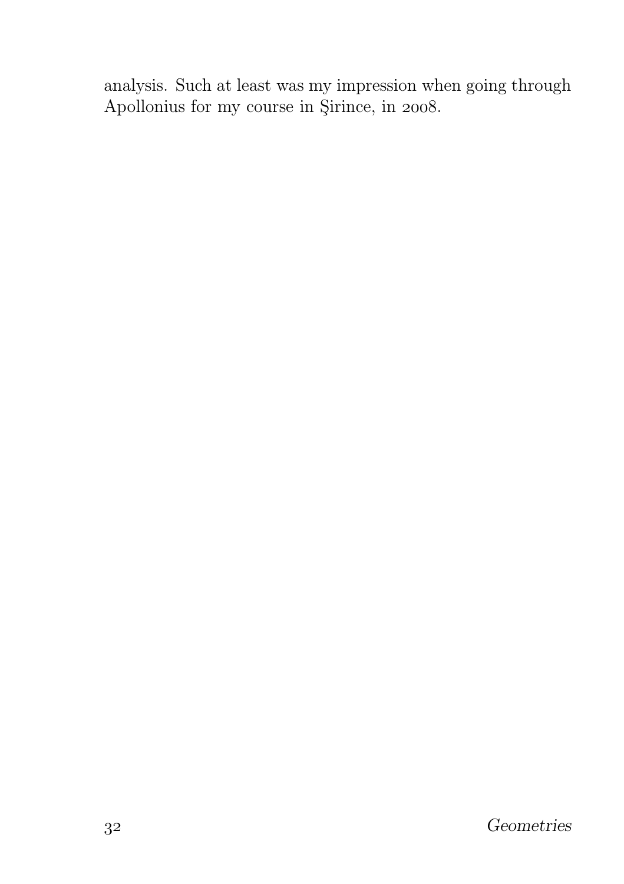analysis. Such at least was my impression when going through Apollonius for my course in Şirince, in 2008.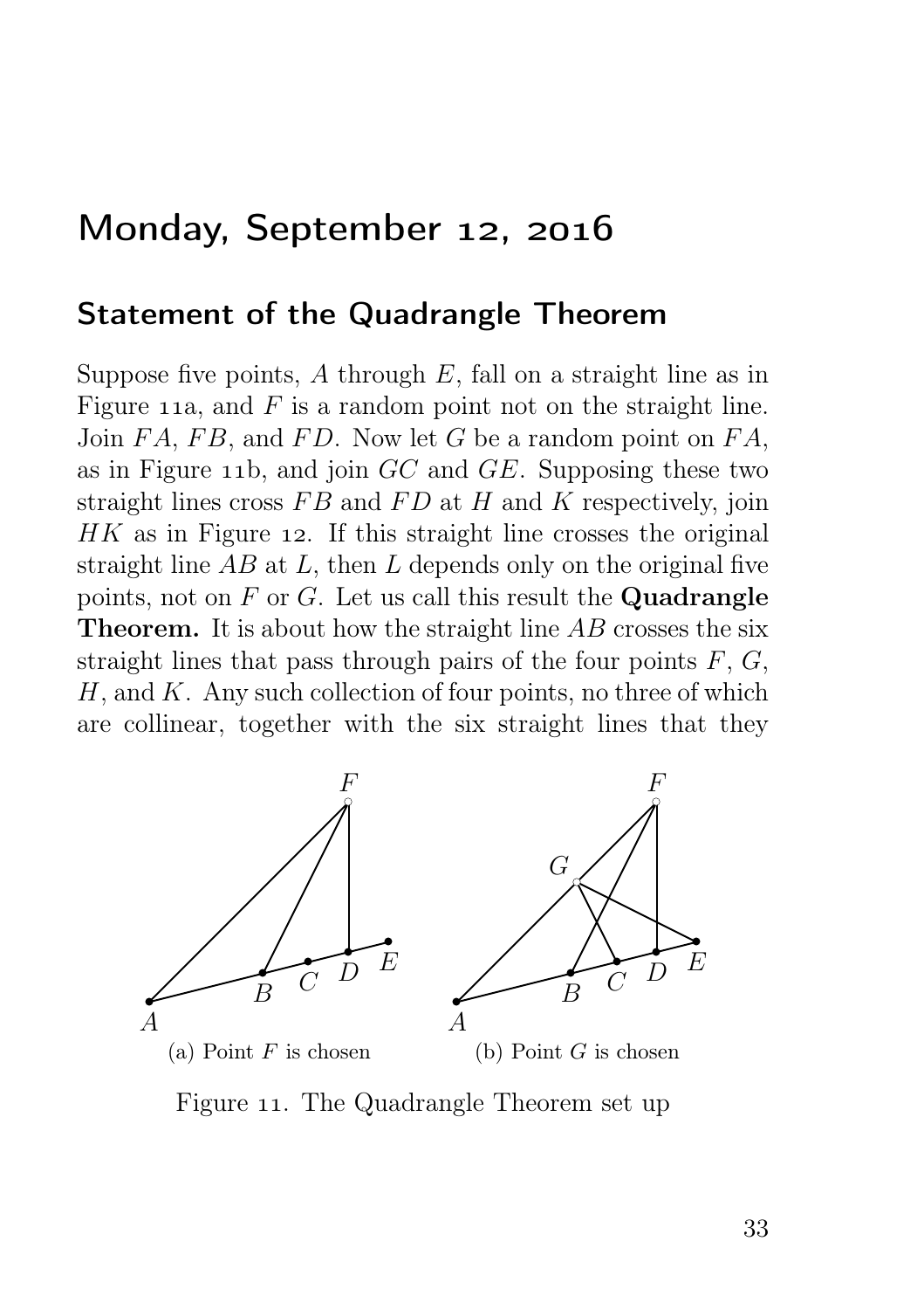# Monday, September 12, 2016

## Statement of the Quadrangle Theorem

Suppose five points, $A$ through $E$, fall on a straight line as in Figure 11a, and $F$ is a random point not on the straight line. Join $FA$, $FB$, and $FD$. Now let $G$ be a random point on $FA$, as in Figure 11b, and join $GC$ and $GE$. Supposing these two straight lines cross $FB$ and $FD$ at $H$ and $K$ respectively, join $HK$ as in Figure 12. If this straight line crosses the original straight line $AB$ at $L$, then $L$ depends only on the original five points, not on $F$ or $G$. Let us call this result the **Quadrangle Theorem.** It is about how the straight line $AB$ crosses the six straight lines that pass through pairs of the four points $F$, $G$, $H$, and $K$. Any such collection of four points, no three of which are collinear, together with the six straight lines that they

(a) Point $F$ is chosen

(b) Point $G$ is chosen

Figure 11. The Quadrangle Theorem set up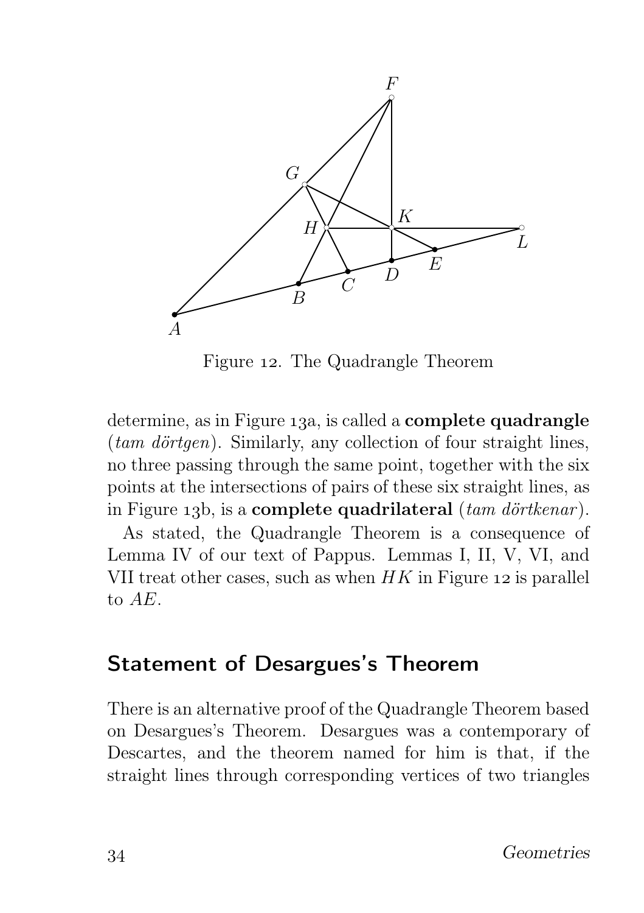Figure 12. The Quadrangle Theorem

determine, as in Figure 13a, is called a **complete quadrangle** (*tam dörtgen*). Similarly, any collection of four straight lines, no three passing through the same point, together with the six points at the intersections of pairs of these six straight lines, as in Figure 13b, is a **complete quadrilateral** (*tam dörtkenar*).

As stated, the Quadrangle Theorem is a consequence of Lemma IV of our text of Pappus. Lemmas I, II, V, VI, and VII treat other cases, such as when $HK$ in Figure 12 is parallel to $AE$.

## Statement of Desargues's Theorem

There is an alternative proof of the Quadrangle Theorem based on Desargues's Theorem. Desargues was a contemporary of Descartes, and the theorem named for him is that, if the straight lines through corresponding vertices of two triangles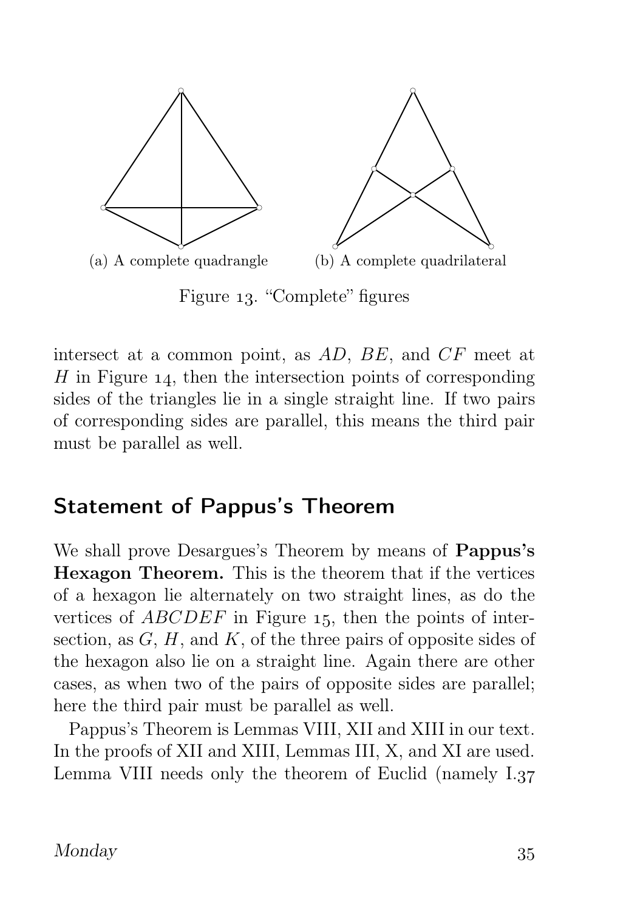(a) A complete quadrangle

(b) A complete quadrilateral

Figure 13. "Complete" figures

intersect at a common point, as $AD$, $BE$, and $CF$ meet at $H$ in Figure 14, then the intersection points of corresponding sides of the triangles lie in a single straight line. If two pairs of corresponding sides are parallel, this means the third pair must be parallel as well.

## Statement of Pappus's Theorem

We shall prove Desargues's Theorem by means of **Pappus's Hexagon Theorem.** This is the theorem that if the vertices of a hexagon lie alternately on two straight lines, as do the vertices of $ABCDEF$ in Figure 15, then the points of intersection, as $G$, $H$, and $K$, of the three pairs of opposite sides of the hexagon also lie on a straight line. Again there are other cases, as when two of the pairs of opposite sides are parallel; here the third pair must be parallel as well.

Pappus's Theorem is Lemmas VIII, XII and XIII in our text. In the proofs of XII and XIII, Lemmas III, X, and XI are used. Lemma VIII needs only the theorem of Euclid (namely I.37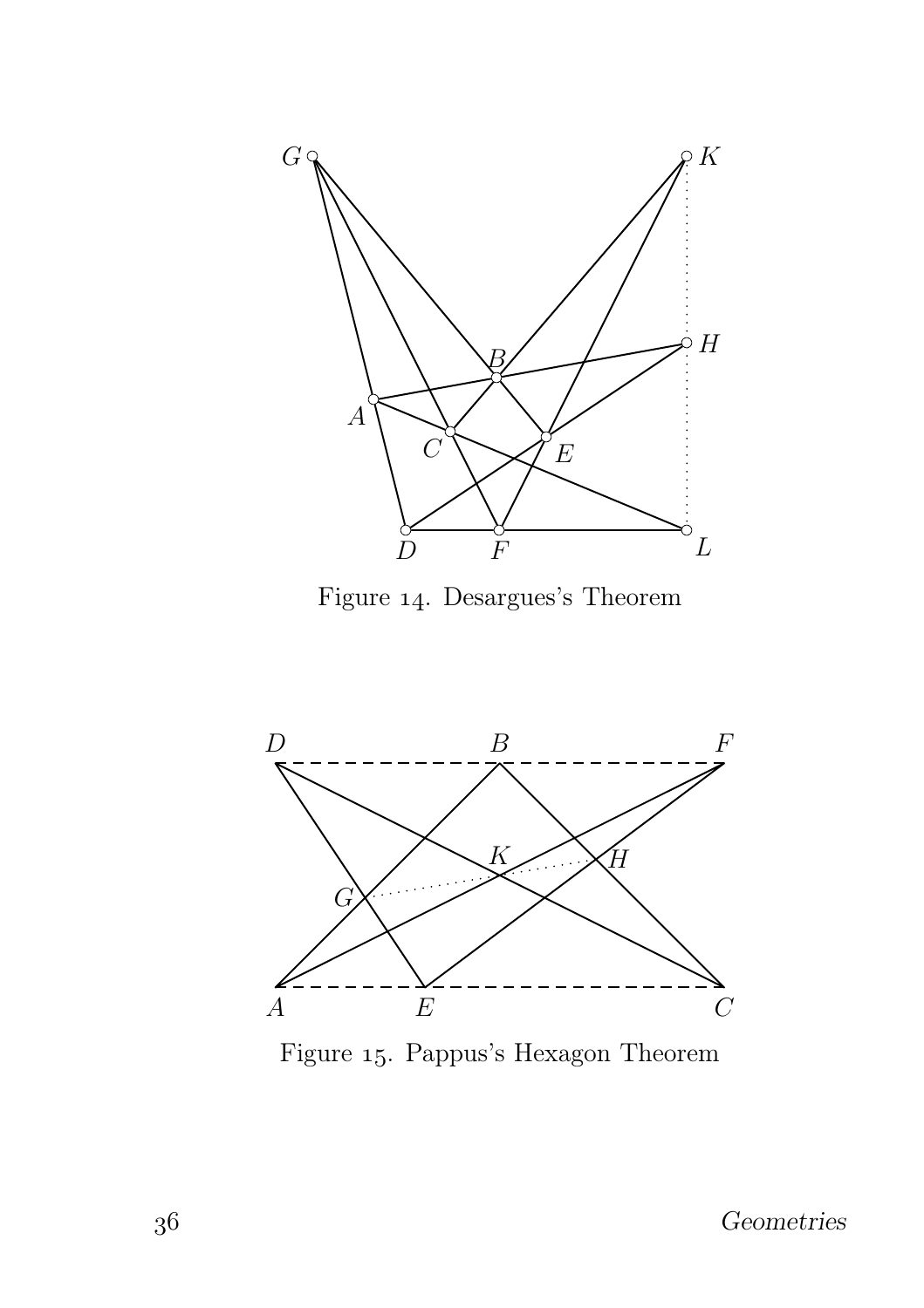Figure 14. Desargues's Theorem

Figure 15. Pappus's Hexagon Theorem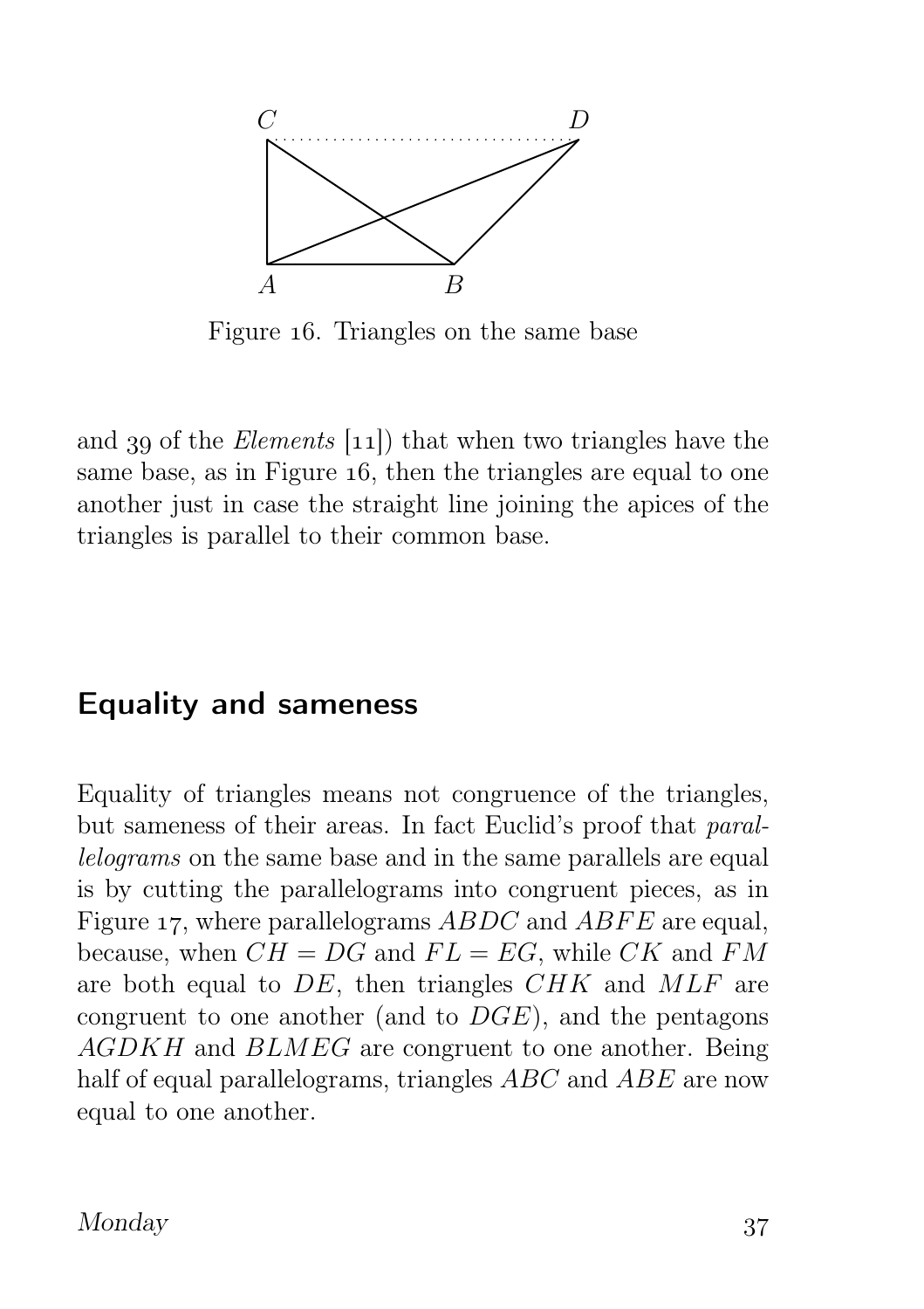Figure 16. Triangles on the same base

and 39 of the *Elements* [11]) that when two triangles have the same base, as in Figure 16, then the triangles are equal to one another just in case the straight line joining the apices of the triangles is parallel to their common base.

## Equality and sameness

Equality of triangles means not congruence of the triangles, but sameness of their areas. In fact Euclid's proof that *parallelograms* on the same base and in the same parallels are equal is by cutting the parallelograms into congruent pieces, as in Figure 17, where parallelograms $ABDC$ and $ABFE$ are equal, because, when $CH = DG$ and $FL = EG$, while $CK$ and $FM$ are both equal to $DE$, then triangles $CHK$ and $MLF$ are congruent to one another (and to $DGE$), and the pentagons $AGDKH$ and $BLMEG$ are congruent to one another. Being half of equal parallelograms, triangles $ABC$ and $ABE$ are now equal to one another.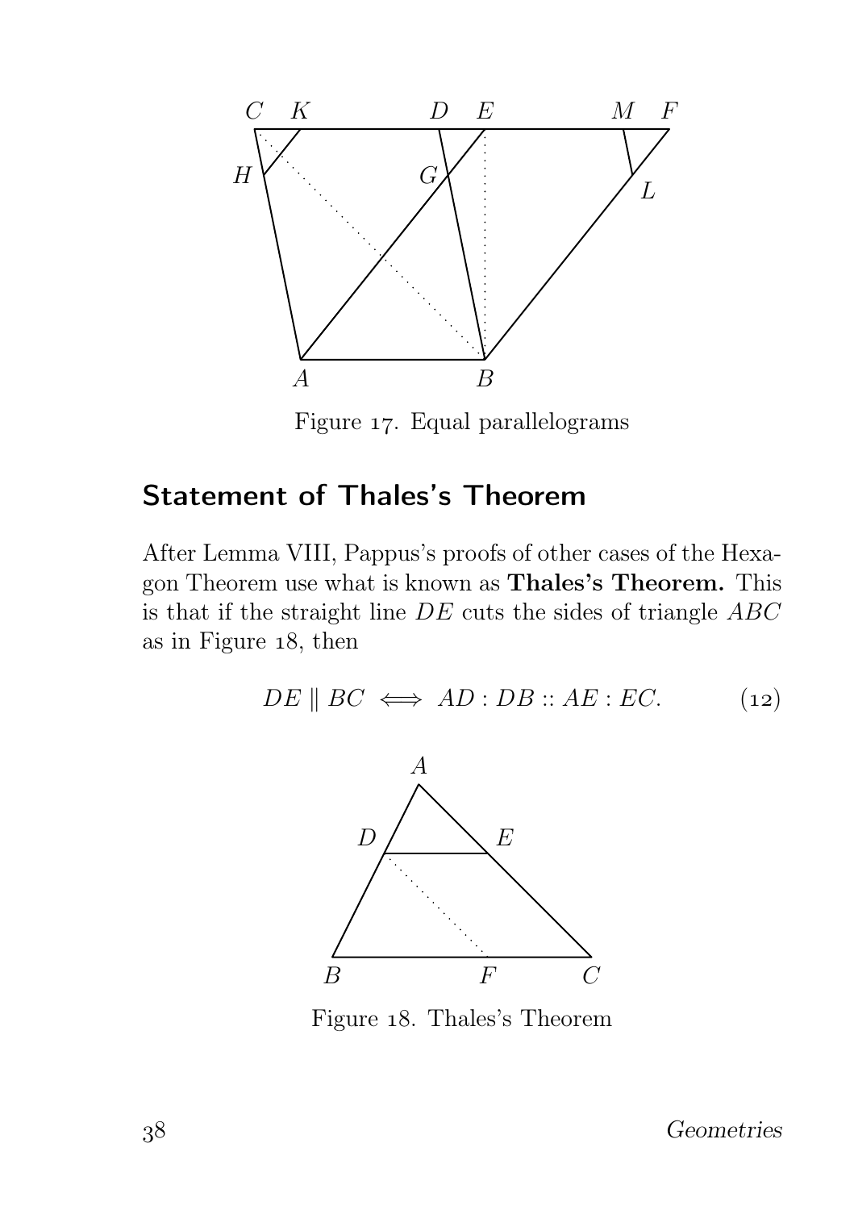Figure 17. Equal parallelograms

## Statement of Thales's Theorem

After Lemma VIII, Pappus's proofs of other cases of the Hexagon Theorem use what is known as **Thales's Theorem.** This is that if the straight line $DE$ cuts the sides of triangle $ABC$ as in Figure 18, then

$$DE \parallel BC \iff AD : DB :: AE : EC. \tag{12}$$

Figure 18. Thales's Theorem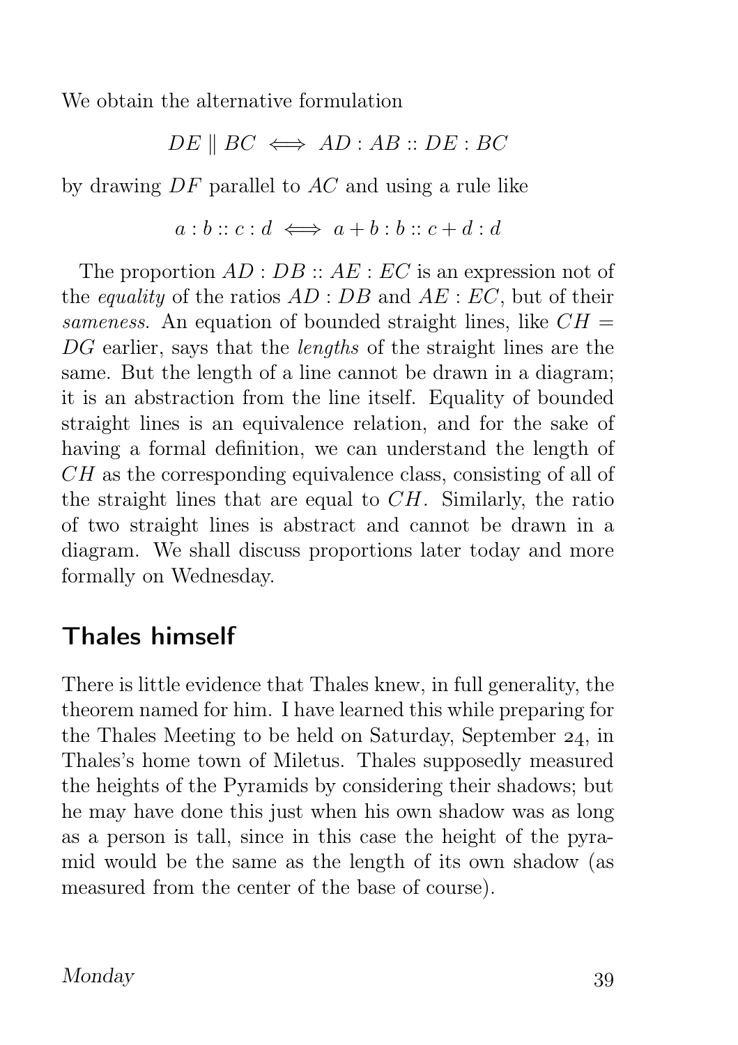We obtain the alternative formulation

$$DE \parallel BC \iff AD : AB :: DE : BC$$

by drawing $DF$ parallel to $AC$ and using a rule like

$$a : b :: c : d \iff a + b : b :: c + d : d$$

The proportion $AD : DB :: AE : EC$ is an expression not of the *equality* of the ratios $AD : DB$ and $AE : EC$, but of their *sameness*. An equation of bounded straight lines, like $CH = DG$ earlier, says that the *lengths* of the straight lines are the same. But the length of a line cannot be drawn in a diagram; it is an abstraction from the line itself. Equality of bounded straight lines is an equivalence relation, and for the sake of having a formal definition, we can understand the length of $CH$ as the corresponding equivalence class, consisting of all of the straight lines that are equal to $CH$. Similarly, the ratio of two straight lines is abstract and cannot be drawn in a diagram. We shall discuss proportions later today and more formally on Wednesday.

## Thales himself

There is little evidence that Thales knew, in full generality, the theorem named for him. I have learned this while preparing for the Thales Meeting to be held on Saturday, September 24, in Thales's home town of Miletus. Thales supposedly measured the heights of the Pyramids by considering their shadows; but he may have done this just when his own shadow was as long as a person is tall, since in this case the height of the pyramid would be the same as the length of its own shadow (as measured from the center of the base of course).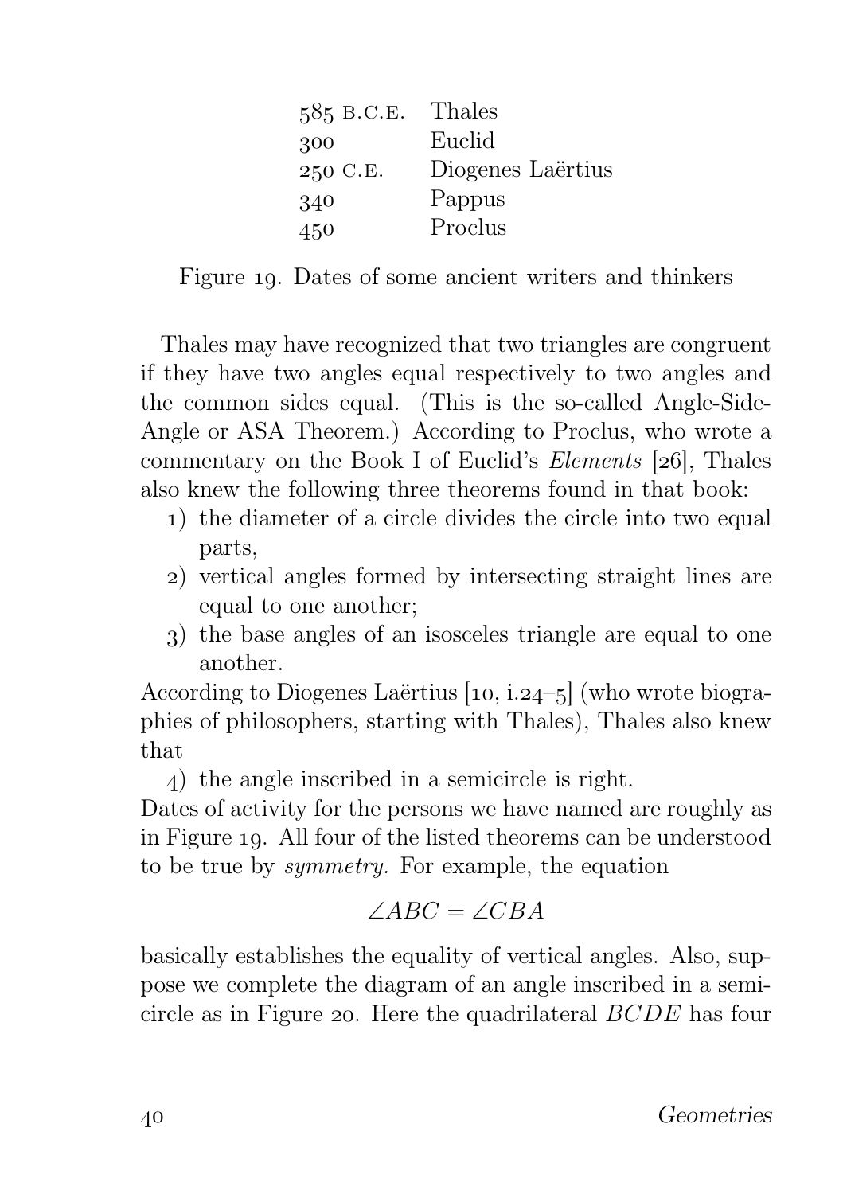| | |
|---|---|
| 585 B.C.E. | Thales |
| 300 | Euclid |
| 250 C.E. | Diogenes Laërtius |
| 340 | Pappus |
| 450 | Proclus |

Figure 19. Dates of some ancient writers and thinkers

Thales may have recognized that two triangles are congruent if they have two angles equal respectively to two angles and the common sides equal. (This is the so-called Angle-Side-Angle or ASA Theorem.) According to Proclus, who wrote a commentary on the Book I of Euclid's *Elements* [26], Thales also knew the following three theorems found in that book:

1) the diameter of a circle divides the circle into two equal parts,
2) vertical angles formed by intersecting straight lines are equal to one another;
3) the base angles of an isosceles triangle are equal to one another.

According to Diogenes Laërtius [10, i.24–5] (who wrote biographies of philosophers, starting with Thales), Thales also knew that

4) the angle inscribed in a semicircle is right.

Dates of activity for the persons we have named are roughly as in Figure 19. All four of the listed theorems can be understood to be true by *symmetry.* For example, the equation

$$\angle ABC = \angle CBA$$

basically establishes the equality of vertical angles. Also, suppose we complete the diagram of an angle inscribed in a semicircle as in Figure 20. Here the quadrilateral $BCDE$ has four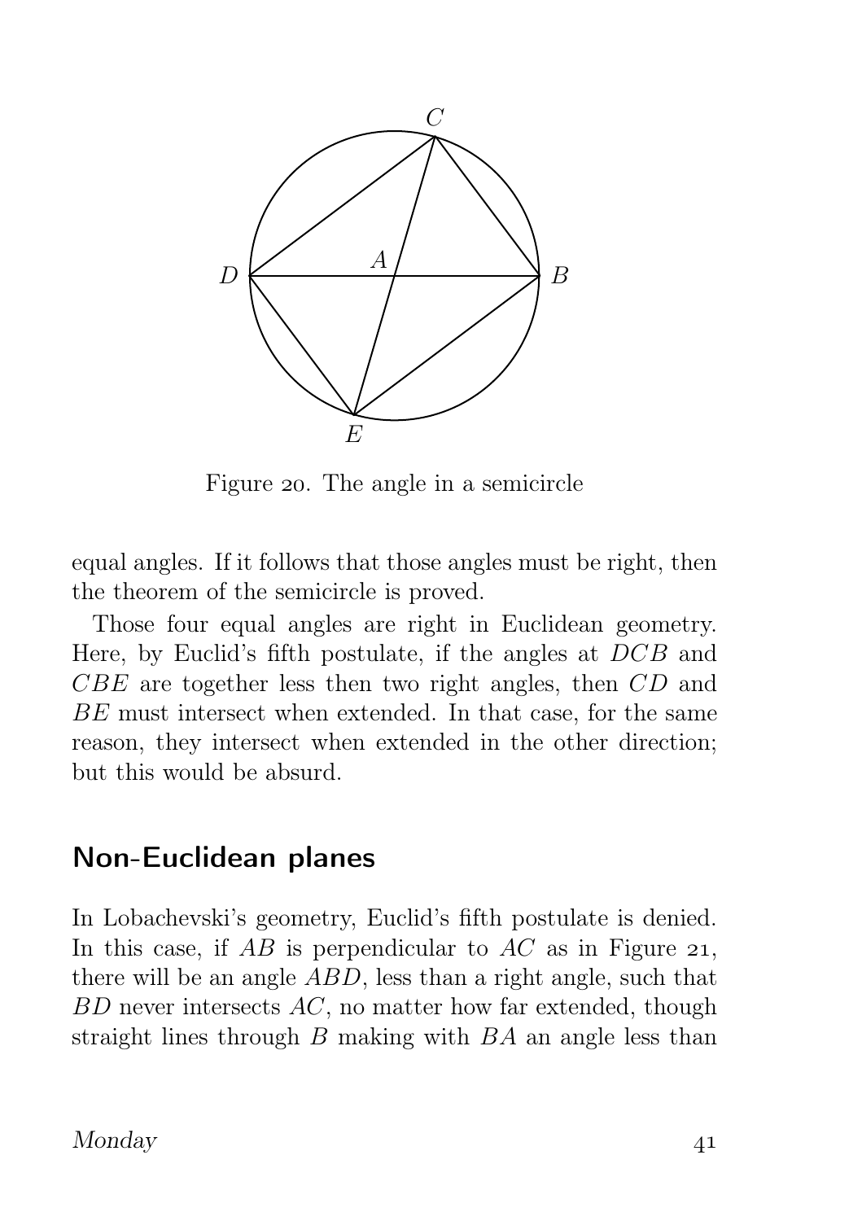Figure 20. The angle in a semicircle

equal angles. If it follows that those angles must be right, then the theorem of the semicircle is proved.

Those four equal angles are right in Euclidean geometry. Here, by Euclid's fifth postulate, if the angles at $DCB$ and $CBE$ are together less then two right angles, then $CD$ and $BE$ must intersect when extended. In that case, for the same reason, they intersect when extended in the other direction; but this would be absurd.

## Non-Euclidean planes

In Lobachevski's geometry, Euclid's fifth postulate is denied. In this case, if $AB$ is perpendicular to $AC$ as in Figure 21, there will be an angle $ABD$, less than a right angle, such that $BD$ never intersects $AC$, no matter how far extended, though straight lines through $B$ making with $BA$ an angle less than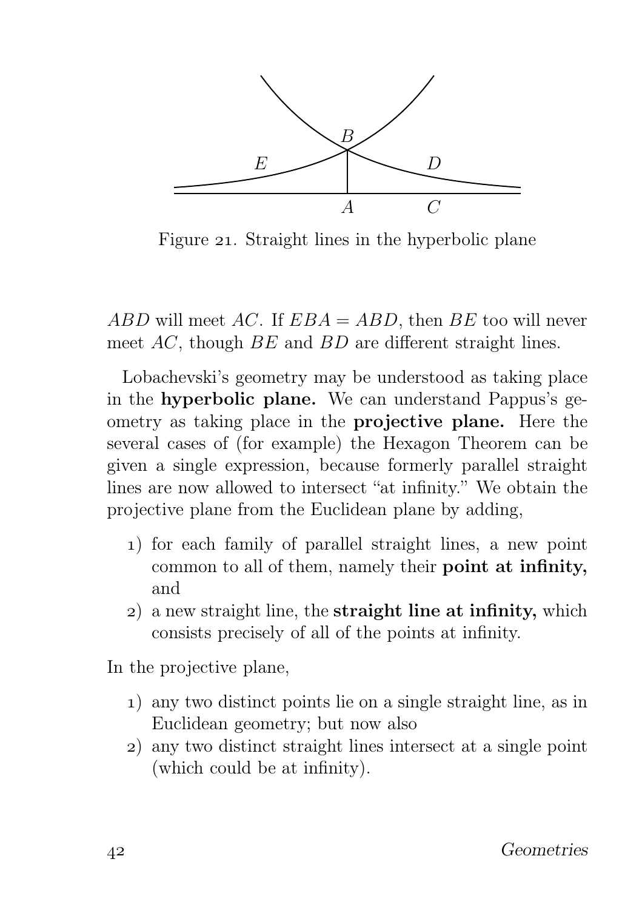Figure 21. Straight lines in the hyperbolic plane

$ABD$ will meet $AC$. If $EBA = ABD$, then $BE$ too will never meet $AC$, though $BE$ and $BD$ are different straight lines.

Lobachevski's geometry may be understood as taking place in the **hyperbolic plane.** We can understand Pappus's geometry as taking place in the **projective plane.** Here the several cases of (for example) the Hexagon Theorem can be given a single expression, because formerly parallel straight lines are now allowed to intersect "at infinity." We obtain the projective plane from the Euclidean plane by adding,

1) for each family of parallel straight lines, a new point common to all of them, namely their **point at infinity,** and
2) a new straight line, the **straight line at infinity,** which consists precisely of all of the points at infinity.

In the projective plane,

1) any two distinct points lie on a single straight line, as in Euclidean geometry; but now also
2) any two distinct straight lines intersect at a single point (which could be at infinity).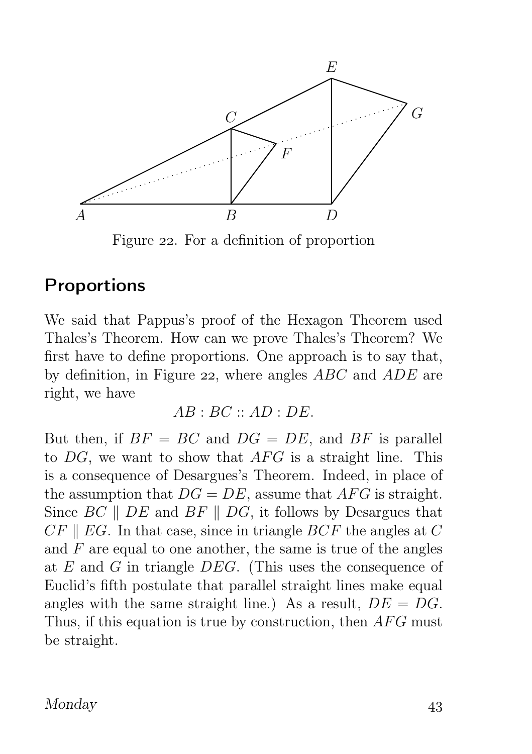Figure 22. For a definition of proportion

## Proportions

We said that Pappus's proof of the Hexagon Theorem used Thales's Theorem. How can we prove Thales's Theorem? We first have to define proportions. One approach is to say that, by definition, in Figure 22, where angles $ABC$ and $ADE$ are right, we have

$$AB : BC :: AD : DE.$$

But then, if $BF = BC$ and $DG = DE$, and $BF$ is parallel to $DG$, we want to show that $AFG$ is a straight line. This is a consequence of Desargues's Theorem. Indeed, in place of the assumption that $DG = DE$, assume that $AFG$ is straight. Since $BC \parallel DE$ and $BF \parallel DG$, it follows by Desargues that $CF \parallel EG$. In that case, since in triangle $BCF$ the angles at $C$ and $F$ are equal to one another, the same is true of the angles at $E$ and $G$ in triangle $DEG$. (This uses the consequence of Euclid's fifth postulate that parallel straight lines make equal angles with the same straight line.) As a result, $DE = DG$. Thus, if this equation is true by construction, then $AFG$ must be straight.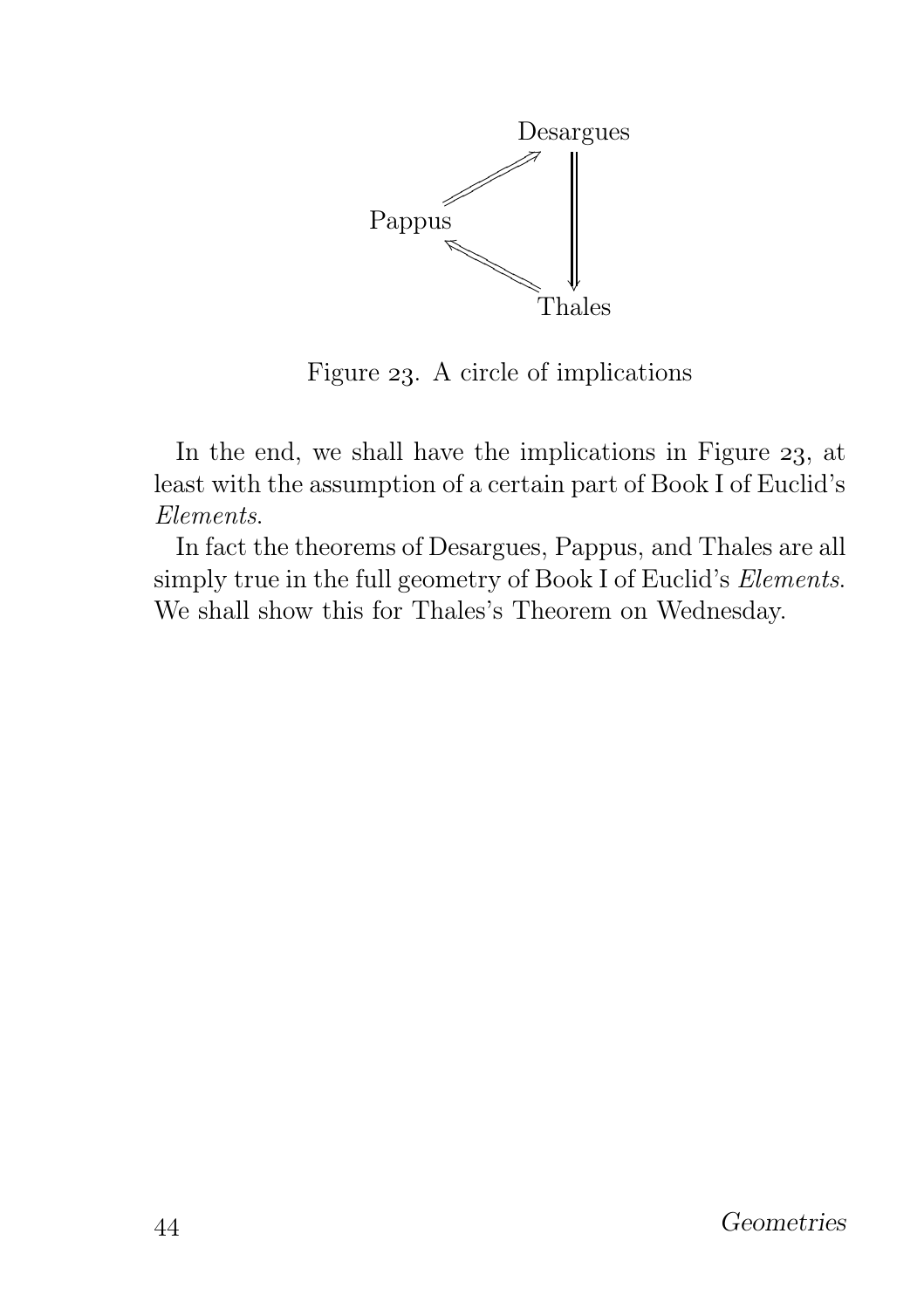Desargues

Pappus

Thales

Figure 23. A circle of implications

In the end, we shall have the implications in Figure 23, at least with the assumption of a certain part of Book I of Euclid's *Elements*.

In fact the theorems of Desargues, Pappus, and Thales are all simply true in the full geometry of Book I of Euclid's *Elements*. We shall show this for Thales's Theorem on Wednesday.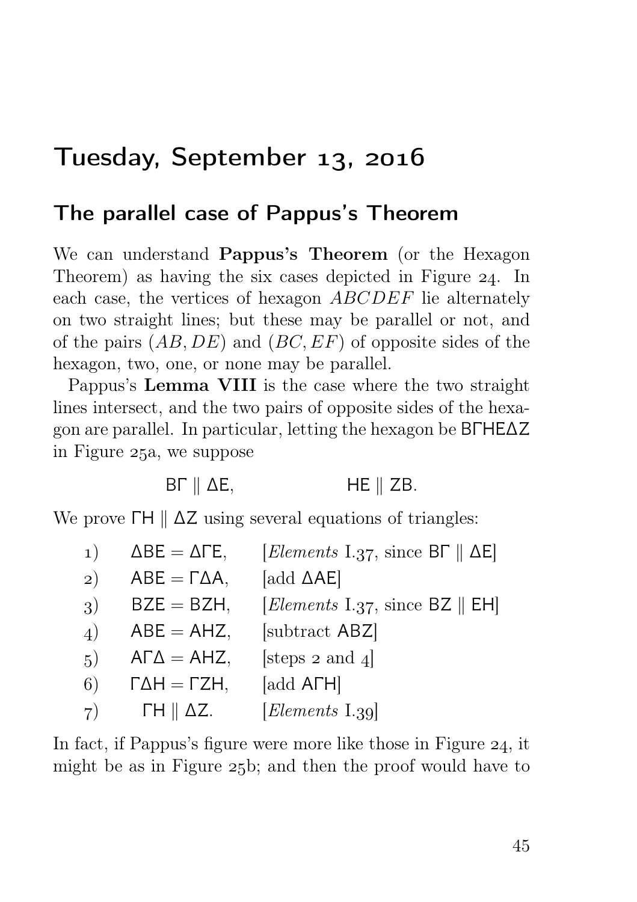# Tuesday, September 13, 2016

## The parallel case of Pappus's Theorem

We can understand **Pappus's Theorem** (or the Hexagon Theorem) as having the six cases depicted in Figure 24. In each case, the vertices of hexagon $ABCDEF$ lie alternately on two straight lines; but these may be parallel or not, and of the pairs $(AB, DE)$ and $(BC, EF)$ of opposite sides of the hexagon, two, one, or none may be parallel.

Pappus's **Lemma VIII** is the case where the two straight lines intersect, and the two pairs of opposite sides of the hexagon are parallel. In particular, letting the hexagon be ΒΓΗΕΔΖ in Figure 25a, we suppose

$$\mathsf{B\Gamma} \parallel \mathsf{\Delta E}, \qquad \mathsf{HE} \parallel \mathsf{ZB}.$$

We prove ΓΗ ∥ ΔΖ using several equations of triangles:

1) ΔΒΕ = ΔΓΕ, [*Elements* I.37, since ΒΓ ∥ ΔΕ]
2) ΑΒΕ = ΓΔΑ, [add ΔΑΕ]
3) ΒΖΕ = ΒΖΗ, [*Elements* I.37, since ΒΖ ∥ ΕΗ]
4) ΑΒΕ = ΑΗΖ, [subtract ΑΒΖ]
5) ΑΓΔ = ΑΗΖ, [steps 2 and 4]
6) ΓΔΗ = ΓΖΗ, [add ΑΓΗ]
7) ΓΗ ∥ ΔΖ. [*Elements* I.39]

In fact, if Pappus's figure were more like those in Figure 24, it might be as in Figure 25b; and then the proof would have to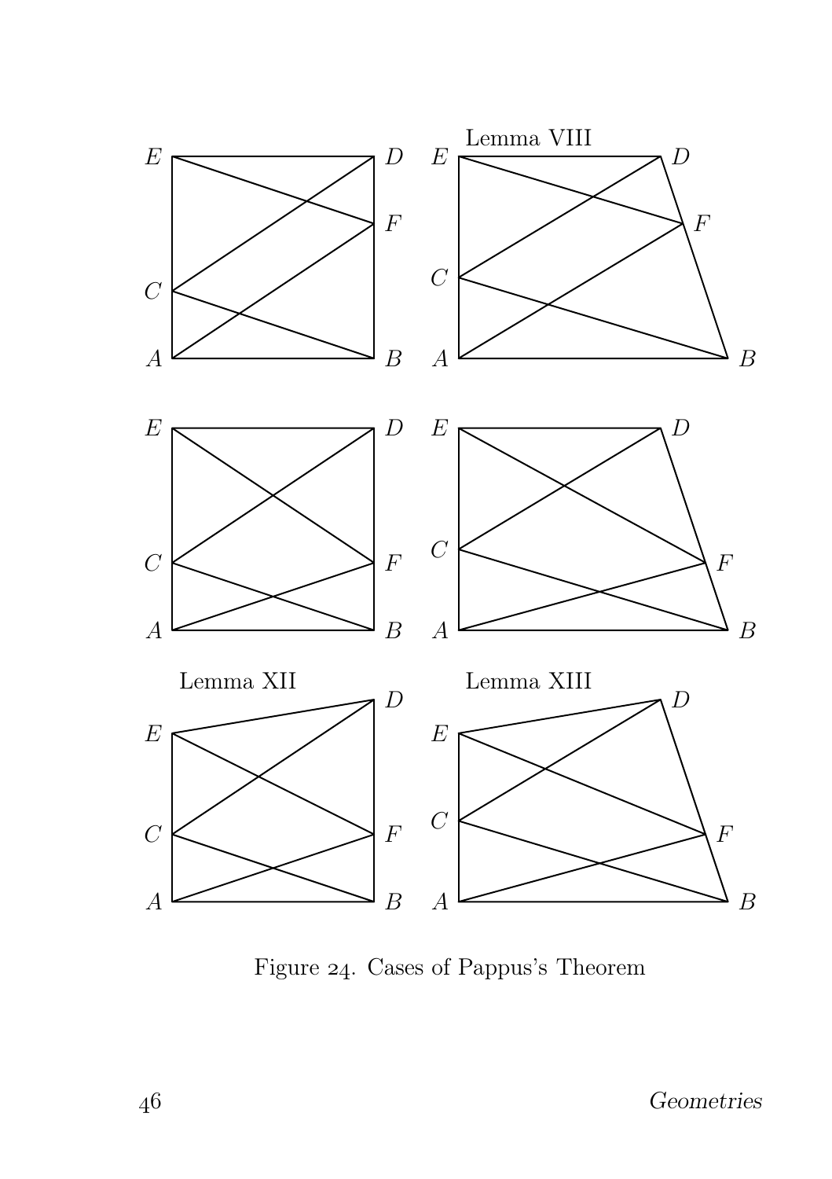Lemma VIII

Lemma XII

Lemma XIII

Figure 24. Cases of Pappus's Theorem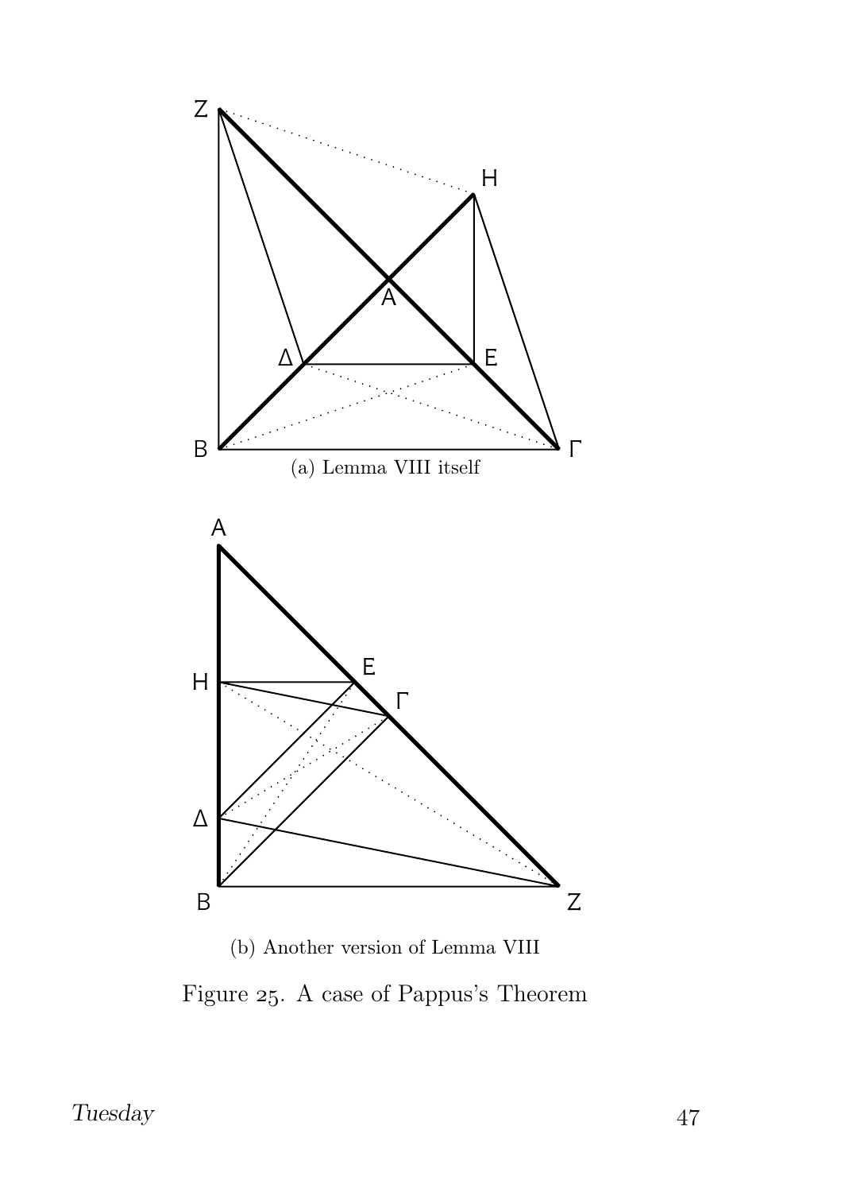(a) Lemma VIII itself

(b) Another version of Lemma VIII

Figure 25. A case of Pappus's Theorem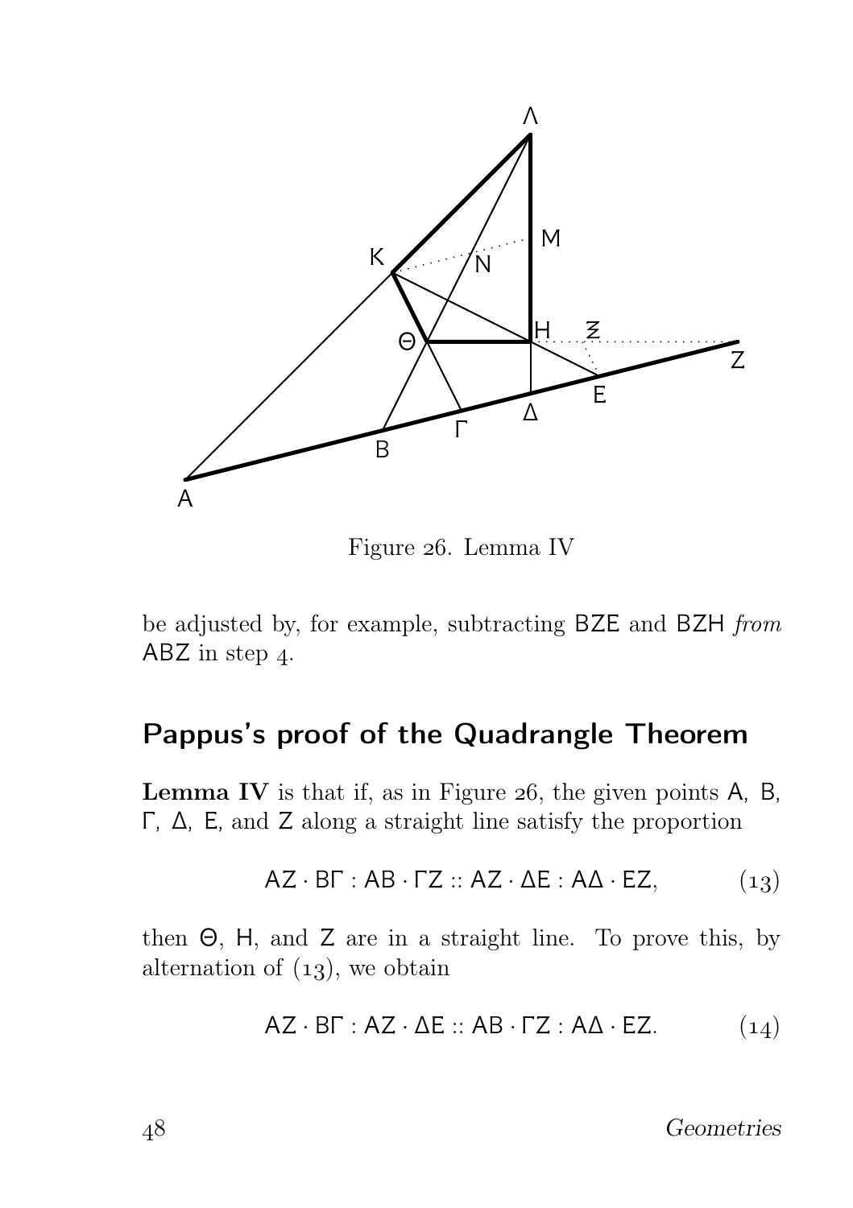Figure 26. Lemma IV

be adjusted by, for example, subtracting BZE and BZH *from* ABZ in step 4.

## Pappus's proof of the Quadrangle Theorem

**Lemma IV** is that if, as in Figure 26, the given points A, B, Γ, Δ, E, and Z along a straight line satisfy the proportion

$$\mathsf{AZ} \cdot \mathsf{B\Gamma} : \mathsf{AB} \cdot \mathsf{\Gamma Z} :: \mathsf{AZ} \cdot \mathsf{\Delta E} : \mathsf{A\Delta} \cdot \mathsf{EZ}, \tag{13}$$

then Θ, H, and Z are in a straight line. To prove this, by alternation of (13), we obtain

$$\mathsf{AZ} \cdot \mathsf{B\Gamma} : \mathsf{AZ} \cdot \mathsf{\Delta E} :: \mathsf{AB} \cdot \mathsf{\Gamma Z} : \mathsf{A\Delta} \cdot \mathsf{EZ}. \tag{14}$$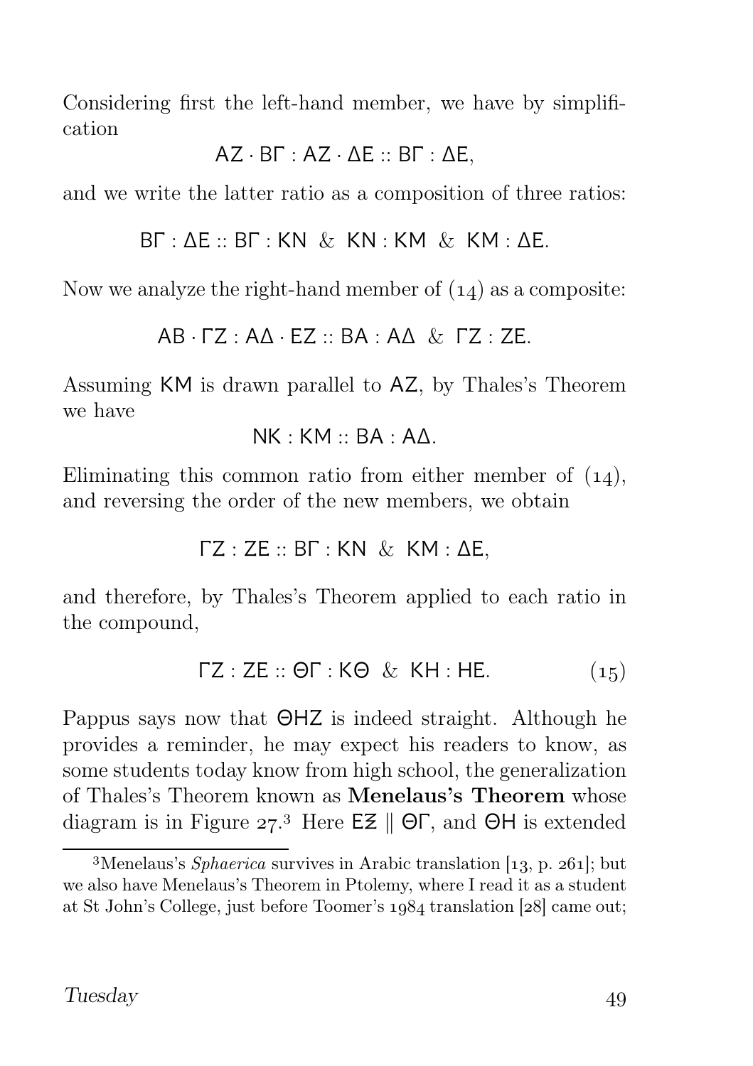Considering first the left-hand member, we have by simplification

$$\mathsf{AZ} \cdot \mathsf{B\Gamma} : \mathsf{AZ} \cdot \mathsf{\Delta E} :: \mathsf{B\Gamma} : \mathsf{\Delta E},$$

and we write the latter ratio as a composition of three ratios:

$$\mathsf{B\Gamma} : \mathsf{\Delta E} :: \mathsf{B\Gamma} : \mathsf{KN} \;\;\&\;\; \mathsf{KN} : \mathsf{KM} \;\;\&\;\; \mathsf{KM} : \mathsf{\Delta E}.$$

Now we analyze the right-hand member of (14) as a composite:

$$\mathsf{AB} \cdot \mathsf{\Gamma Z} : \mathsf{A\Delta} \cdot \mathsf{EZ} :: \mathsf{BA} : \mathsf{A\Delta} \;\;\&\;\; \mathsf{\Gamma Z} : \mathsf{ZE}.$$

Assuming $\mathsf{KM}$ is drawn parallel to $\mathsf{AZ}$, by Thales's Theorem we have

$$\mathsf{NK} : \mathsf{KM} :: \mathsf{BA} : \mathsf{A\Delta}.$$

Eliminating this common ratio from either member of (14), and reversing the order of the new members, we obtain

$$\mathsf{\Gamma Z} : \mathsf{ZE} :: \mathsf{B\Gamma} : \mathsf{KN} \;\;\&\;\; \mathsf{KM} : \mathsf{\Delta E},$$

and therefore, by Thales's Theorem applied to each ratio in the compound,

$$\mathsf{\Gamma Z} : \mathsf{ZE} :: \mathsf{\Theta\Gamma} : \mathsf{K\Theta} \;\;\&\;\; \mathsf{KH} : \mathsf{HE}. \qquad (15)$$

Pappus says now that $\mathsf{\Theta HZ}$ is indeed straight. Although he provides a reminder, he may expect his readers to know, as some students today know from high school, the generalization of Thales's Theorem known as **Menelaus's Theorem** whose diagram is in Figure 27.[3] Here $\mathsf{E\Xi} \parallel \mathsf{\Theta\Gamma}$, and $\mathsf{\Theta H}$ is extended

[3] Menelaus's *Sphaerica* survives in Arabic translation [13, p. 261]; but we also have Menelaus's Theorem in Ptolemy, where I read it as a student at St John's College, just before Toomer's 1984 translation [28] came out;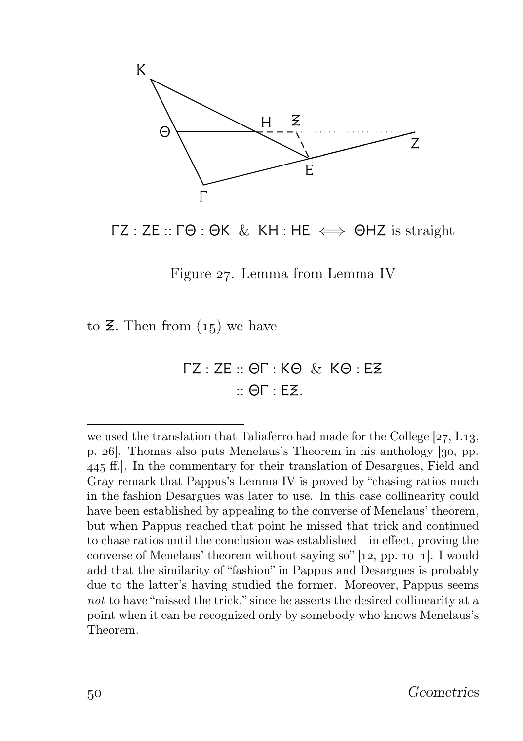$\mathsf{\Gamma Z : ZE :: \Gamma\Theta : \Theta K}$ & $\mathsf{KH : HE} \iff \mathsf{\Theta HZ}$ is straight

Figure 27. Lemma from Lemma IV

to $\Xi$. Then from (15) we have

$$\mathsf{\Gamma Z : ZE :: \Theta\Gamma : K\Theta} \ \& \ \mathsf{K\Theta : E\Xi}$$
$$:: \mathsf{\Theta\Gamma : E\Xi}.$$

---

we used the translation that Taliaferro had made for the College [27, I.13, p. 26]. Thomas also puts Menelaus's Theorem in his anthology [30, pp. 445 ff.]. In the commentary for their translation of Desargues, Field and Gray remark that Pappus's Lemma IV is proved by "chasing ratios much in the fashion Desargues was later to use. In this case collinearity could have been established by appealing to the converse of Menelaus' theorem, but when Pappus reached that point he missed that trick and continued to chase ratios until the conclusion was established—in effect, proving the converse of Menelaus' theorem without saying so" [12, pp. 10–1]. I would add that the similarity of "fashion" in Pappus and Desargues is probably due to the latter's having studied the former. Moreover, Pappus seems *not* to have "missed the trick," since he asserts the desired collinearity at a point when it can be recognized only by somebody who knows Menelaus's Theorem.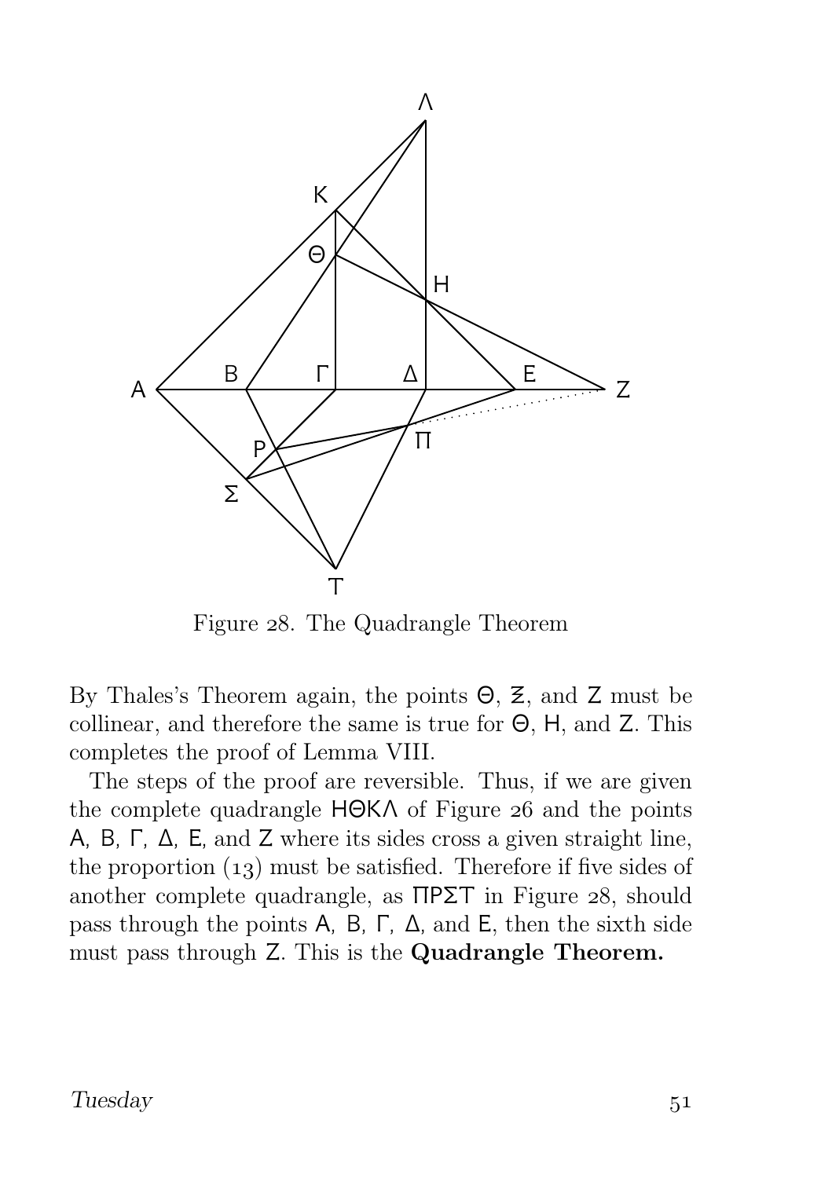Figure 28. The Quadrangle Theorem

By Thales's Theorem again, the points Θ, Ξ, and Z must be collinear, and therefore the same is true for Θ, H, and Z. This completes the proof of Lemma VIII.

The steps of the proof are reversible. Thus, if we are given the complete quadrangle HΘKΛ of Figure 26 and the points A, B, Γ, Δ, E, and Z where its sides cross a given straight line, the proportion (13) must be satisfied. Therefore if five sides of another complete quadrangle, as ΠPΣT in Figure 28, should pass through the points A, B, Γ, Δ, and E, then the sixth side must pass through Z. This is the **Quadrangle Theorem.**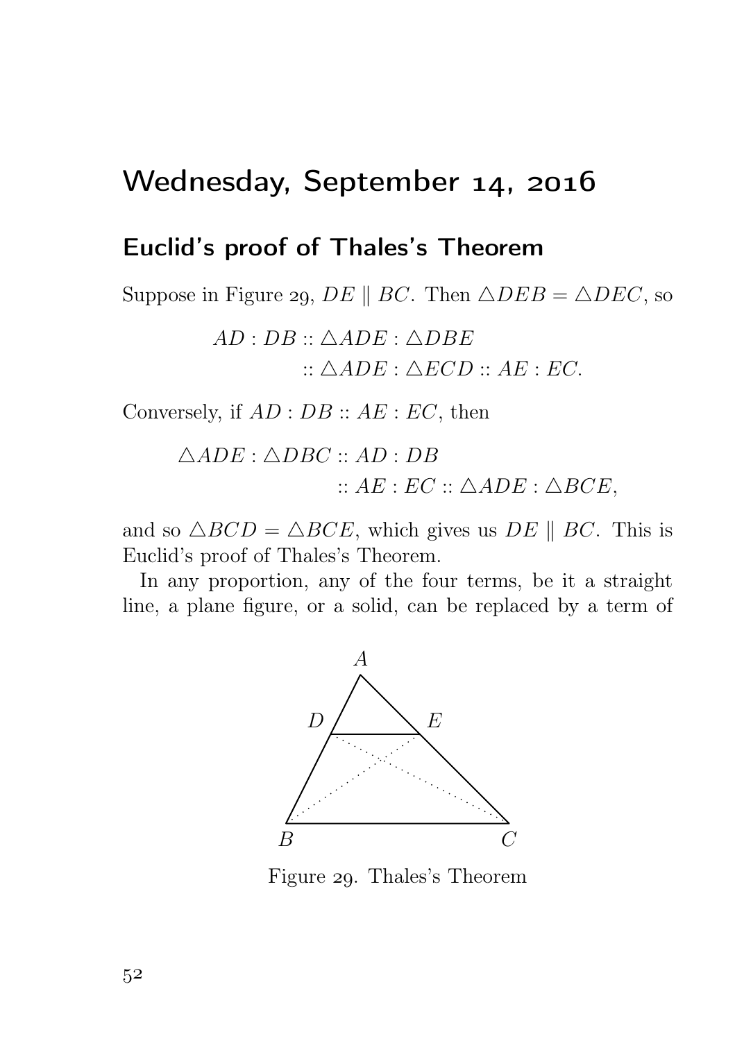# Wednesday, September 14, 2016

## Euclid's proof of Thales's Theorem

Suppose in Figure 29, $DE \parallel BC$. Then $\triangle DEB = \triangle DEC$, so

$$\begin{aligned} AD : DB &:: \triangle ADE : \triangle DBE \\ &:: \triangle ADE : \triangle ECD :: AE : EC. \end{aligned}$$

Conversely, if $AD : DB :: AE : EC$, then

$$\begin{aligned} \triangle ADE : \triangle DBC &:: AD : DB \\ &:: AE : EC :: \triangle ADE : \triangle BCE, \end{aligned}$$

and so $\triangle BCD = \triangle BCE$, which gives us $DE \parallel BC$. This is Euclid's proof of Thales's Theorem.

In any proportion, any of the four terms, be it a straight line, a plane figure, or a solid, can be replaced by a term of

Figure 29. Thales's Theorem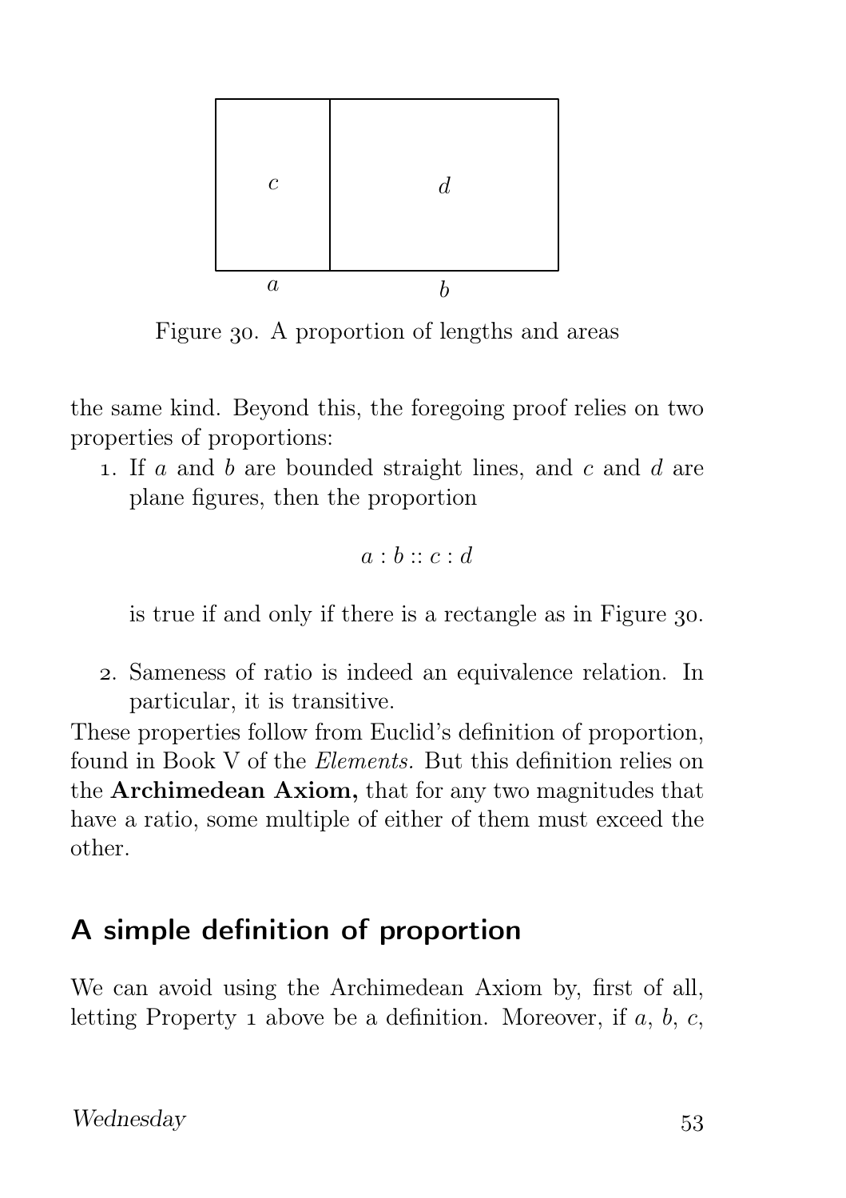Figure 30. A proportion of lengths and areas

the same kind. Beyond this, the foregoing proof relies on two properties of proportions:

1. If $a$ and $b$ are bounded straight lines, and $c$ and $d$ are plane figures, then the proportion

$$a : b :: c : d$$

is true if and only if there is a rectangle as in Figure 30.

2. Sameness of ratio is indeed an equivalence relation. In particular, it is transitive.

These properties follow from Euclid's definition of proportion, found in Book V of the *Elements.* But this definition relies on the **Archimedean Axiom,** that for any two magnitudes that have a ratio, some multiple of either of them must exceed the other.

## A simple definition of proportion

We can avoid using the Archimedean Axiom by, first of all, letting Property 1 above be a definition. Moreover, if $a$, $b$, $c$,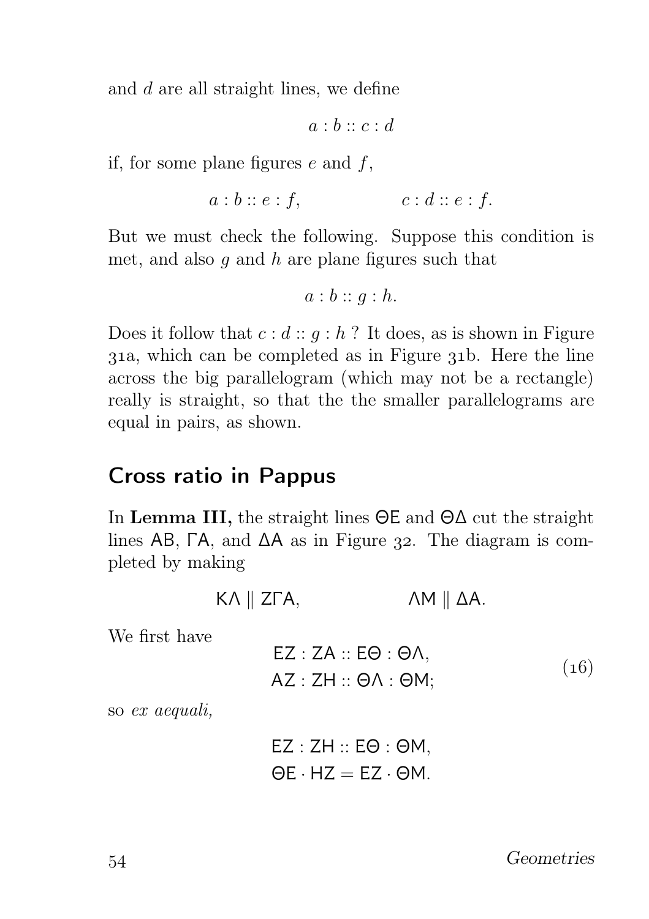and $d$ are all straight lines, we define

$$a : b :: c : d$$

if, for some plane figures $e$ and $f$,

$$a : b :: e : f, \qquad c : d :: e : f.$$

But we must check the following. Suppose this condition is met, and also $g$ and $h$ are plane figures such that

$$a : b :: g : h.$$

Does it follow that $c : d :: g : h$ ? It does, as is shown in Figure 31a, which can be completed as in Figure 31b. Here the line across the big parallelogram (which may not be a rectangle) really is straight, so that the the smaller parallelograms are equal in pairs, as shown.

## Cross ratio in Pappus

In **Lemma III,** the straight lines ΘΕ and ΘΔ cut the straight lines ΑΒ, ΓΑ, and ΔΑ as in Figure 32. The diagram is completed by making

$$\mathsf{K\Lambda} \parallel \mathsf{Z\Gamma A}, \qquad \mathsf{\Lambda M} \parallel \mathsf{\Delta A}.$$

We first have

$$\begin{aligned} \mathsf{EZ} : \mathsf{ZA} &:: \mathsf{E\Theta} : \mathsf{\Theta\Lambda}, \\ \mathsf{AZ} : \mathsf{ZH} &:: \mathsf{\Theta\Lambda} : \mathsf{\Theta M}; \end{aligned} \tag{16}$$

so *ex aequali,*

$$\begin{aligned} \mathsf{EZ} : \mathsf{ZH} &:: \mathsf{E\Theta} : \mathsf{\Theta M}, \\ \mathsf{\Theta E} \cdot \mathsf{HZ} &= \mathsf{EZ} \cdot \mathsf{\Theta M}. \end{aligned}$$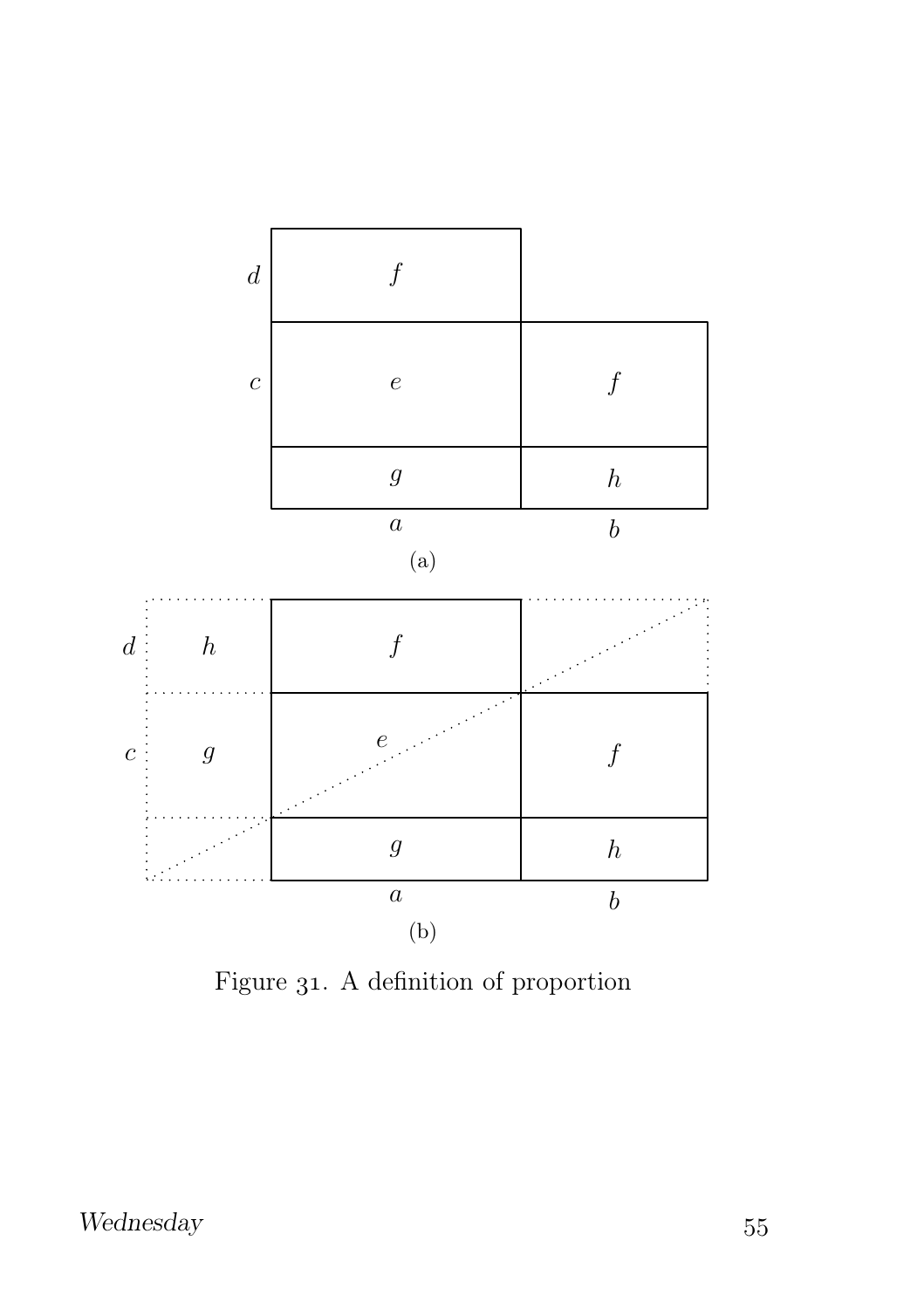Figure 31. A definition of proportion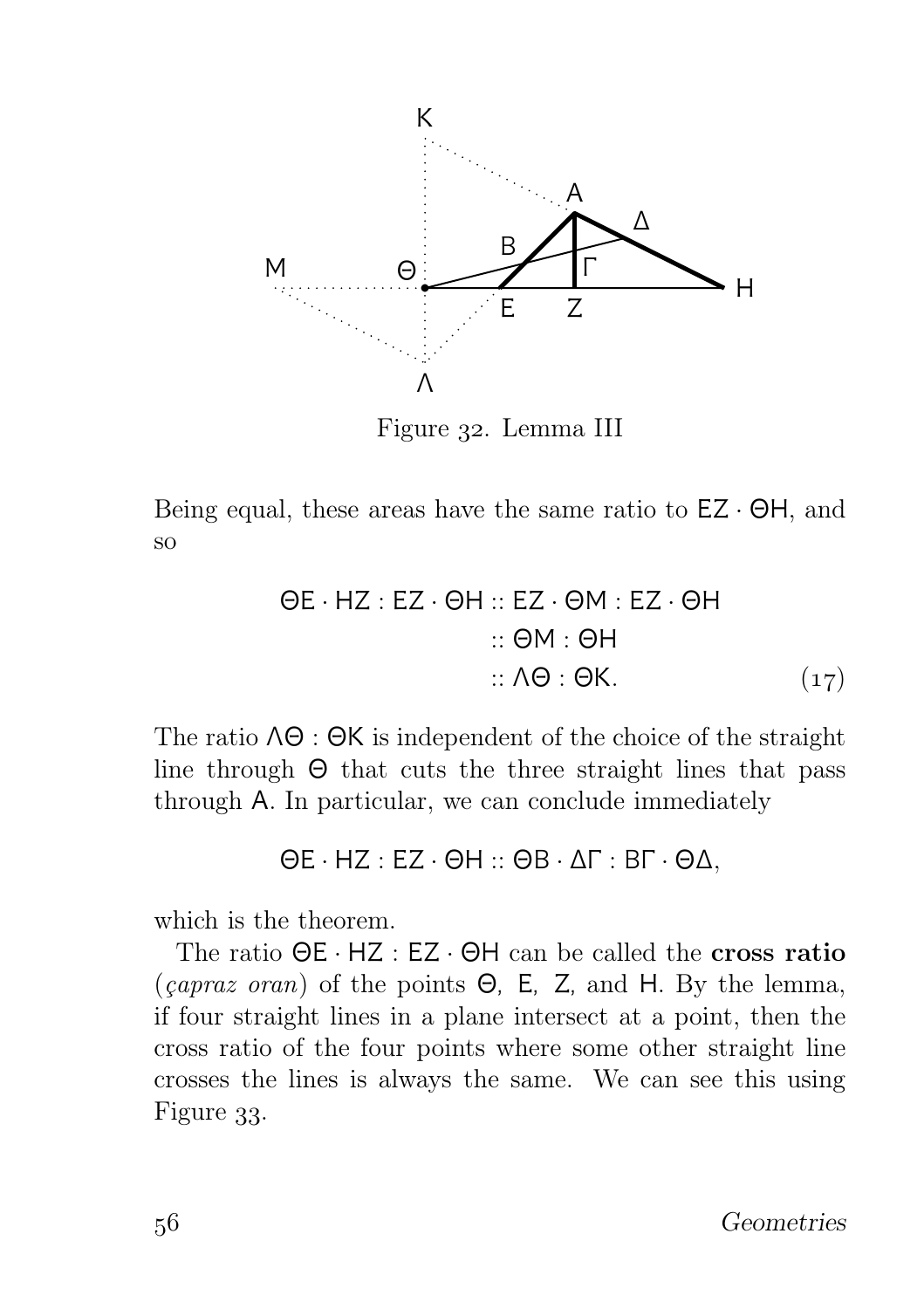Figure 32. Lemma III

Being equal, these areas have the same ratio to $\mathsf{EZ} \cdot \Theta\mathsf{H}$, and so

$$\begin{aligned}\Theta\mathsf{E} \cdot \mathsf{HZ} : \mathsf{EZ} \cdot \Theta\mathsf{H} &:: \mathsf{EZ} \cdot \Theta\mathsf{M} : \mathsf{EZ} \cdot \Theta\mathsf{H} \\ &:: \Theta\mathsf{M} : \Theta\mathsf{H} \\ &:: \Lambda\Theta : \Theta\mathsf{K}. \end{aligned} \tag{17}$$

The ratio $\Lambda\Theta : \Theta\mathsf{K}$ is independent of the choice of the straight line through $\Theta$ that cuts the three straight lines that pass through $\mathsf{A}$. In particular, we can conclude immediately

$$\Theta\mathsf{E} \cdot \mathsf{HZ} : \mathsf{EZ} \cdot \Theta\mathsf{H} :: \Theta\mathsf{B} \cdot \Delta\Gamma : \mathsf{B}\Gamma \cdot \Theta\Delta,$$

which is the theorem.

The ratio $\Theta\mathsf{E} \cdot \mathsf{HZ} : \mathsf{EZ} \cdot \Theta\mathsf{H}$ can be called the **cross ratio** (*çapraz oran*) of the points $\Theta$, $\mathsf{E}$, $\mathsf{Z}$, and $\mathsf{H}$. By the lemma, if four straight lines in a plane intersect at a point, then the cross ratio of the four points where some other straight line crosses the lines is always the same. We can see this using Figure 33.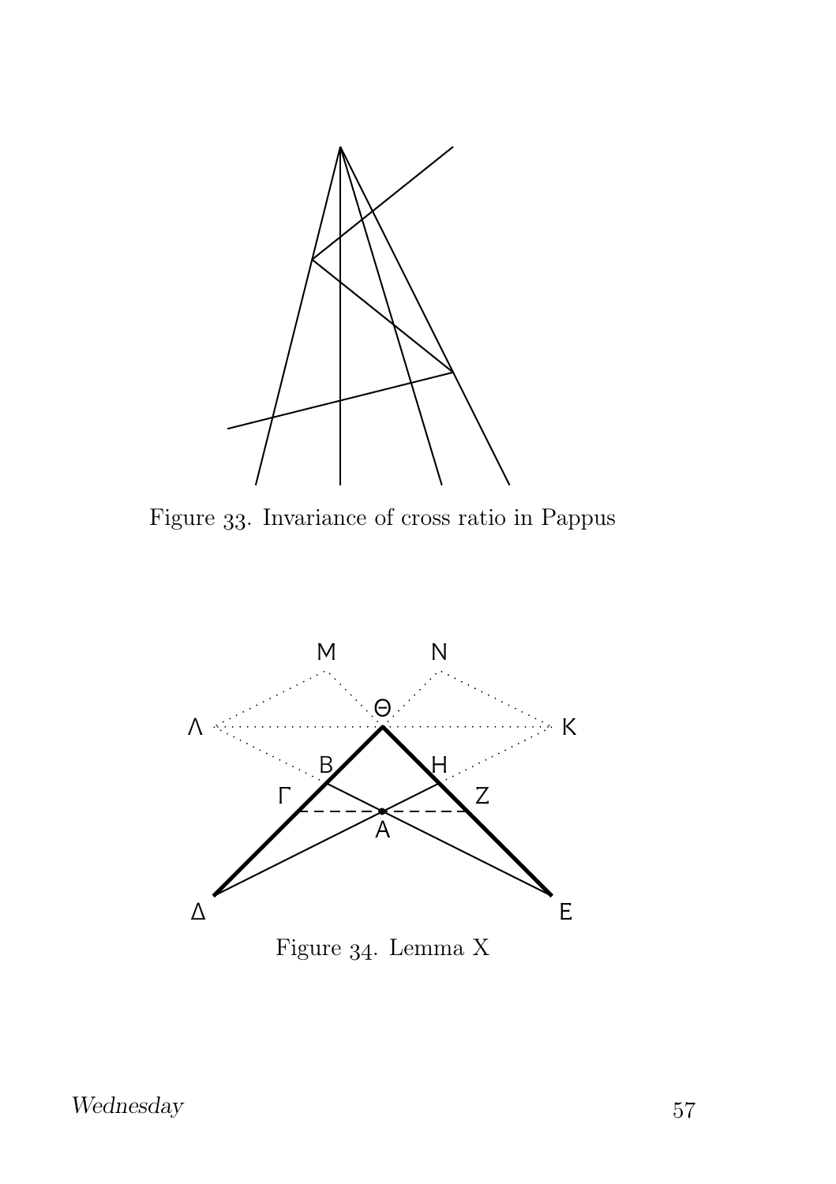Figure 33. Invariance of cross ratio in Pappus

Figure 34. Lemma X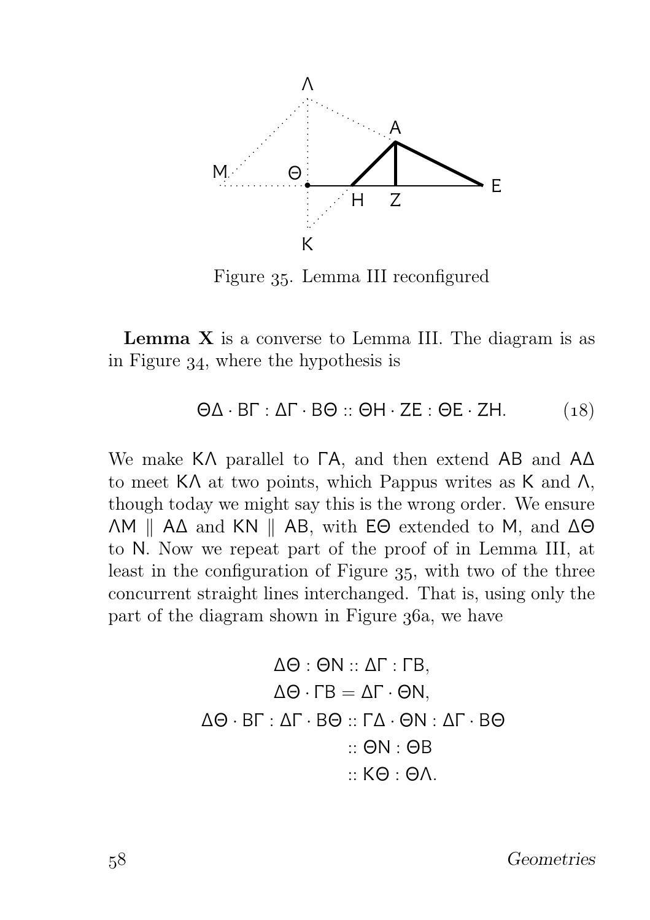Figure 35. Lemma III reconfigured

**Lemma X** is a converse to Lemma III. The diagram is as in Figure 34, where the hypothesis is

$$\Theta\Delta \cdot \mathrm{B}\Gamma : \Delta\Gamma \cdot \mathrm{B}\Theta :: \Theta\mathrm{H} \cdot \mathrm{ZE} : \Theta\mathrm{E} \cdot \mathrm{ZH}. \tag{18}$$

We make $\mathrm{K}\Lambda$ parallel to $\Gamma\mathrm{A}$, and then extend $\mathrm{AB}$ and $\mathrm{A}\Delta$ to meet $\mathrm{K}\Lambda$ at two points, which Pappus writes as $\mathrm{K}$ and $\Lambda$, though today we might say this is the wrong order. We ensure $\Lambda\mathrm{M} \parallel \mathrm{A}\Delta$ and $\mathrm{KN} \parallel \mathrm{AB}$, with $\mathrm{E}\Theta$ extended to $\mathrm{M}$, and $\Delta\Theta$ to $\mathrm{N}$. Now we repeat part of the proof of in Lemma III, at least in the configuration of Figure 35, with two of the three concurrent straight lines interchanged. That is, using only the part of the diagram shown in Figure 36a, we have

$$\begin{aligned}
\Delta\Theta : \Theta\mathrm{N} &:: \Delta\Gamma : \Gamma\mathrm{B}, \\
\Delta\Theta \cdot \Gamma\mathrm{B} &= \Delta\Gamma \cdot \Theta\mathrm{N}, \\
\Delta\Theta \cdot \mathrm{B}\Gamma : \Delta\Gamma \cdot \mathrm{B}\Theta &:: \Gamma\Delta \cdot \Theta\mathrm{N} : \Delta\Gamma \cdot \mathrm{B}\Theta \\
&:: \Theta\mathrm{N} : \Theta\mathrm{B} \\
&:: \mathrm{K}\Theta : \Theta\Lambda.
\end{aligned}$$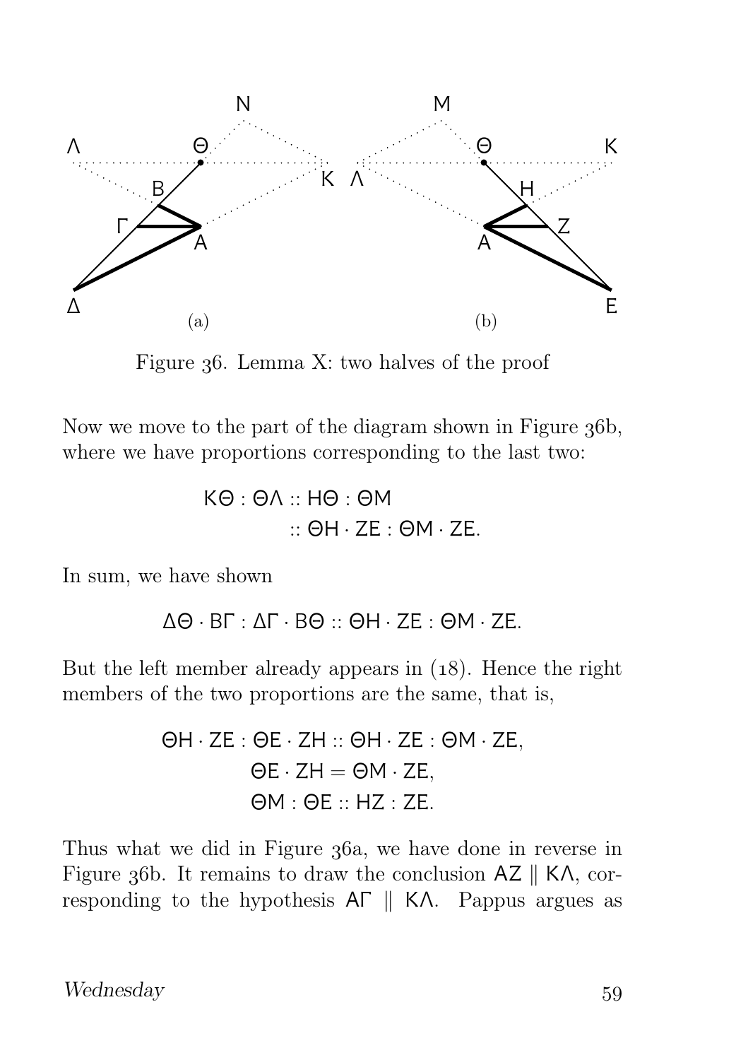Figure 36. Lemma X: two halves of the proof

Now we move to the part of the diagram shown in Figure 36b, where we have proportions corresponding to the last two:

$$\begin{aligned} \mathsf{K\Theta} : \mathsf{\Theta\Lambda} &:: \mathsf{H\Theta} : \mathsf{\Theta M} \\ &:: \mathsf{\Theta H} \cdot \mathsf{ZE} : \mathsf{\Theta M} \cdot \mathsf{ZE}. \end{aligned}$$

In sum, we have shown

$$\mathsf{\Delta\Theta} \cdot \mathsf{B\Gamma} : \mathsf{\Delta\Gamma} \cdot \mathsf{B\Theta} :: \mathsf{\Theta H} \cdot \mathsf{ZE} : \mathsf{\Theta M} \cdot \mathsf{ZE}.$$

But the left member already appears in (18). Hence the right members of the two proportions are the same, that is,

$$\begin{gathered} \mathsf{\Theta H} \cdot \mathsf{ZE} : \mathsf{\Theta E} \cdot \mathsf{ZH} :: \mathsf{\Theta H} \cdot \mathsf{ZE} : \mathsf{\Theta M} \cdot \mathsf{ZE}, \\ \mathsf{\Theta E} \cdot \mathsf{ZH} = \mathsf{\Theta M} \cdot \mathsf{ZE}, \\ \mathsf{\Theta M} : \mathsf{\Theta E} :: \mathsf{HZ} : \mathsf{ZE}. \end{gathered}$$

Thus what we did in Figure 36a, we have done in reverse in Figure 36b. It remains to draw the conclusion $\mathsf{AZ} \parallel \mathsf{K\Lambda}$, corresponding to the hypothesis $\mathsf{A\Gamma} \parallel \mathsf{K\Lambda}$. Pappus argues as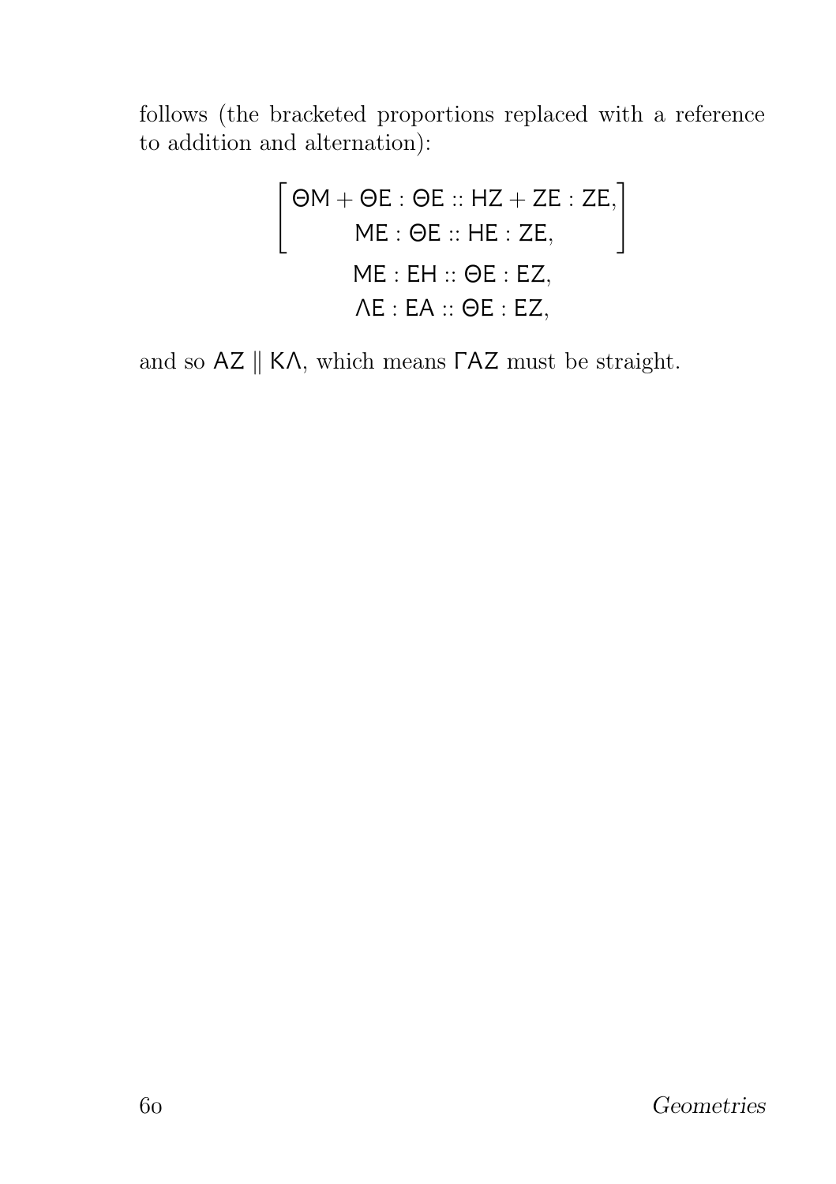follows (the bracketed proportions replaced with a reference to addition and alternation):

$$\left[\begin{array}{c}\mathsf{\Theta M} + \mathsf{\Theta E} : \mathsf{\Theta E} :: \mathsf{HZ} + \mathsf{ZE} : \mathsf{ZE}, \\ \mathsf{ME} : \mathsf{\Theta E} :: \mathsf{HE} : \mathsf{ZE},\end{array}\right]$$

$$\mathsf{ME} : \mathsf{EH} :: \mathsf{\Theta E} : \mathsf{EZ},$$

$$\mathsf{\Lambda E} : \mathsf{EA} :: \mathsf{\Theta E} : \mathsf{EZ},$$

and so $\mathsf{AZ} \parallel \mathsf{K\Lambda}$, which means $\mathsf{\Gamma AZ}$ must be straight.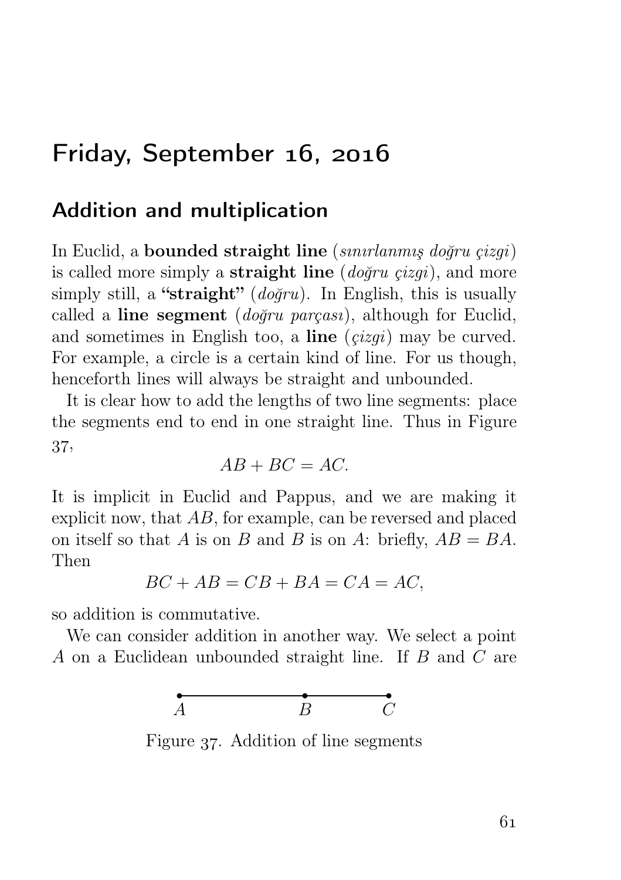# Friday, September 16, 2016

## Addition and multiplication

In Euclid, a **bounded straight line** (*sınırlanmış doğru çizgi*) is called more simply a **straight line** (*doğru çizgi*), and more simply still, a **"straight"** (*doğru*). In English, this is usually called a **line segment** (*doğru parçası*), although for Euclid, and sometimes in English too, a **line** (*çizgi*) may be curved. For example, a circle is a certain kind of line. For us though, henceforth lines will always be straight and unbounded.

It is clear how to add the lengths of two line segments: place the segments end to end in one straight line. Thus in Figure 37,

$$AB + BC = AC.$$

It is implicit in Euclid and Pappus, and we are making it explicit now, that $AB$, for example, can be reversed and placed on itself so that $A$ is on $B$ and $B$ is on $A$: briefly, $AB = BA$. Then

$$BC + AB = CB + BA = CA = AC,$$

so addition is commutative.

We can consider addition in another way. We select a point $A$ on a Euclidean unbounded straight line. If $B$ and $C$ are

Figure 37. Addition of line segments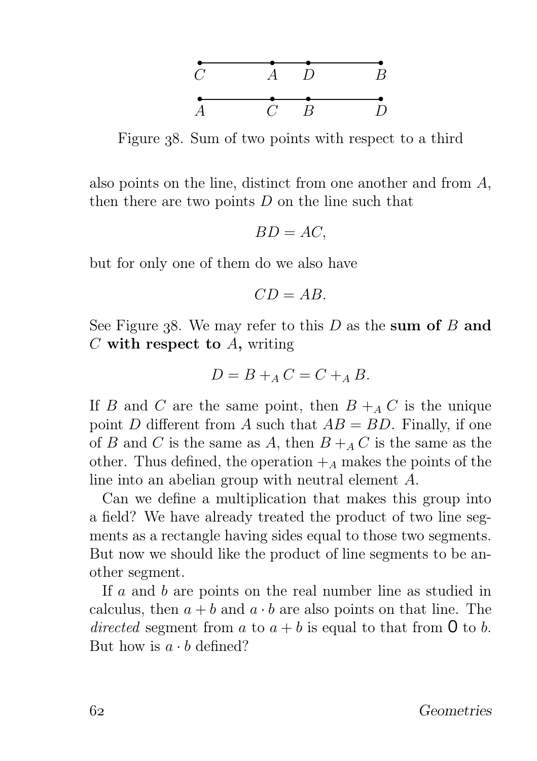Figure 38. Sum of two points with respect to a third

also points on the line, distinct from one another and from $A$, then there are two points $D$ on the line such that

$$BD = AC,$$

but for only one of them do we also have

$$CD = AB.$$

See Figure 38. We may refer to this $D$ as the **sum of $B$ and $C$ with respect to $A$,** writing

$$D = B +_A C = C +_A B.$$

If $B$ and $C$ are the same point, then $B +_A C$ is the unique point $D$ different from $A$ such that $AB = BD$. Finally, if one of $B$ and $C$ is the same as $A$, then $B +_A C$ is the same as the other. Thus defined, the operation $+_A$ makes the points of the line into an abelian group with neutral element $A$.

Can we define a multiplication that makes this group into a field? We have already treated the product of two line segments as a rectangle having sides equal to those two segments. But now we should like the product of line segments to be another segment.

If $a$ and $b$ are points on the real number line as studied in calculus, then $a + b$ and $a \cdot b$ are also points on that line. The *directed* segment from $a$ to $a + b$ is equal to that from $0$ to $b$. But how is $a \cdot b$ defined?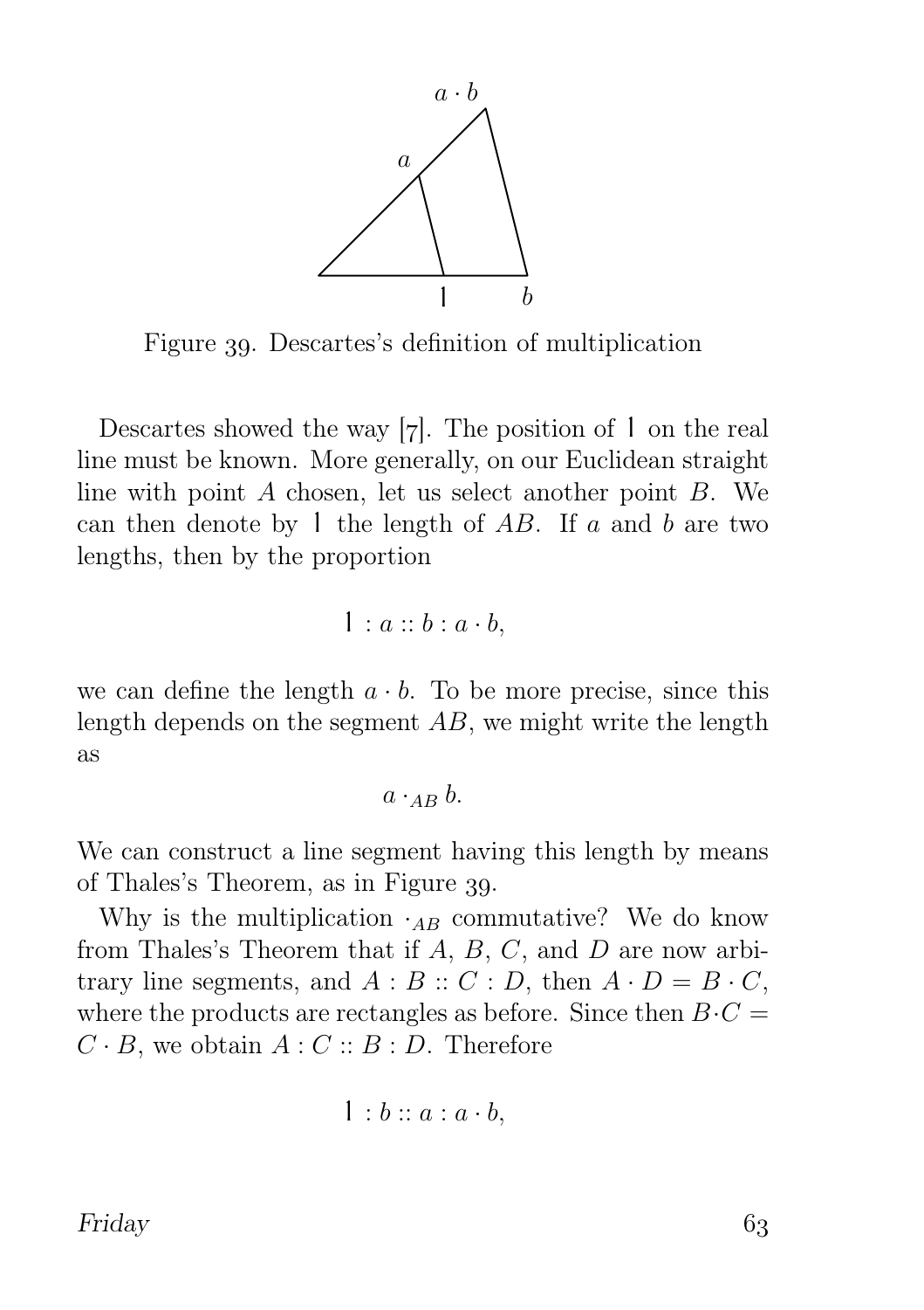Figure 39. Descartes's definition of multiplication

Descartes showed the way [7]. The position of 1 on the real line must be known. More generally, on our Euclidean straight line with point $A$ chosen, let us select another point $B$. We can then denote by 1 the length of $AB$. If $a$ and $b$ are two lengths, then by the proportion

$$1 : a :: b : a \cdot b,$$

we can define the length $a \cdot b$. To be more precise, since this length depends on the segment $AB$, we might write the length as

$$a \cdot_{AB} b.$$

We can construct a line segment having this length by means of Thales's Theorem, as in Figure 39.

Why is the multiplication $\cdot_{AB}$ commutative? We do know from Thales's Theorem that if $A$, $B$, $C$, and $D$ are now arbitrary line segments, and $A : B :: C : D$, then $A \cdot D = B \cdot C$, where the products are rectangles as before. Since then $B \cdot C = C \cdot B$, we obtain $A : C :: B : D$. Therefore

$$1 : b :: a : a \cdot b,$$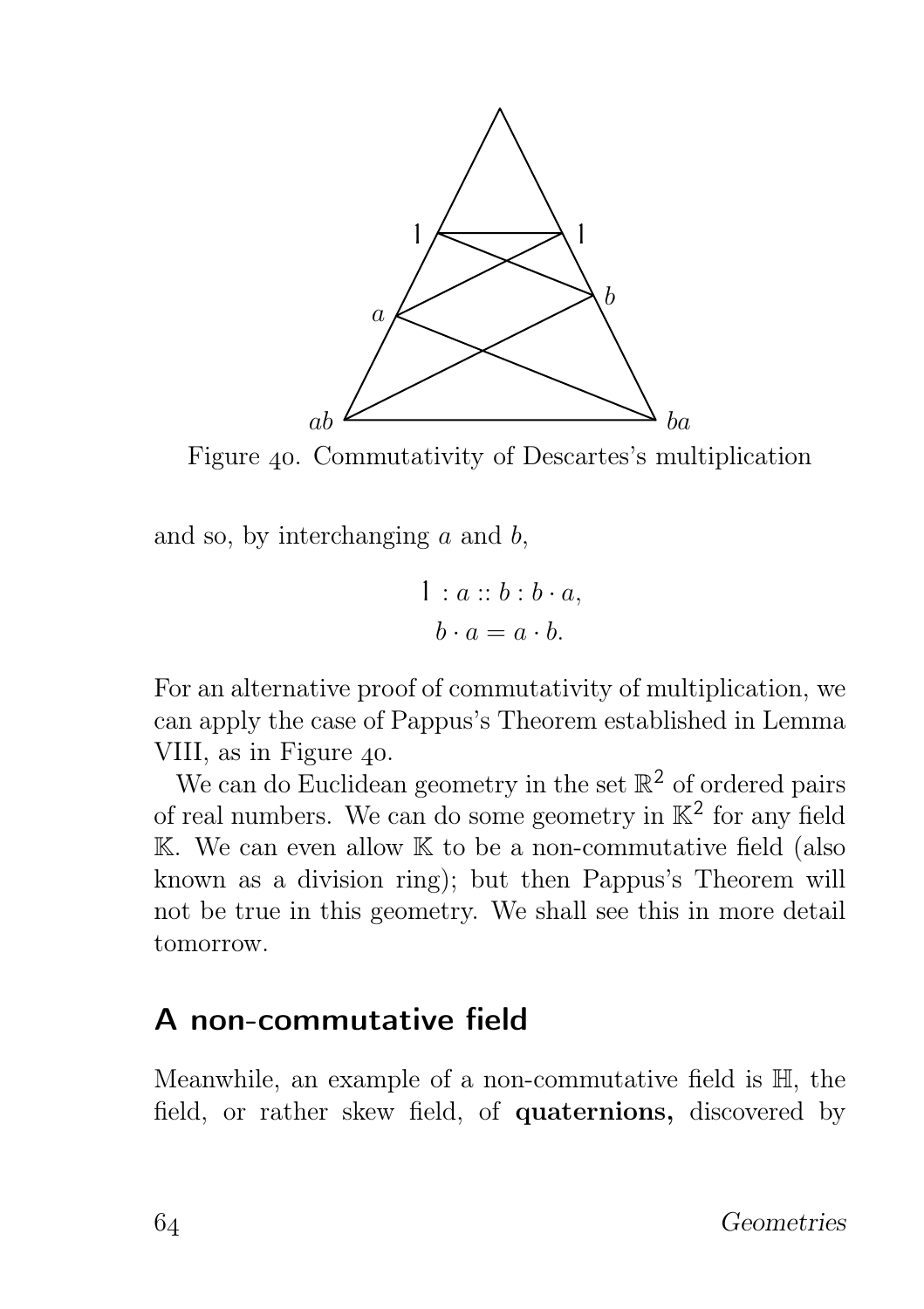Figure 40. Commutativity of Descartes's multiplication

and so, by interchanging $a$ and $b$,

$$1 : a :: b : b \cdot a,$$
$$b \cdot a = a \cdot b.$$

For an alternative proof of commutativity of multiplication, we can apply the case of Pappus's Theorem established in Lemma VIII, as in Figure 40.

We can do Euclidean geometry in the set $\mathbb{R}^2$ of ordered pairs of real numbers. We can do some geometry in $\mathbb{K}^2$ for any field $\mathbb{K}$. We can even allow $\mathbb{K}$ to be a non-commutative field (also known as a division ring); but then Pappus's Theorem will not be true in this geometry. We shall see this in more detail tomorrow.

## A non-commutative field

Meanwhile, an example of a non-commutative field is $\mathbb{H}$, the field, or rather skew field, of **quaternions,** discovered by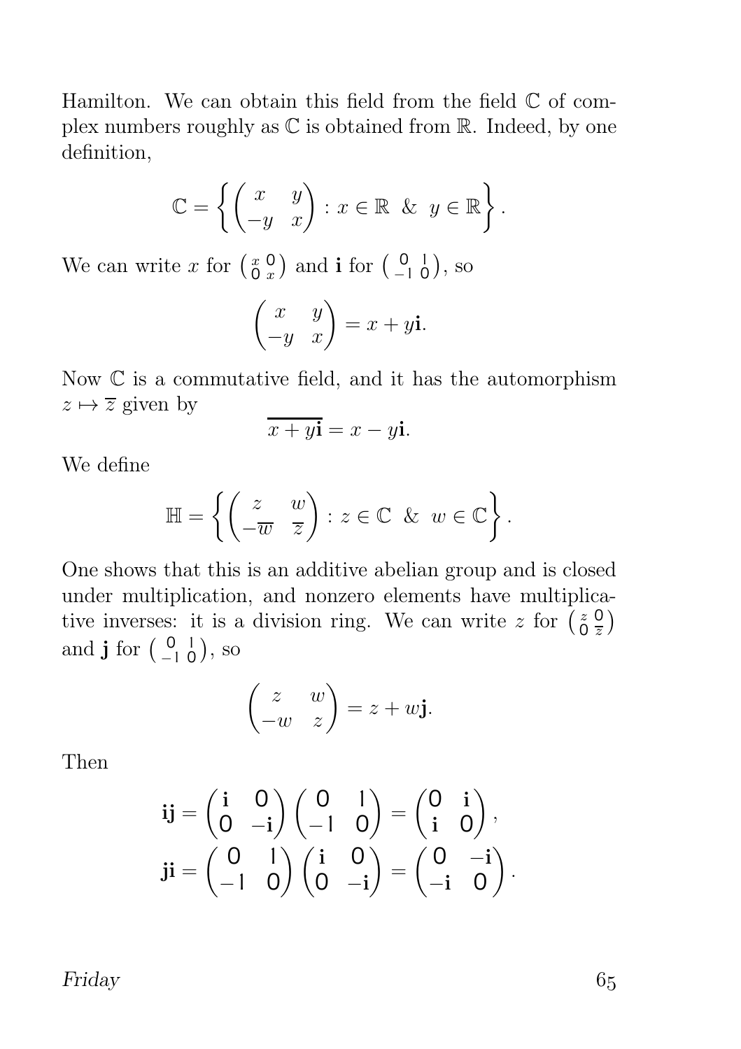Hamilton. We can obtain this field from the field $\mathbb{C}$ of complex numbers roughly as $\mathbb{C}$ is obtained from $\mathbb{R}$. Indeed, by one definition,

$$\mathbb{C} = \left\{ \begin{pmatrix} x & y \\ -y & x \end{pmatrix} : x \in \mathbb{R} \ \& \ y \in \mathbb{R} \right\}.$$

We can write $x$ for $\left(\begin{smallmatrix} x & 0 \\ 0 & x \end{smallmatrix}\right)$ and $\mathbf{i}$ for $\left(\begin{smallmatrix} 0 & 1 \\ -1 & 0 \end{smallmatrix}\right)$, so

$$\begin{pmatrix} x & y \\ -y & x \end{pmatrix} = x + y\mathbf{i}.$$

Now $\mathbb{C}$ is a commutative field, and it has the automorphism $z \mapsto \overline{z}$ given by

$$\overline{x + y\mathbf{i}} = x - y\mathbf{i}.$$

We define

$$\mathbb{H} = \left\{ \begin{pmatrix} z & w \\ -\overline{w} & \overline{z} \end{pmatrix} : z \in \mathbb{C} \ \& \ w \in \mathbb{C} \right\}.$$

One shows that this is an additive abelian group and is closed under multiplication, and nonzero elements have multiplicative inverses: it is a division ring. We can write $z$ for $\left(\begin{smallmatrix} z & 0 \\ 0 & \overline{z} \end{smallmatrix}\right)$ and $\mathbf{j}$ for $\left(\begin{smallmatrix} 0 & 1 \\ -1 & 0 \end{smallmatrix}\right)$, so

$$\begin{pmatrix} z & w \\ -w & z \end{pmatrix} = z + w\mathbf{j}.$$

Then

$$\mathbf{ij} = \begin{pmatrix} \mathbf{i} & 0 \\ 0 & -\mathbf{i} \end{pmatrix} \begin{pmatrix} 0 & 1 \\ -1 & 0 \end{pmatrix} = \begin{pmatrix} 0 & \mathbf{i} \\ \mathbf{i} & 0 \end{pmatrix},$$

$$\mathbf{ji} = \begin{pmatrix} 0 & 1 \\ -1 & 0 \end{pmatrix} \begin{pmatrix} \mathbf{i} & 0 \\ 0 & -\mathbf{i} \end{pmatrix} = \begin{pmatrix} 0 & -\mathbf{i} \\ -\mathbf{i} & 0 \end{pmatrix}.$$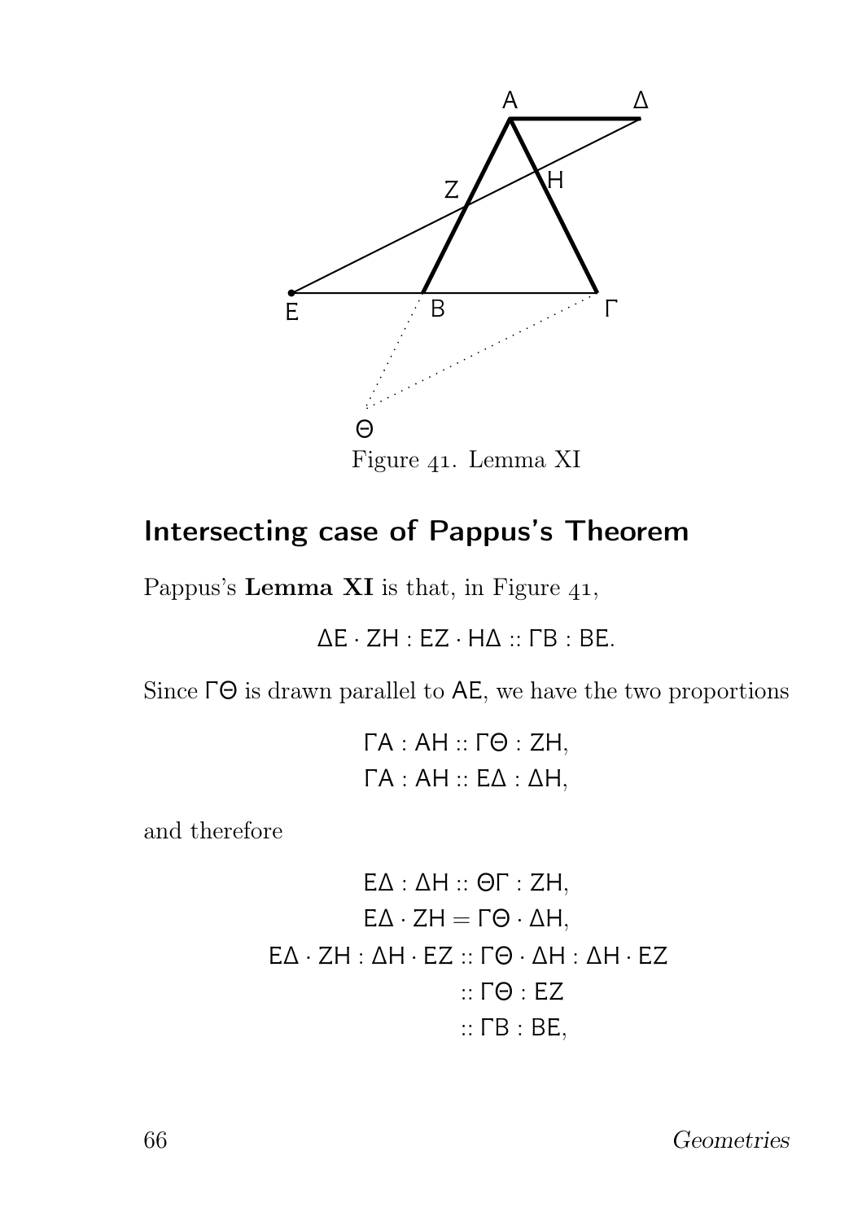Figure 41. Lemma XI

## Intersecting case of Pappus's Theorem

Pappus's **Lemma XI** is that, in Figure 41,

$$\mathsf{\Delta E} \cdot \mathsf{ZH} : \mathsf{EZ} \cdot \mathsf{H\Delta} :: \mathsf{\Gamma B} : \mathsf{BE}.$$

Since $\mathsf{\Gamma\Theta}$ is drawn parallel to $\mathsf{AE}$, we have the two proportions

$$\mathsf{\Gamma A} : \mathsf{AH} :: \mathsf{\Gamma\Theta} : \mathsf{ZH},$$
$$\mathsf{\Gamma A} : \mathsf{AH} :: \mathsf{E\Delta} : \mathsf{\Delta H},$$

and therefore

$$\mathsf{E\Delta} : \mathsf{\Delta H} :: \mathsf{\Theta\Gamma} : \mathsf{ZH},$$
$$\mathsf{E\Delta} \cdot \mathsf{ZH} = \mathsf{\Gamma\Theta} \cdot \mathsf{\Delta H},$$
$$\mathsf{E\Delta} \cdot \mathsf{ZH} : \mathsf{\Delta H} \cdot \mathsf{EZ} :: \mathsf{\Gamma\Theta} \cdot \mathsf{\Delta H} : \mathsf{\Delta H} \cdot \mathsf{EZ}$$
$$:: \mathsf{\Gamma\Theta} : \mathsf{EZ}$$
$$:: \mathsf{\Gamma B} : \mathsf{BE},$$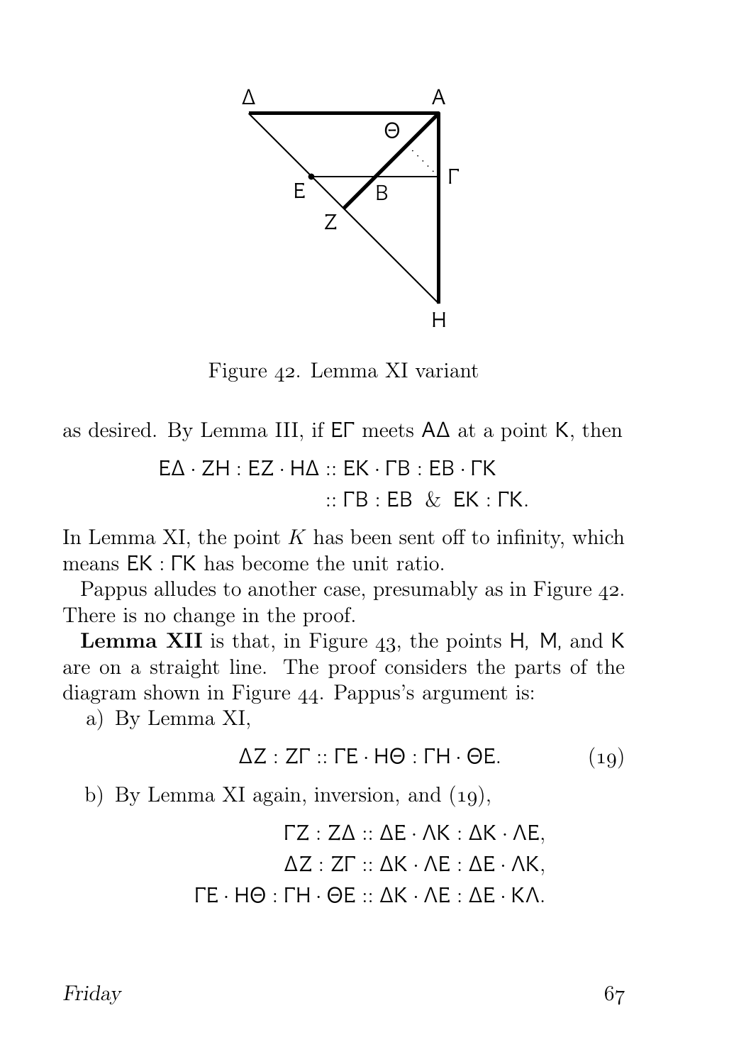Figure 42. Lemma XI variant

as desired. By Lemma III, if ΕΓ meets ΑΔ at a point Κ, then

$$\mathsf{E\Delta \cdot ZH : EZ \cdot H\Delta :: EK \cdot \Gamma B : EB \cdot \Gamma K}$$
$$\mathsf{:: \Gamma B : EB \ \ \& \ \ EK : \Gamma K.}$$

In Lemma XI, the point $K$ has been sent off to infinity, which means ΕΚ : ΓΚ has become the unit ratio.

Pappus alludes to another case, presumably as in Figure 42. There is no change in the proof.

**Lemma XII** is that, in Figure 43, the points Η, Μ, and Κ are on a straight line. The proof considers the parts of the diagram shown in Figure 44. Pappus's argument is:

a) By Lemma XI,

$$\mathsf{\Delta Z : Z\Gamma :: \Gamma E \cdot H\Theta : \Gamma H \cdot \Theta E.} \qquad (19)$$

b) By Lemma XI again, inversion, and (19),

$$\mathsf{\Gamma Z : Z\Delta :: \Delta E \cdot \Lambda K : \Delta K \cdot \Lambda E,}$$
$$\mathsf{\Delta Z : Z\Gamma :: \Delta K \cdot \Lambda E : \Delta E \cdot \Lambda K,}$$
$$\mathsf{\Gamma E \cdot H\Theta : \Gamma H \cdot \Theta E :: \Delta K \cdot \Lambda E : \Delta E \cdot K\Lambda.}$$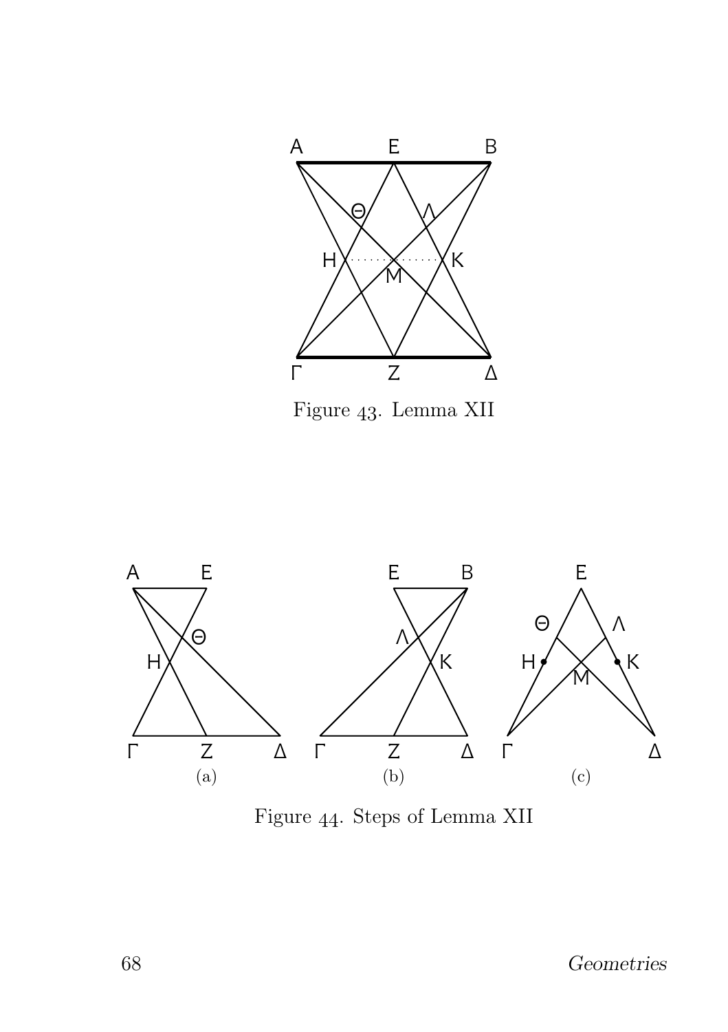Figure 43. Lemma XII

Figure 44. Steps of Lemma XII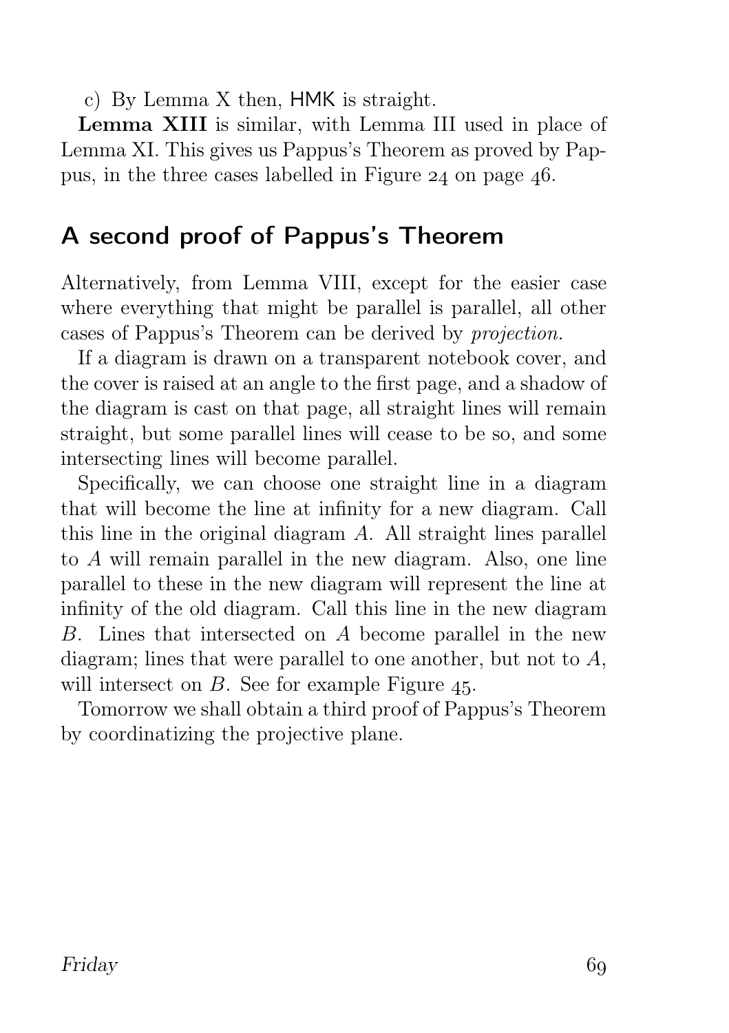c) By Lemma X then, HMK is straight.

**Lemma XIII** is similar, with Lemma III used in place of Lemma XI. This gives us Pappus's Theorem as proved by Pappus, in the three cases labelled in Figure 24 on page 46.

## A second proof of Pappus's Theorem

Alternatively, from Lemma VIII, except for the easier case where everything that might be parallel is parallel, all other cases of Pappus's Theorem can be derived by *projection*.

If a diagram is drawn on a transparent notebook cover, and the cover is raised at an angle to the first page, and a shadow of the diagram is cast on that page, all straight lines will remain straight, but some parallel lines will cease to be so, and some intersecting lines will become parallel.

Specifically, we can choose one straight line in a diagram that will become the line at infinity for a new diagram. Call this line in the original diagram $A$. All straight lines parallel to $A$ will remain parallel in the new diagram. Also, one line parallel to these in the new diagram will represent the line at infinity of the old diagram. Call this line in the new diagram $B$. Lines that intersected on $A$ become parallel in the new diagram; lines that were parallel to one another, but not to $A$, will intersect on $B$. See for example Figure 45.

Tomorrow we shall obtain a third proof of Pappus's Theorem by coordinatizing the projective plane.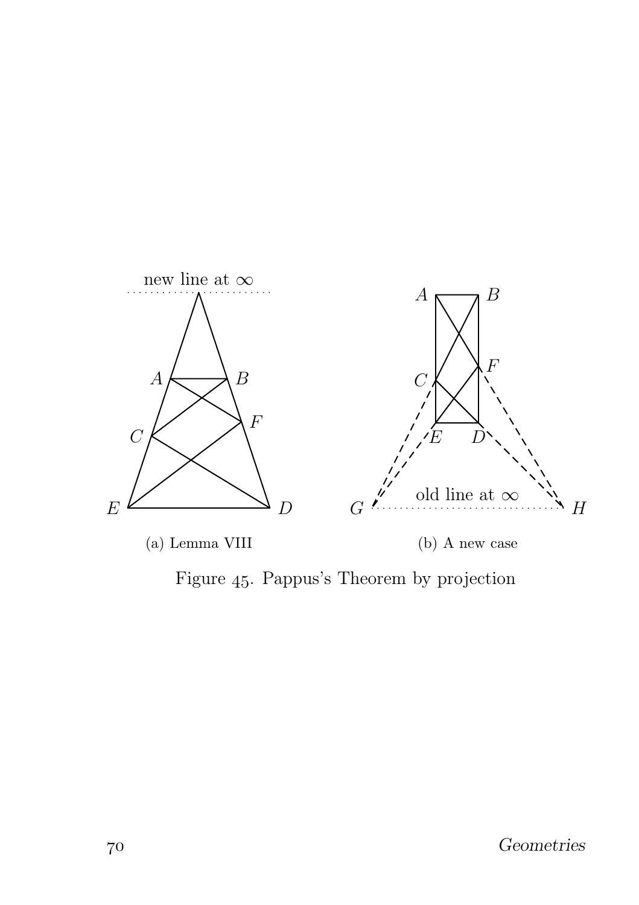(a) Lemma VIII

(b) A new case

Figure 45. Pappus's Theorem by projection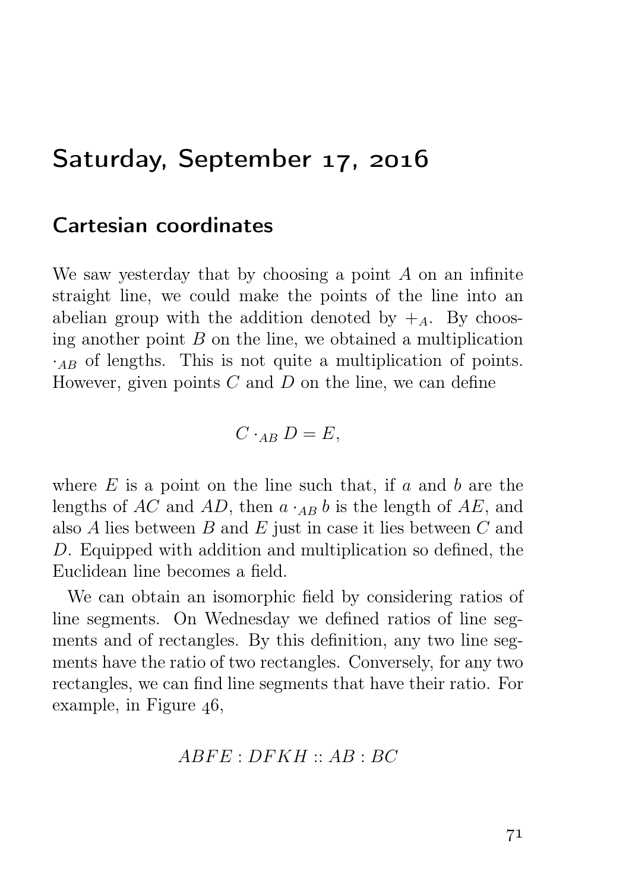# Saturday, September 17, 2016

## Cartesian coordinates

We saw yesterday that by choosing a point $A$ on an infinite straight line, we could make the points of the line into an abelian group with the addition denoted by $+_A$. By choosing another point $B$ on the line, we obtained a multiplication $\cdot_{AB}$ of lengths. This is not quite a multiplication of points. However, given points $C$ and $D$ on the line, we can define

$$C \cdot_{AB} D = E,$$

where $E$ is a point on the line such that, if $a$ and $b$ are the lengths of $AC$ and $AD$, then $a \cdot_{AB} b$ is the length of $AE$, and also $A$ lies between $B$ and $E$ just in case it lies between $C$ and $D$. Equipped with addition and multiplication so defined, the Euclidean line becomes a field.

We can obtain an isomorphic field by considering ratios of line segments. On Wednesday we defined ratios of line segments and of rectangles. By this definition, any two line segments have the ratio of two rectangles. Conversely, for any two rectangles, we can find line segments that have their ratio. For example, in Figure 46,

$$ABFE : DFKH :: AB : BC$$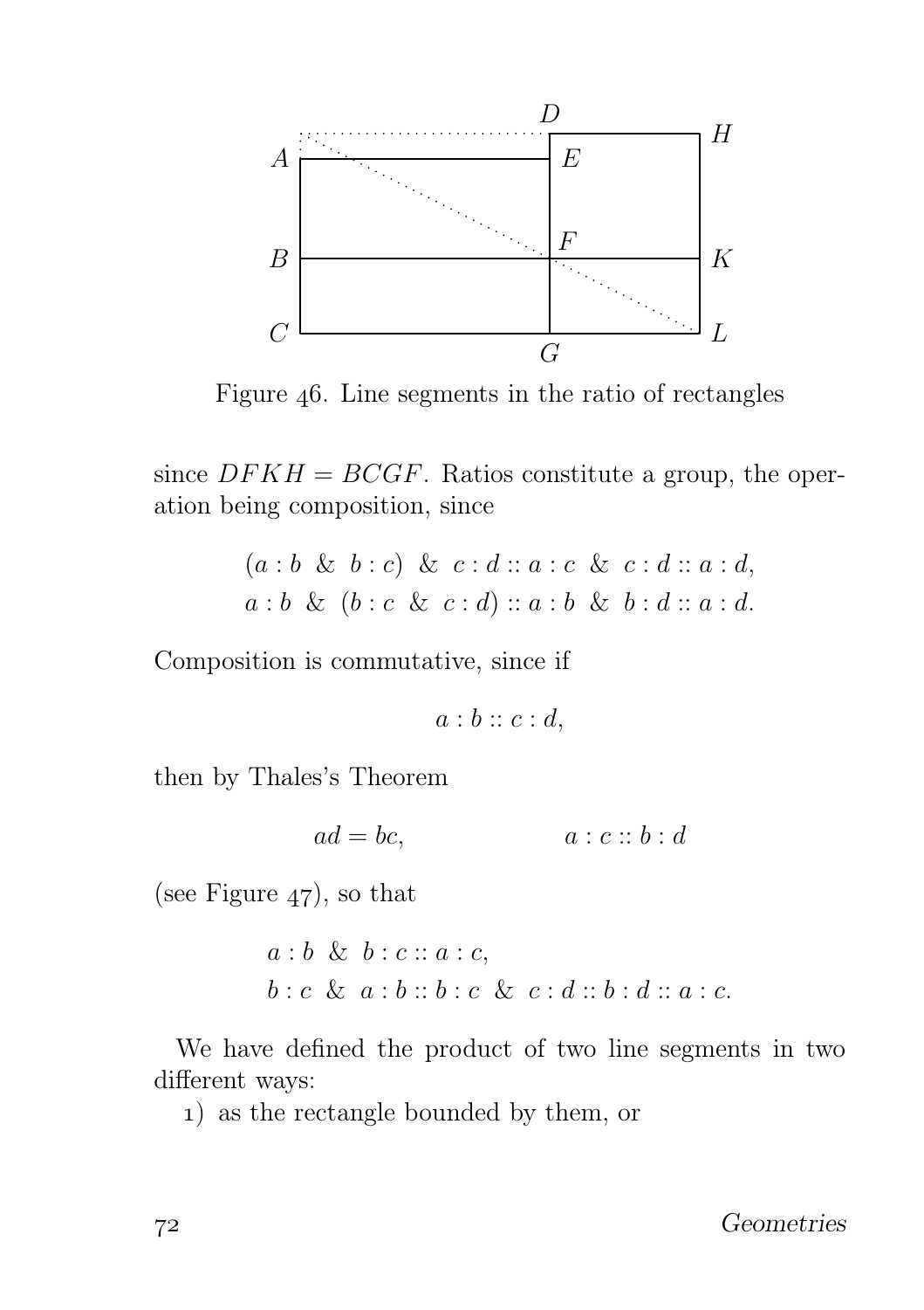Figure 46. Line segments in the ratio of rectangles

since $DFKH = BCGF$. Ratios constitute a group, the operation being composition, since

$$(a : b \ \& \ b : c) \ \& \ c : d :: a : c \ \& \ c : d :: a : d,$$
$$a : b \ \& \ (b : c \ \& \ c : d) :: a : b \ \& \ b : d :: a : d.$$

Composition is commutative, since if

$$a : b :: c : d,$$

then by Thales's Theorem

$$ad = bc, \qquad\qquad a : c :: b : d$$

(see Figure 47), so that

$$a : b \ \& \ b : c :: a : c,$$
$$b : c \ \& \ a : b :: b : c \ \& \ c : d :: b : d :: a : c.$$

We have defined the product of two line segments in two different ways:

1) as the rectangle bounded by them, or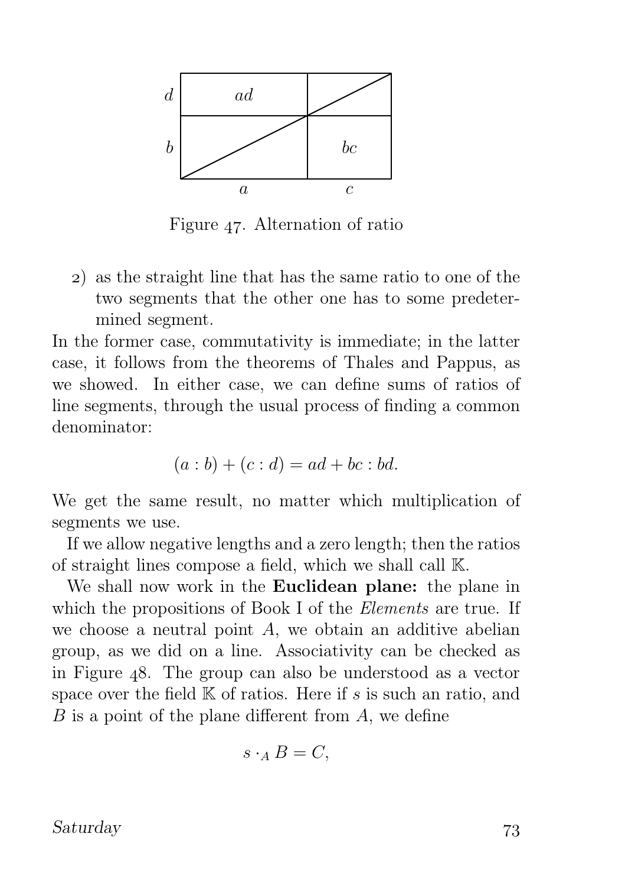Figure 47. Alternation of ratio

2) as the straight line that has the same ratio to one of the two segments that the other one has to some predetermined segment.

In the former case, commutativity is immediate; in the latter case, it follows from the theorems of Thales and Pappus, as we showed. In either case, we can define sums of ratios of line segments, through the usual process of finding a common denominator:

$$(a : b) + (c : d) = ad + bc : bd.$$

We get the same result, no matter which multiplication of segments we use.

If we allow negative lengths and a zero length; then the ratios of straight lines compose a field, which we shall call $\mathbb{K}$.

We shall now work in the **Euclidean plane:** the plane in which the propositions of Book I of the *Elements* are true. If we choose a neutral point $A$, we obtain an additive abelian group, as we did on a line. Associativity can be checked as in Figure 48. The group can also be understood as a vector space over the field $\mathbb{K}$ of ratios. Here if $s$ is such an ratio, and $B$ is a point of the plane different from $A$, we define

$$s \cdot_A B = C,$$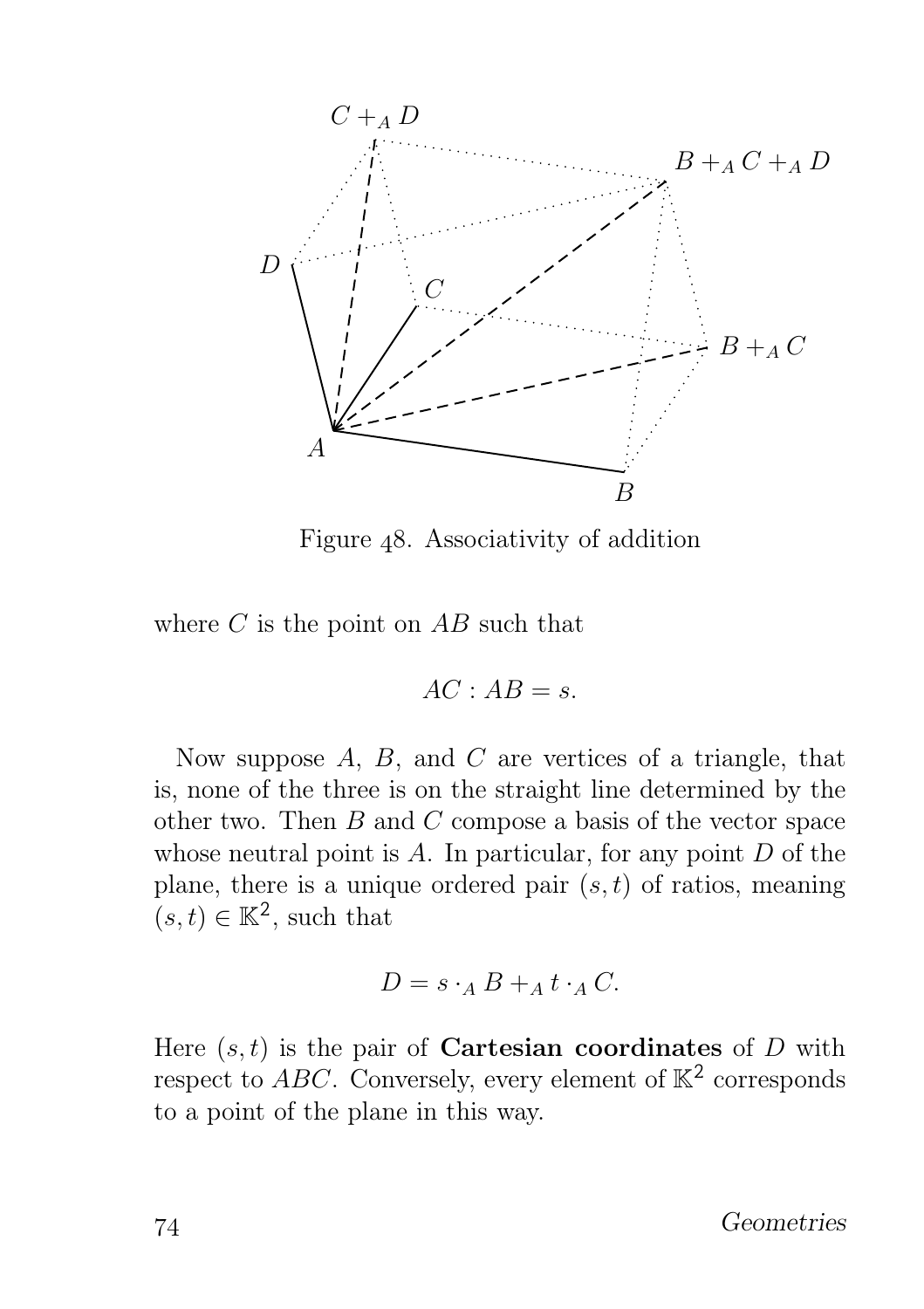Figure 48. Associativity of addition

where $C$ is the point on $AB$ such that

$$AC : AB = s.$$

Now suppose $A$, $B$, and $C$ are vertices of a triangle, that is, none of the three is on the straight line determined by the other two. Then $B$ and $C$ compose a basis of the vector space whose neutral point is $A$. In particular, for any point $D$ of the plane, there is a unique ordered pair $(s, t)$ of ratios, meaning $(s, t) \in \mathbb{K}^2$, such that

$$D = s \cdot_A B +_A t \cdot_A C.$$

Here $(s, t)$ is the pair of **Cartesian coordinates** of $D$ with respect to $ABC$. Conversely, every element of $\mathbb{K}^2$ corresponds to a point of the plane in this way.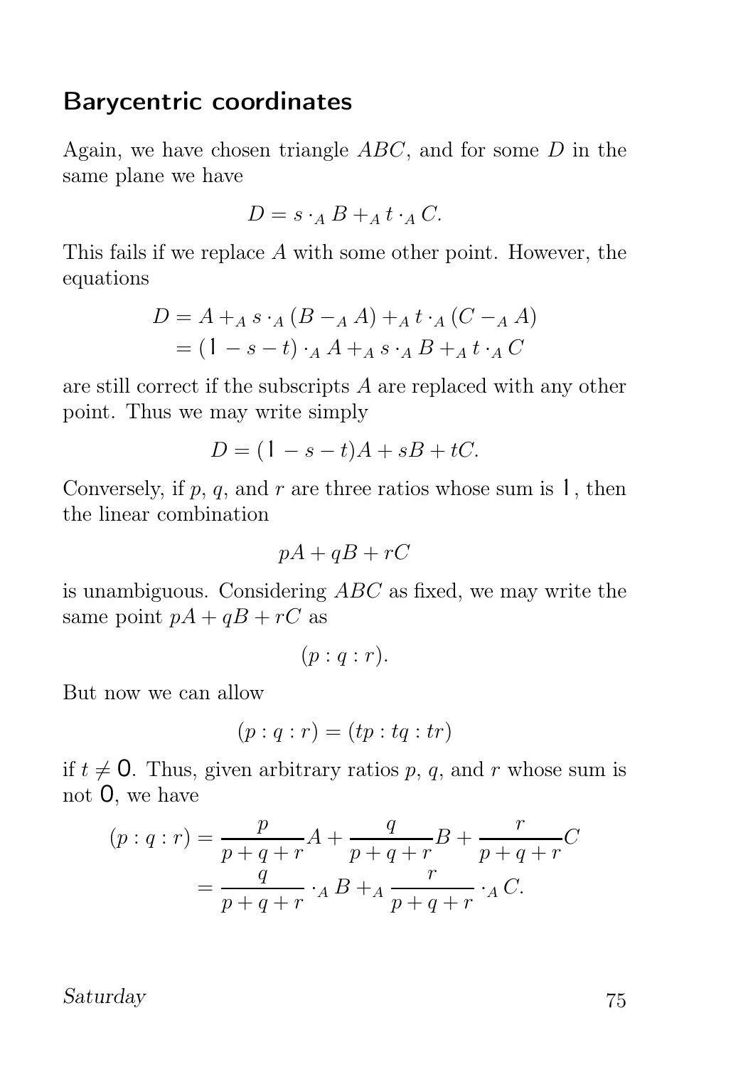## Barycentric coordinates

Again, we have chosen triangle $ABC$, and for some $D$ in the same plane we have

$$D = s \cdot_A B +_A t \cdot_A C.$$

This fails if we replace $A$ with some other point. However, the equations

$$\begin{aligned} D &= A +_A s \cdot_A (B -_A A) +_A t \cdot_A (C -_A A) \\ &= (1 - s - t) \cdot_A A +_A s \cdot_A B +_A t \cdot_A C \end{aligned}$$

are still correct if the subscripts $A$ are replaced with any other point. Thus we may write simply

$$D = (1 - s - t)A + sB + tC.$$

Conversely, if $p$, $q$, and $r$ are three ratios whose sum is $1$, then the linear combination

$$pA + qB + rC$$

is unambiguous. Considering $ABC$ as fixed, we may write the same point $pA + qB + rC$ as

$$(p : q : r).$$

But now we can allow

$$(p : q : r) = (tp : tq : tr)$$

if $t \neq 0$. Thus, given arbitrary ratios $p$, $q$, and $r$ whose sum is not $0$, we have

$$\begin{aligned} (p : q : r) &= \frac{p}{p+q+r}A + \frac{q}{p+q+r}B + \frac{r}{p+q+r}C \\ &= \frac{q}{p+q+r} \cdot_A B +_A \frac{r}{p+q+r} \cdot_A C. \end{aligned}$$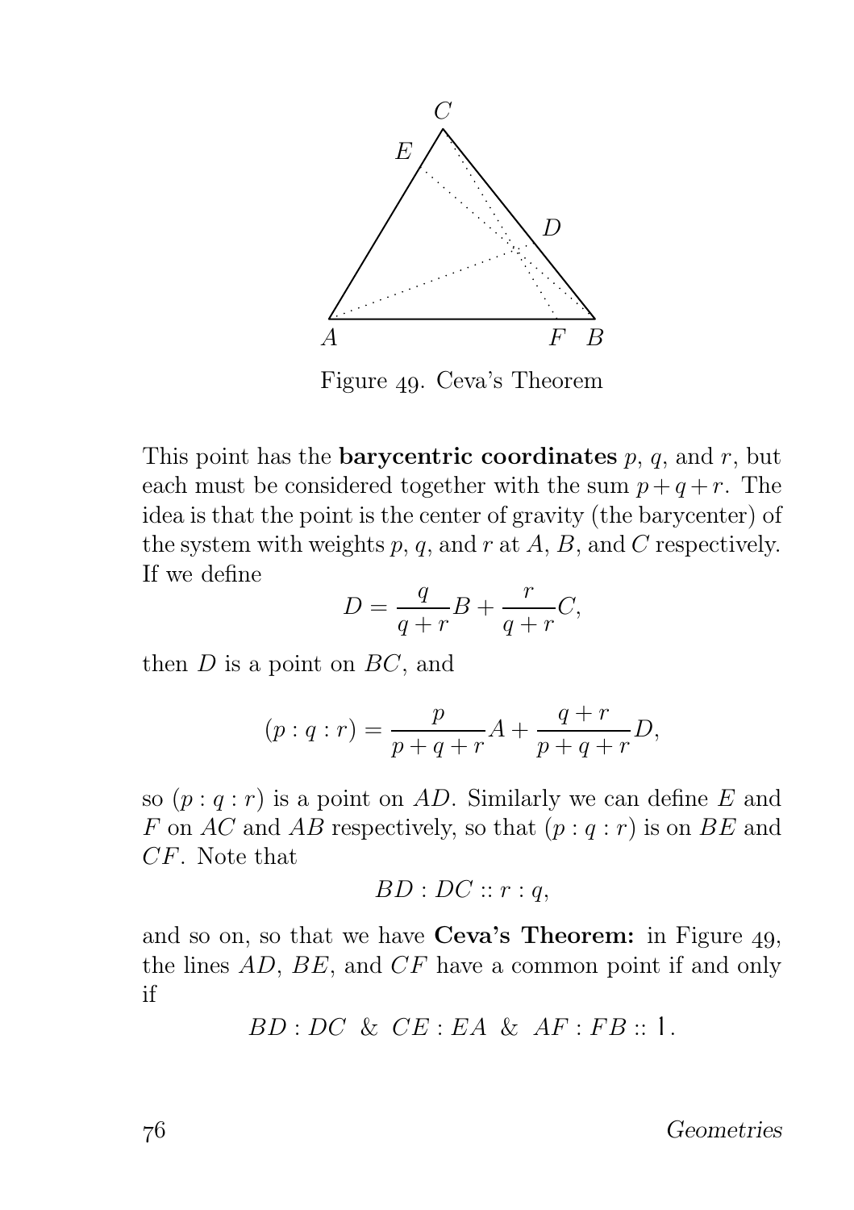Figure 49. Ceva's Theorem

This point has the **barycentric coordinates** $p$, $q$, and $r$, but each must be considered together with the sum $p+q+r$. The idea is that the point is the center of gravity (the barycenter) of the system with weights $p$, $q$, and $r$ at $A$, $B$, and $C$ respectively. If we define

$$D = \frac{q}{q+r}B + \frac{r}{q+r}C,$$

then $D$ is a point on $BC$, and

$$(p:q:r) = \frac{p}{p+q+r}A + \frac{q+r}{p+q+r}D,$$

so $(p:q:r)$ is a point on $AD$. Similarly we can define $E$ and $F$ on $AC$ and $AB$ respectively, so that $(p:q:r)$ is on $BE$ and $CF$. Note that

$$BD : DC :: r : q,$$

and so on, so that we have **Ceva's Theorem:** in Figure 49, the lines $AD$, $BE$, and $CF$ have a common point if and only if

$$BD : DC \ \& \ CE : EA \ \& \ AF : FB :: 1.$$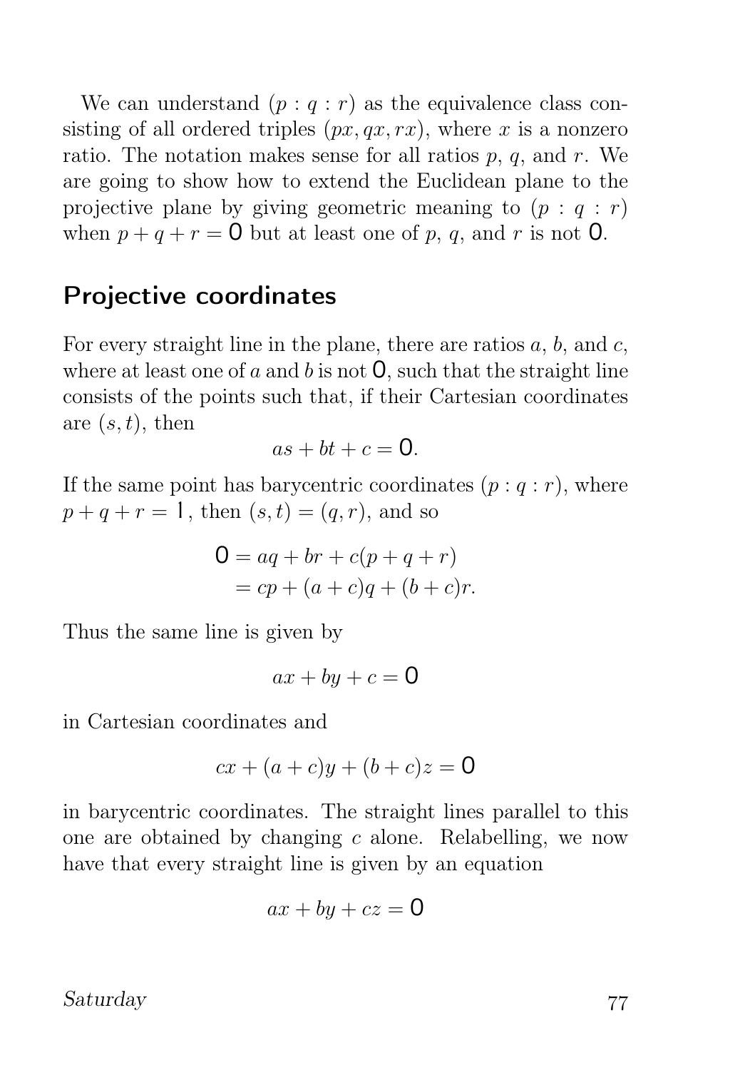We can understand $(p : q : r)$ as the equivalence class consisting of all ordered triples $(px, qx, rx)$, where $x$ is a nonzero ratio. The notation makes sense for all ratios $p$, $q$, and $r$. We are going to show how to extend the Euclidean plane to the projective plane by giving geometric meaning to $(p : q : r)$ when $p + q + r = 0$ but at least one of $p$, $q$, and $r$ is not $0$.

## Projective coordinates

For every straight line in the plane, there are ratios $a$, $b$, and $c$, where at least one of $a$ and $b$ is not $0$, such that the straight line consists of the points such that, if their Cartesian coordinates are $(s, t)$, then

$$as + bt + c = 0.$$

If the same point has barycentric coordinates $(p : q : r)$, where $p + q + r = 1$, then $(s, t) = (q, r)$, and so

$$\begin{aligned} 0 &= aq + br + c(p + q + r) \\ &= cp + (a + c)q + (b + c)r. \end{aligned}$$

Thus the same line is given by

$$ax + by + c = 0$$

in Cartesian coordinates and

$$cx + (a + c)y + (b + c)z = 0$$

in barycentric coordinates. The straight lines parallel to this one are obtained by changing $c$ alone. Relabelling, we now have that every straight line is given by an equation

$$ax + by + cz = 0$$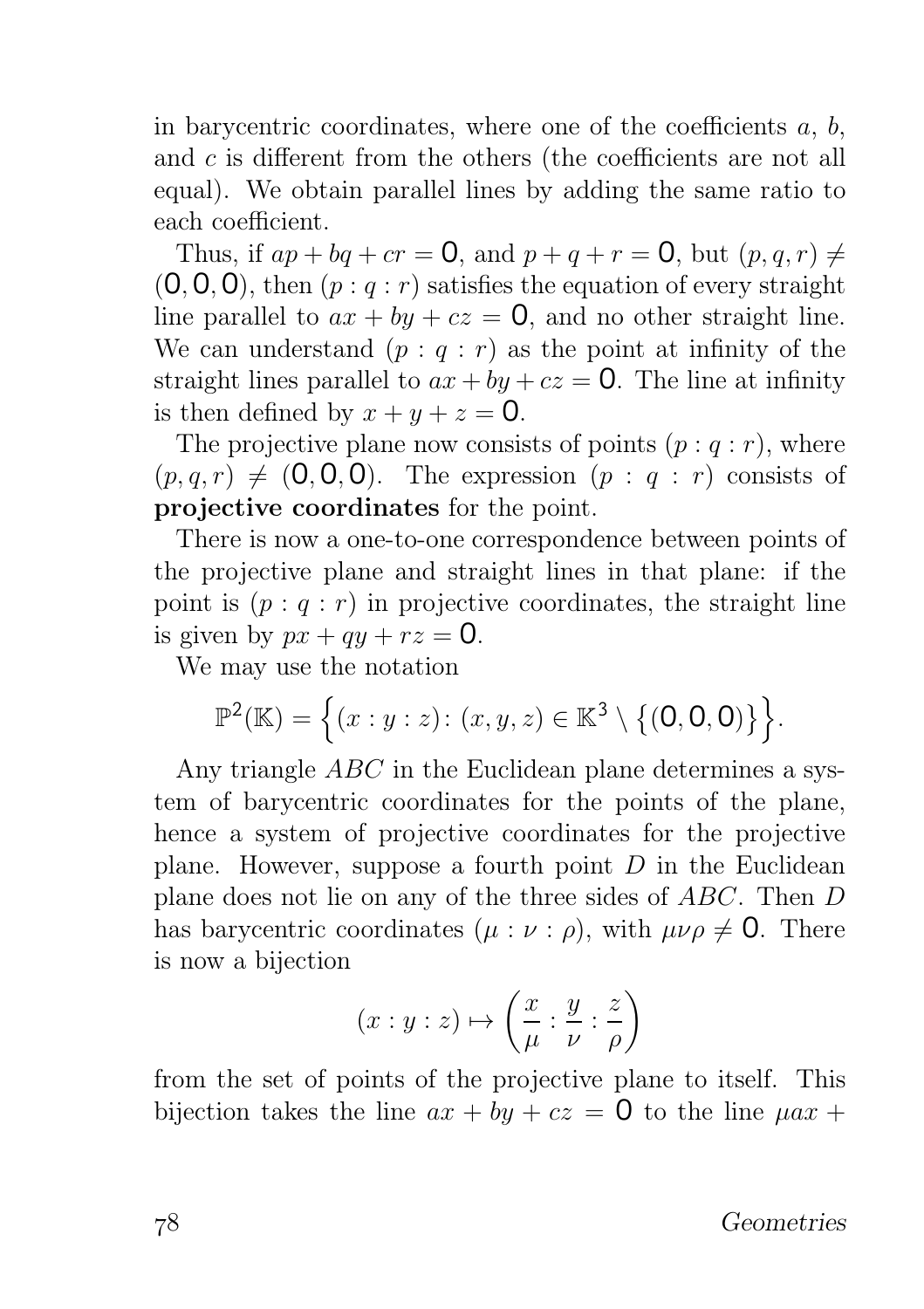in barycentric coordinates, where one of the coefficients $a$, $b$, and $c$ is different from the others (the coefficients are not all equal). We obtain parallel lines by adding the same ratio to each coefficient.

Thus, if $ap + bq + cr = 0$, and $p + q + r = 0$, but $(p, q, r) \neq (0, 0, 0)$, then $(p : q : r)$ satisfies the equation of every straight line parallel to $ax + by + cz = 0$, and no other straight line. We can understand $(p : q : r)$ as the point at infinity of the straight lines parallel to $ax + by + cz = 0$. The line at infinity is then defined by $x + y + z = 0$.

The projective plane now consists of points $(p : q : r)$, where $(p, q, r) \neq (0, 0, 0)$. The expression $(p : q : r)$ consists of **projective coordinates** for the point.

There is now a one-to-one correspondence between points of the projective plane and straight lines in that plane: if the point is $(p : q : r)$ in projective coordinates, the straight line is given by $px + qy + rz = 0$.

We may use the notation

$$\mathbb{P}^2(\mathbb{K}) = \Big\{(x : y : z)\colon (x, y, z) \in \mathbb{K}^3 \setminus \big\{(0, 0, 0)\big\}\Big\}.$$

Any triangle $ABC$ in the Euclidean plane determines a system of barycentric coordinates for the points of the plane, hence a system of projective coordinates for the projective plane. However, suppose a fourth point $D$ in the Euclidean plane does not lie on any of the three sides of $ABC$. Then $D$ has barycentric coordinates $(\mu : \nu : \rho)$, with $\mu\nu\rho \neq 0$. There is now a bijection

$$(x : y : z) \mapsto \left(\frac{x}{\mu} : \frac{y}{\nu} : \frac{z}{\rho}\right)$$

from the set of points of the projective plane to itself. This bijection takes the line $ax + by + cz = 0$ to the line $\mu ax +$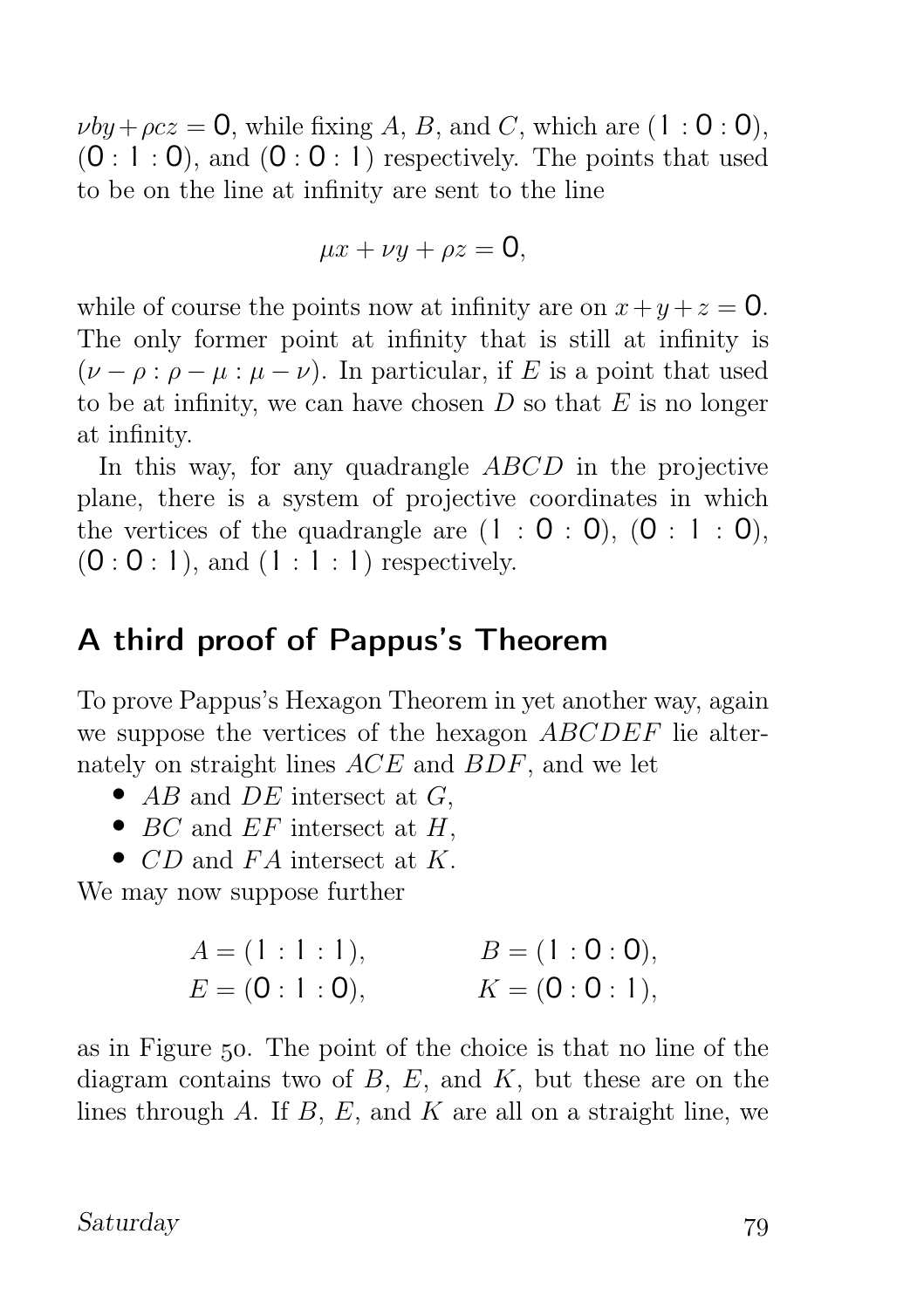$\nu by + \rho cz = 0$, while fixing $A$, $B$, and $C$, which are $(1 : 0 : 0)$, $(0 : 1 : 0)$, and $(0 : 0 : 1)$ respectively. The points that used to be on the line at infinity are sent to the line

$$\mu x + \nu y + \rho z = 0,$$

while of course the points now at infinity are on $x + y + z = 0$. The only former point at infinity that is still at infinity is $(\nu - \rho : \rho - \mu : \mu - \nu)$. In particular, if $E$ is a point that used to be at infinity, we can have chosen $D$ so that $E$ is no longer at infinity.

In this way, for any quadrangle $ABCD$ in the projective plane, there is a system of projective coordinates in which the vertices of the quadrangle are $(1 : 0 : 0)$, $(0 : 1 : 0)$, $(0 : 0 : 1)$, and $(1 : 1 : 1)$ respectively.

## A third proof of Pappus's Theorem

To prove Pappus's Hexagon Theorem in yet another way, again we suppose the vertices of the hexagon $ABCDEF$ lie alternately on straight lines $ACE$ and $BDF$, and we let

- $AB$ and $DE$ intersect at $G$,
- $BC$ and $EF$ intersect at $H$,
- $CD$ and $FA$ intersect at $K$.

We may now suppose further

$$A = (1 : 1 : 1), \qquad B = (1 : 0 : 0),$$
$$E = (0 : 1 : 0), \qquad K = (0 : 0 : 1),$$

as in Figure 50. The point of the choice is that no line of the diagram contains two of $B$, $E$, and $K$, but these are on the lines through $A$. If $B$, $E$, and $K$ are all on a straight line, we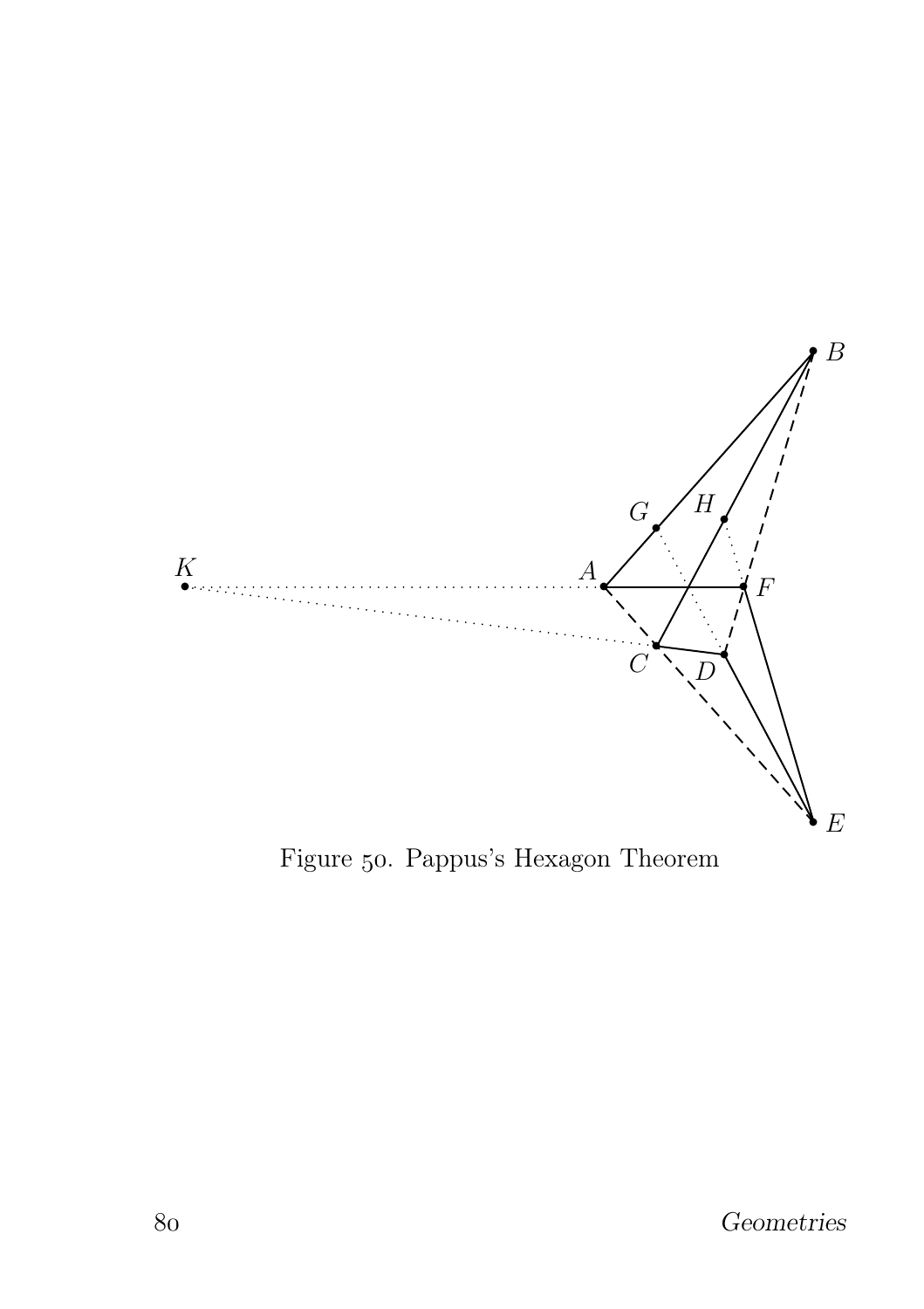Figure 50. Pappus's Hexagon Theorem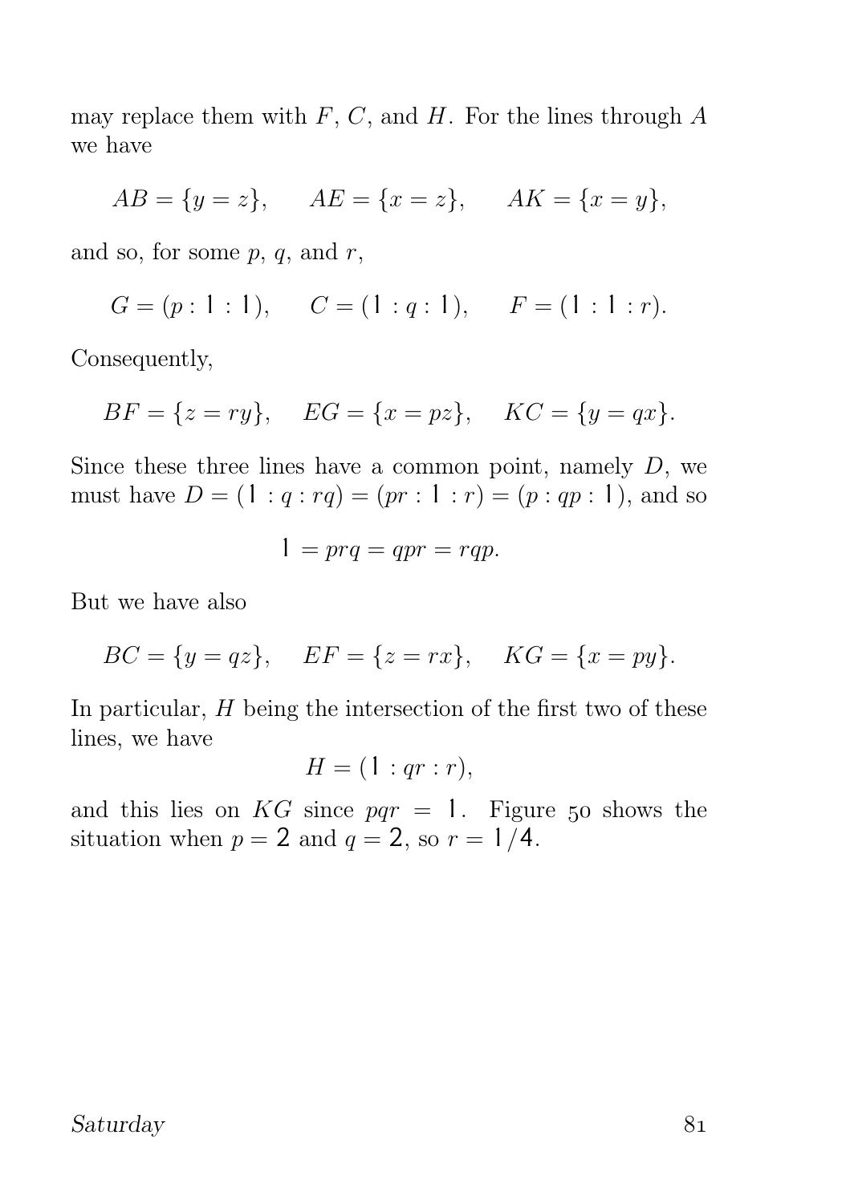may replace them with $F$, $C$, and $H$. For the lines through $A$ we have

$$AB = \{y = z\}, \qquad AE = \{x = z\}, \qquad AK = \{x = y\},$$

and so, for some $p$, $q$, and $r$,

$$G = (p : 1 : 1), \qquad C = (1 : q : 1), \qquad F = (1 : 1 : r).$$

Consequently,

$$BF = \{z = ry\}, \quad EG = \{x = pz\}, \quad KC = \{y = qx\}.$$

Since these three lines have a common point, namely $D$, we must have $D = (1 : q : rq) = (pr : 1 : r) = (p : qp : 1)$, and so

$$1 = prq = qpr = rqp.$$

But we have also

$$BC = \{y = qz\}, \quad EF = \{z = rx\}, \quad KG = \{x = py\}.$$

In particular, $H$ being the intersection of the first two of these lines, we have

$$H = (1 : qr : r),$$

and this lies on $KG$ since $pqr = 1$. Figure 50 shows the situation when $p = 2$ and $q = 2$, so $r = 1/4$.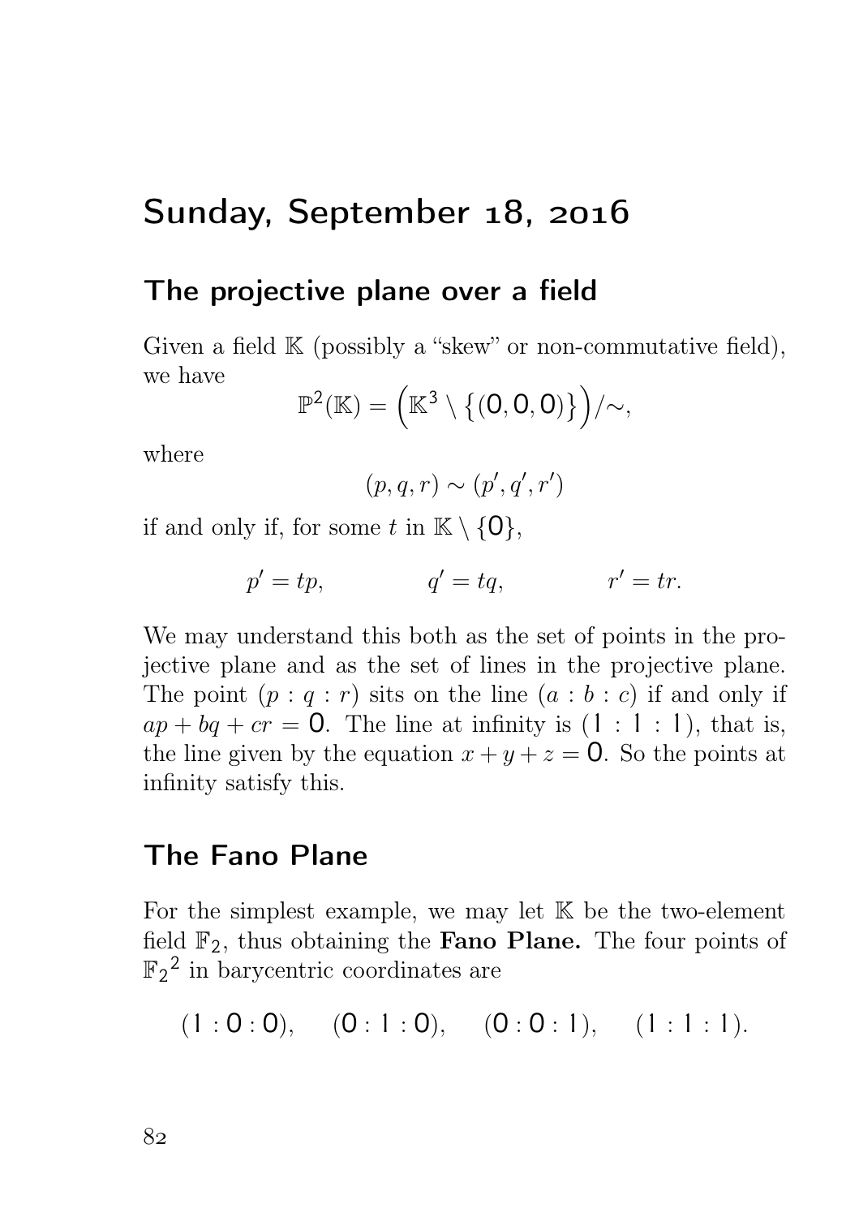# Sunday, September 18, 2016

## The projective plane over a field

Given a field $\mathbb{K}$ (possibly a "skew" or non-commutative field), we have

$$\mathbb{P}^2(\mathbb{K}) = \Big(\mathbb{K}^3 \setminus \{(0,0,0)\}\Big)/\!\sim,$$

where

$$(p,q,r) \sim (p',q',r')$$

if and only if, for some $t$ in $\mathbb{K} \setminus \{0\}$,

$$p' = tp, \qquad q' = tq, \qquad r' = tr.$$

We may understand this both as the set of points in the projective plane and as the set of lines in the projective plane. The point $(p : q : r)$ sits on the line $(a : b : c)$ if and only if $ap + bq + cr = 0$. The line at infinity is $(1 : 1 : 1)$, that is, the line given by the equation $x + y + z = 0$. So the points at infinity satisfy this.

## The Fano Plane

For the simplest example, we may let $\mathbb{K}$ be the two-element field $\mathbb{F}_2$, thus obtaining the **Fano Plane.** The four points of ${\mathbb{F}_2}^2$ in barycentric coordinates are

$$(1 : 0 : 0), \quad (0 : 1 : 0), \quad (0 : 0 : 1), \quad (1 : 1 : 1).$$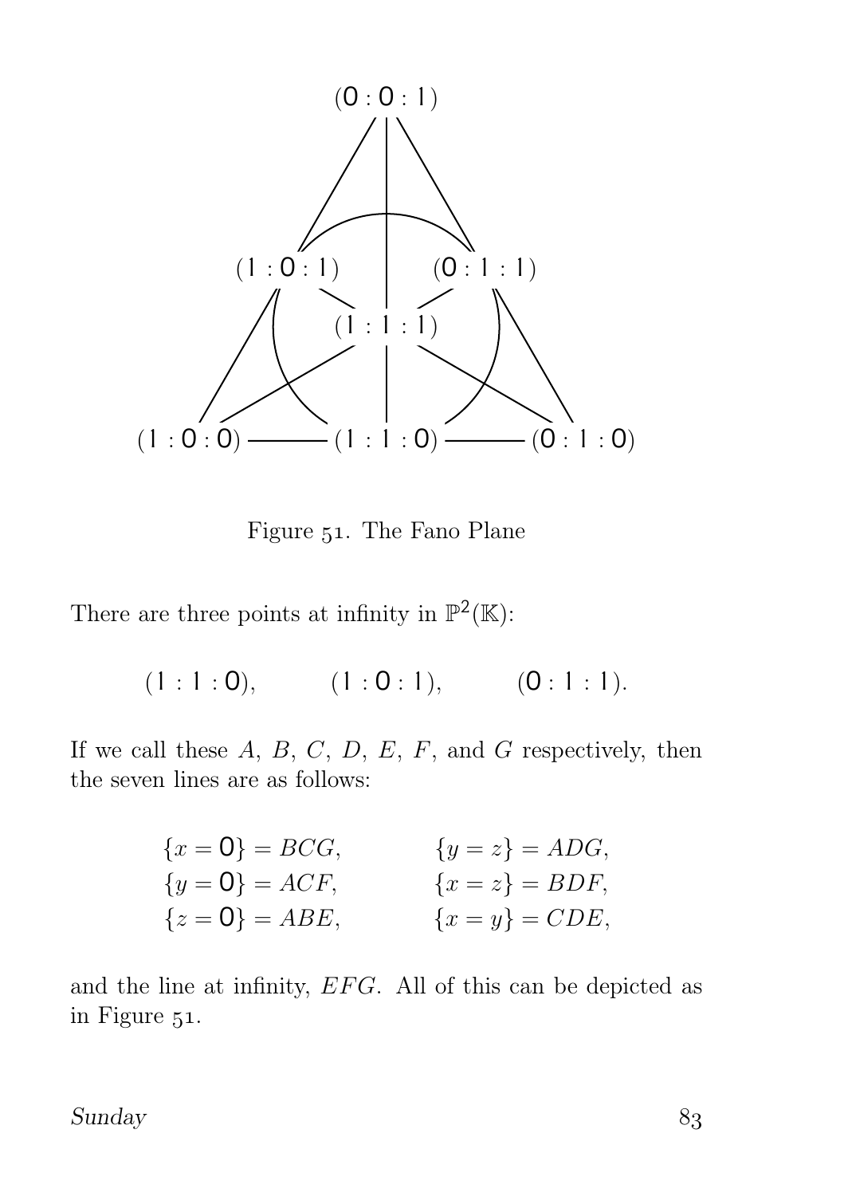Figure 51. The Fano Plane

There are three points at infinity in $\mathbb{P}^2(\mathbb{K})$:

$$(1:1:0), \qquad (1:0:1), \qquad (0:1:1).$$

If we call these $A$, $B$, $C$, $D$, $E$, $F$, and $G$ respectively, then the seven lines are as follows:

$$\begin{aligned} \{x=0\} &= BCG, & \{y=z\} &= ADG, \\ \{y=0\} &= ACF, & \{x=z\} &= BDF, \\ \{z=0\} &= ABE, & \{x=y\} &= CDE, \end{aligned}$$

and the line at infinity, $EFG$. All of this can be depicted as in Figure 51.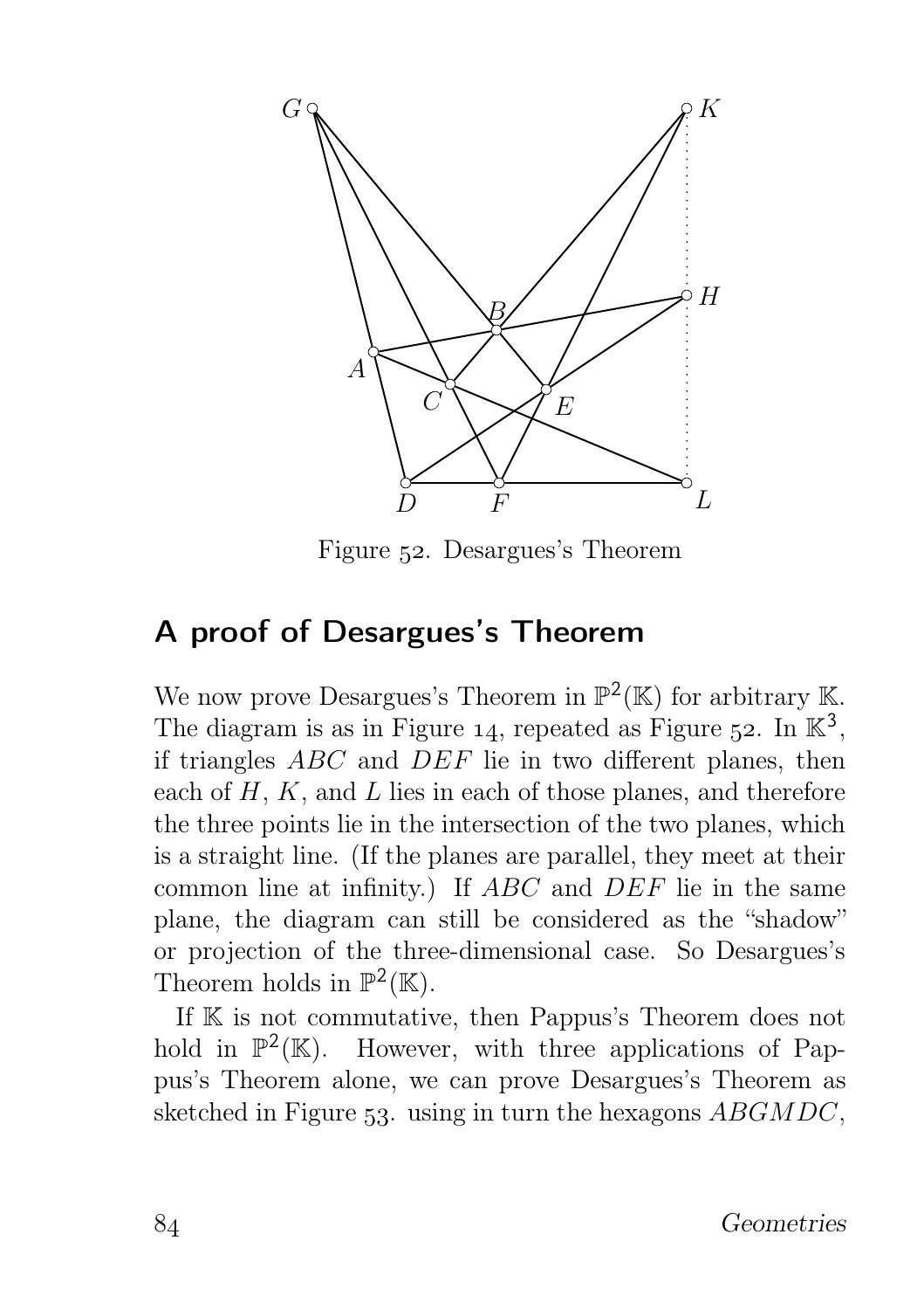Figure 52. Desargues's Theorem

## A proof of Desargues's Theorem

We now prove Desargues's Theorem in $\mathbb{P}^2(\mathbb{K})$ for arbitrary $\mathbb{K}$. The diagram is as in Figure 14, repeated as Figure 52. In $\mathbb{K}^3$, if triangles $ABC$ and $DEF$ lie in two different planes, then each of $H$, $K$, and $L$ lies in each of those planes, and therefore the three points lie in the intersection of the two planes, which is a straight line. (If the planes are parallel, they meet at their common line at infinity.) If $ABC$ and $DEF$ lie in the same plane, the diagram can still be considered as the "shadow" or projection of the three-dimensional case. So Desargues's Theorem holds in $\mathbb{P}^2(\mathbb{K})$.

If $\mathbb{K}$ is not commutative, then Pappus's Theorem does not hold in $\mathbb{P}^2(\mathbb{K})$. However, with three applications of Pappus's Theorem alone, we can prove Desargues's Theorem as sketched in Figure 53. using in turn the hexagons $ABGMDC$,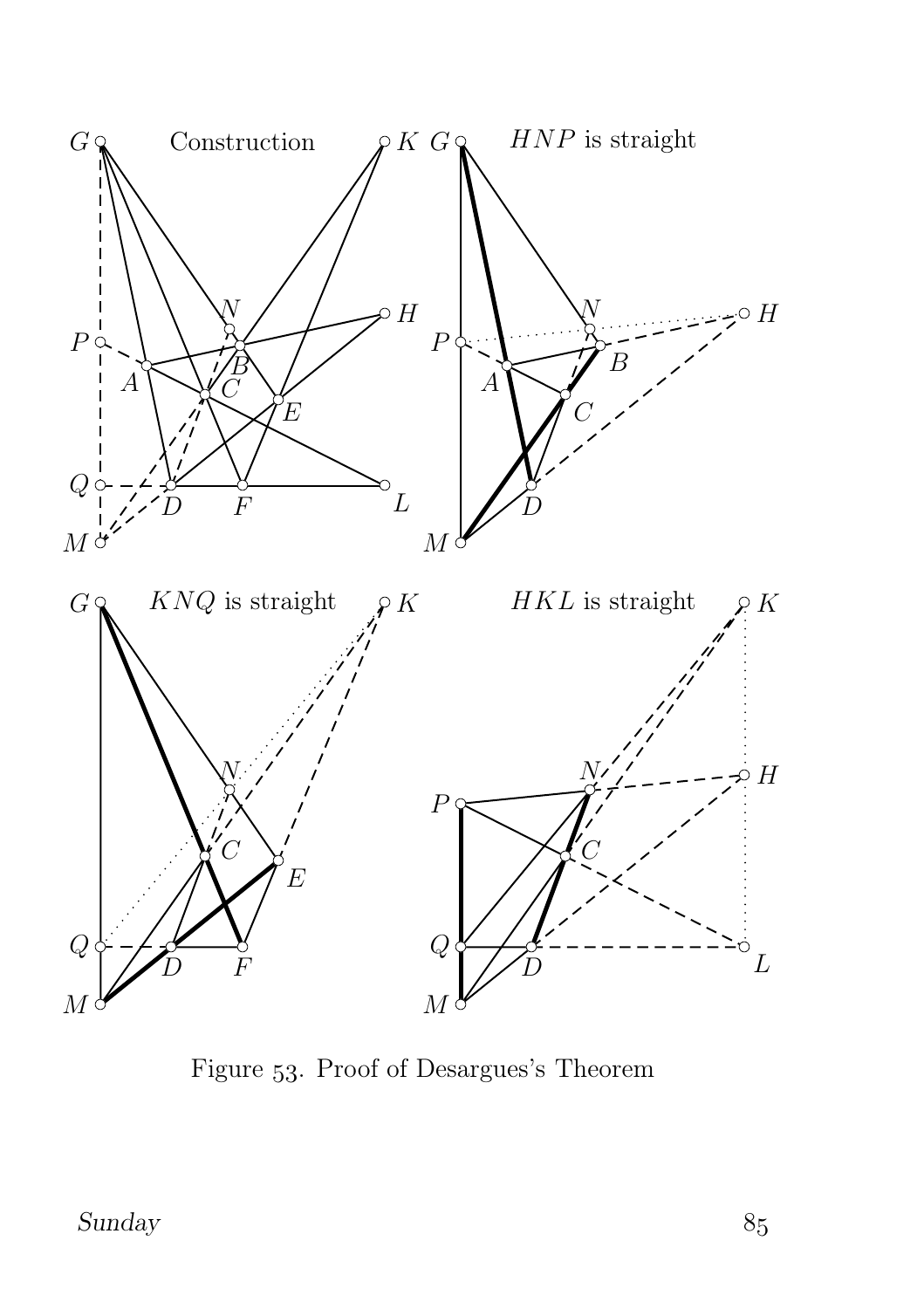Figure 53. Proof of Desargues's Theorem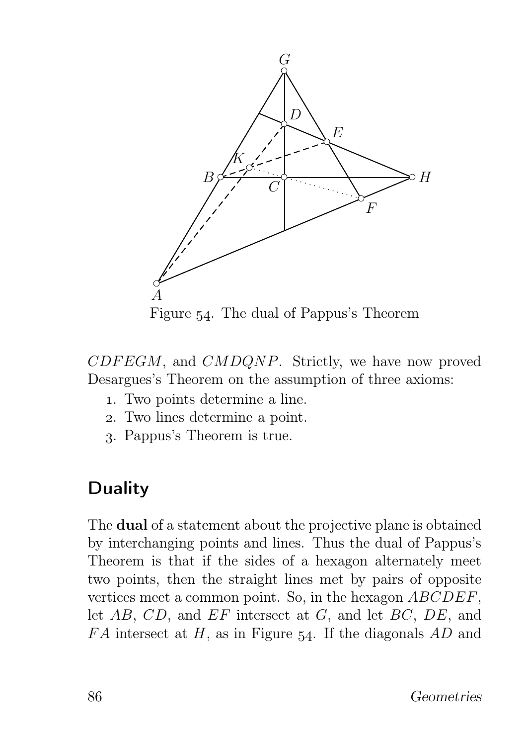Figure 54. The dual of Pappus's Theorem

$CDFEGM$, and $CMDQNP$. Strictly, we have now proved Desargues's Theorem on the assumption of three axioms:

1. Two points determine a line.
2. Two lines determine a point.
3. Pappus's Theorem is true.

## Duality

The **dual** of a statement about the projective plane is obtained by interchanging points and lines. Thus the dual of Pappus's Theorem is that if the sides of a hexagon alternately meet two points, then the straight lines met by pairs of opposite vertices meet a common point. So, in the hexagon $ABCDEF$, let $AB$, $CD$, and $EF$ intersect at $G$, and let $BC$, $DE$, and $FA$ intersect at $H$, as in Figure 54. If the diagonals $AD$ and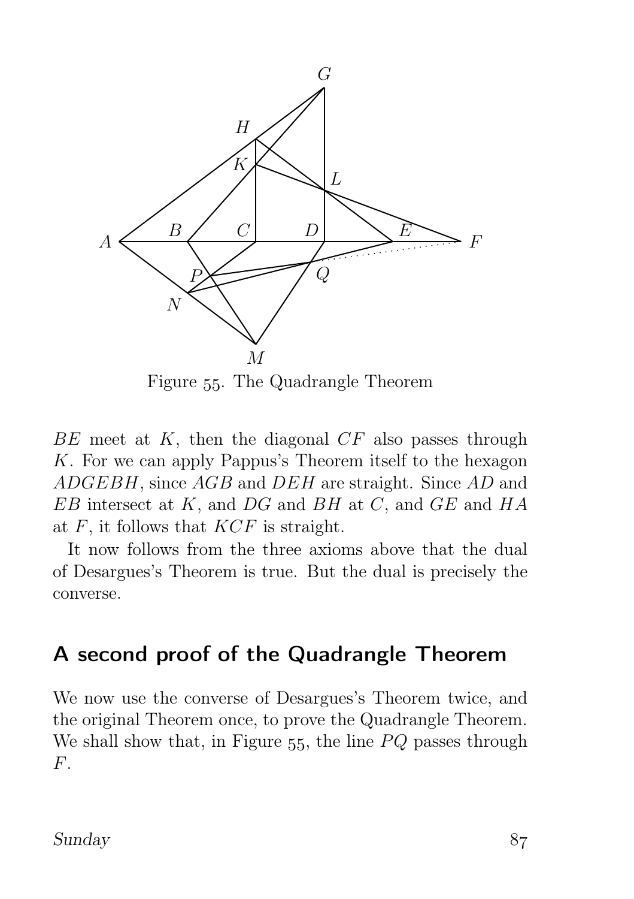Figure 55. The Quadrangle Theorem

$BE$ meet at $K$, then the diagonal $CF$ also passes through $K$. For we can apply Pappus's Theorem itself to the hexagon $ADGEBH$, since $AGB$ and $DEH$ are straight. Since $AD$ and $EB$ intersect at $K$, and $DG$ and $BH$ at $C$, and $GE$ and $HA$ at $F$, it follows that $KCF$ is straight.

It now follows from the three axioms above that the dual of Desargues's Theorem is true. But the dual is precisely the converse.

## A second proof of the Quadrangle Theorem

We now use the converse of Desargues's Theorem twice, and the original Theorem once, to prove the Quadrangle Theorem. We shall show that, in Figure 55, the line $PQ$ passes through $F$.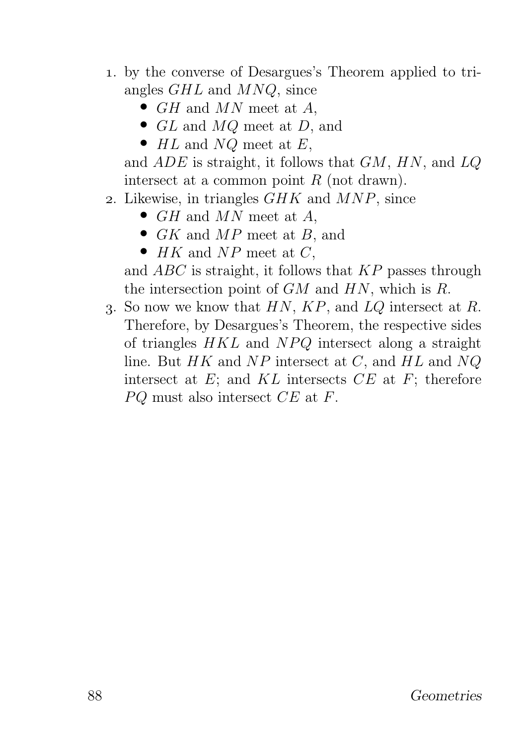1. by the converse of Desargues's Theorem applied to triangles $GHL$ and $MNQ$, since
   - $GH$ and $MN$ meet at $A$,
   - $GL$ and $MQ$ meet at $D$, and
   - $HL$ and $NQ$ meet at $E$,

   and $ADE$ is straight, it follows that $GM$, $HN$, and $LQ$ intersect at a common point $R$ (not drawn).
2. Likewise, in triangles $GHK$ and $MNP$, since
   - $GH$ and $MN$ meet at $A$,
   - $GK$ and $MP$ meet at $B$, and
   - $HK$ and $NP$ meet at $C$,

   and $ABC$ is straight, it follows that $KP$ passes through the intersection point of $GM$ and $HN$, which is $R$.
3. So now we know that $HN$, $KP$, and $LQ$ intersect at $R$. Therefore, by Desargues's Theorem, the respective sides of triangles $HKL$ and $NPQ$ intersect along a straight line. But $HK$ and $NP$ intersect at $C$, and $HL$ and $NQ$ intersect at $E$; and $KL$ intersects $CE$ at $F$; therefore $PQ$ must also intersect $CE$ at $F$.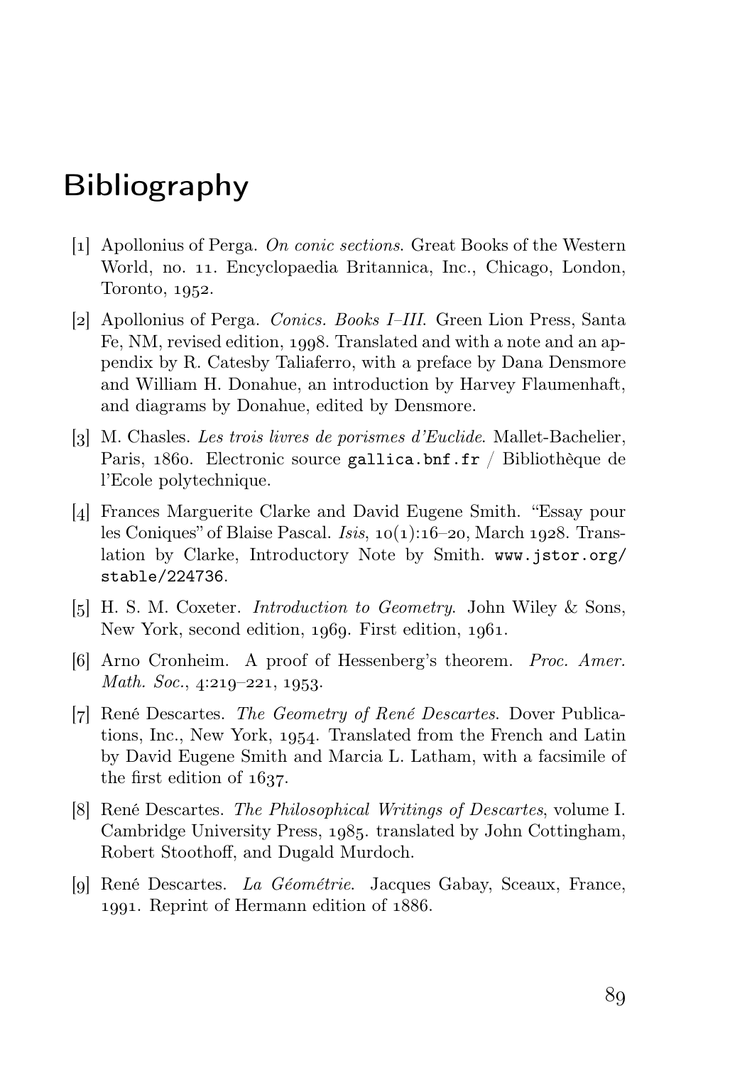# Bibliography

[1] Apollonius of Perga. *On conic sections*. Great Books of the Western World, no. 11. Encyclopaedia Britannica, Inc., Chicago, London, Toronto, 1952.

[2] Apollonius of Perga. *Conics. Books I–III*. Green Lion Press, Santa Fe, NM, revised edition, 1998. Translated and with a note and an appendix by R. Catesby Taliaferro, with a preface by Dana Densmore and William H. Donahue, an introduction by Harvey Flaumenhaft, and diagrams by Donahue, edited by Densmore.

[3] M. Chasles. *Les trois livres de porismes d'Euclide*. Mallet-Bachelier, Paris, 1860. Electronic source `gallica.bnf.fr` / Bibliothèque de l'Ecole polytechnique.

[4] Frances Marguerite Clarke and David Eugene Smith. "Essay pour les Coniques" of Blaise Pascal. *Isis*, 10(1):16–20, March 1928. Translation by Clarke, Introductory Note by Smith. `www.jstor.org/stable/224736`.

[5] H. S. M. Coxeter. *Introduction to Geometry*. John Wiley & Sons, New York, second edition, 1969. First edition, 1961.

[6] Arno Cronheim. A proof of Hessenberg's theorem. *Proc. Amer. Math. Soc.*, 4:219–221, 1953.

[7] René Descartes. *The Geometry of René Descartes*. Dover Publications, Inc., New York, 1954. Translated from the French and Latin by David Eugene Smith and Marcia L. Latham, with a facsimile of the first edition of 1637.

[8] René Descartes. *The Philosophical Writings of Descartes*, volume I. Cambridge University Press, 1985. translated by John Cottingham, Robert Stoothoff, and Dugald Murdoch.

[9] René Descartes. *La Géométrie*. Jacques Gabay, Sceaux, France, 1991. Reprint of Hermann edition of 1886.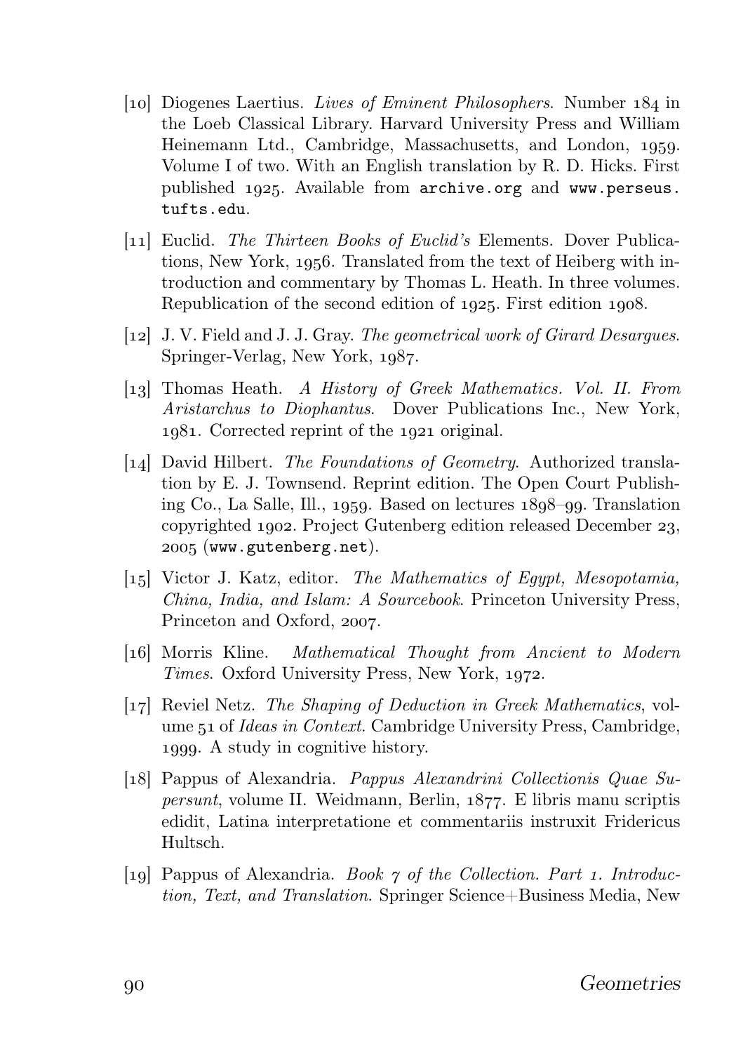[10] Diogenes Laertius. *Lives of Eminent Philosophers*. Number 184 in the Loeb Classical Library. Harvard University Press and William Heinemann Ltd., Cambridge, Massachusetts, and London, 1959. Volume I of two. With an English translation by R. D. Hicks. First published 1925. Available from `archive.org` and `www.perseus.tufts.edu`.

[11] Euclid. *The Thirteen Books of Euclid's* Elements. Dover Publications, New York, 1956. Translated from the text of Heiberg with introduction and commentary by Thomas L. Heath. In three volumes. Republication of the second edition of 1925. First edition 1908.

[12] J. V. Field and J. J. Gray. *The geometrical work of Girard Desargues*. Springer-Verlag, New York, 1987.

[13] Thomas Heath. *A History of Greek Mathematics. Vol. II. From Aristarchus to Diophantus*. Dover Publications Inc., New York, 1981. Corrected reprint of the 1921 original.

[14] David Hilbert. *The Foundations of Geometry*. Authorized translation by E. J. Townsend. Reprint edition. The Open Court Publishing Co., La Salle, Ill., 1959. Based on lectures 1898–99. Translation copyrighted 1902. Project Gutenberg edition released December 23, 2005 (`www.gutenberg.net`).

[15] Victor J. Katz, editor. *The Mathematics of Egypt, Mesopotamia, China, India, and Islam: A Sourcebook*. Princeton University Press, Princeton and Oxford, 2007.

[16] Morris Kline. *Mathematical Thought from Ancient to Modern Times*. Oxford University Press, New York, 1972.

[17] Reviel Netz. *The Shaping of Deduction in Greek Mathematics*, volume 51 of *Ideas in Context*. Cambridge University Press, Cambridge, 1999. A study in cognitive history.

[18] Pappus of Alexandria. *Pappus Alexandrini Collectionis Quae Supersunt*, volume II. Weidmann, Berlin, 1877. E libris manu scriptis edidit, Latina interpretatione et commentariis instruxit Fridericus Hultsch.

[19] Pappus of Alexandria. *Book 7 of the Collection. Part 1. Introduction, Text, and Translation*. Springer Science+Business Media, New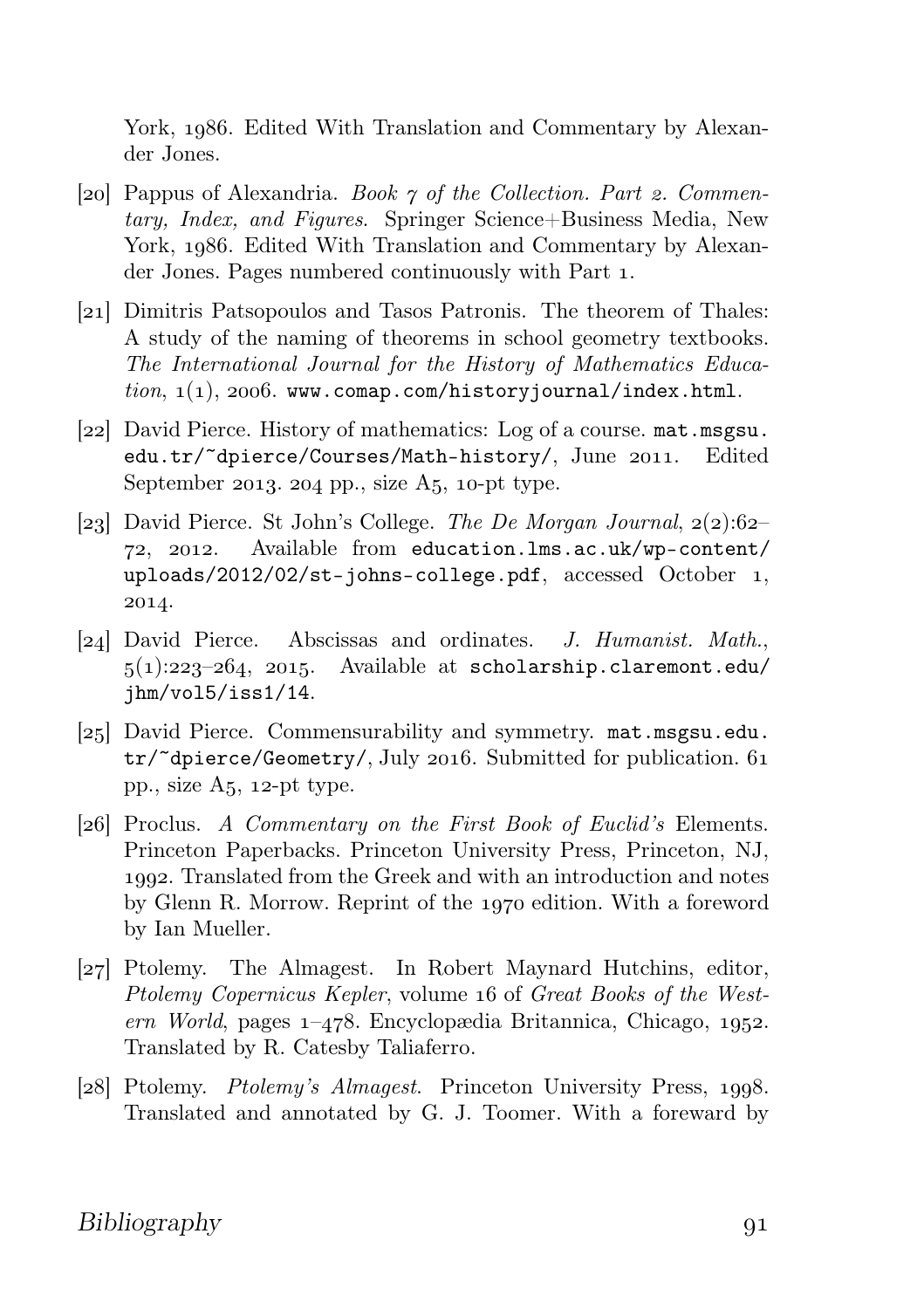York, 1986. Edited With Translation and Commentary by Alexander Jones.

[20] Pappus of Alexandria. *Book 7 of the Collection. Part 2. Commentary, Index, and Figures*. Springer Science+Business Media, New York, 1986. Edited With Translation and Commentary by Alexander Jones. Pages numbered continuously with Part 1.

[21] Dimitris Patsopoulos and Tasos Patronis. The theorem of Thales: A study of the naming of theorems in school geometry textbooks. *The International Journal for the History of Mathematics Education*, 1(1), 2006. `www.comap.com/historyjournal/index.html`.

[22] David Pierce. History of mathematics: Log of a course. `mat.msgsu.edu.tr/~dpierce/Courses/Math-history/`, June 2011. Edited September 2013. 204 pp., size A5, 10-pt type.

[23] David Pierce. St John's College. *The De Morgan Journal*, 2(2):62–72, 2012. Available from `education.lms.ac.uk/wp-content/uploads/2012/02/st-johns-college.pdf`, accessed October 1, 2014.

[24] David Pierce. Abscissas and ordinates. *J. Humanist. Math.*, 5(1):223–264, 2015. Available at `scholarship.claremont.edu/jhm/vol5/iss1/14`.

[25] David Pierce. Commensurability and symmetry. `mat.msgsu.edu.tr/~dpierce/Geometry/`, July 2016. Submitted for publication. 61 pp., size A5, 12-pt type.

[26] Proclus. *A Commentary on the First Book of Euclid's* Elements. Princeton Paperbacks. Princeton University Press, Princeton, NJ, 1992. Translated from the Greek and with an introduction and notes by Glenn R. Morrow. Reprint of the 1970 edition. With a foreword by Ian Mueller.

[27] Ptolemy. The Almagest. In Robert Maynard Hutchins, editor, *Ptolemy Copernicus Kepler*, volume 16 of *Great Books of the Western World*, pages 1–478. Encyclopædia Britannica, Chicago, 1952. Translated by R. Catesby Taliaferro.

[28] Ptolemy. *Ptolemy's Almagest*. Princeton University Press, 1998. Translated and annotated by G. J. Toomer. With a foreward by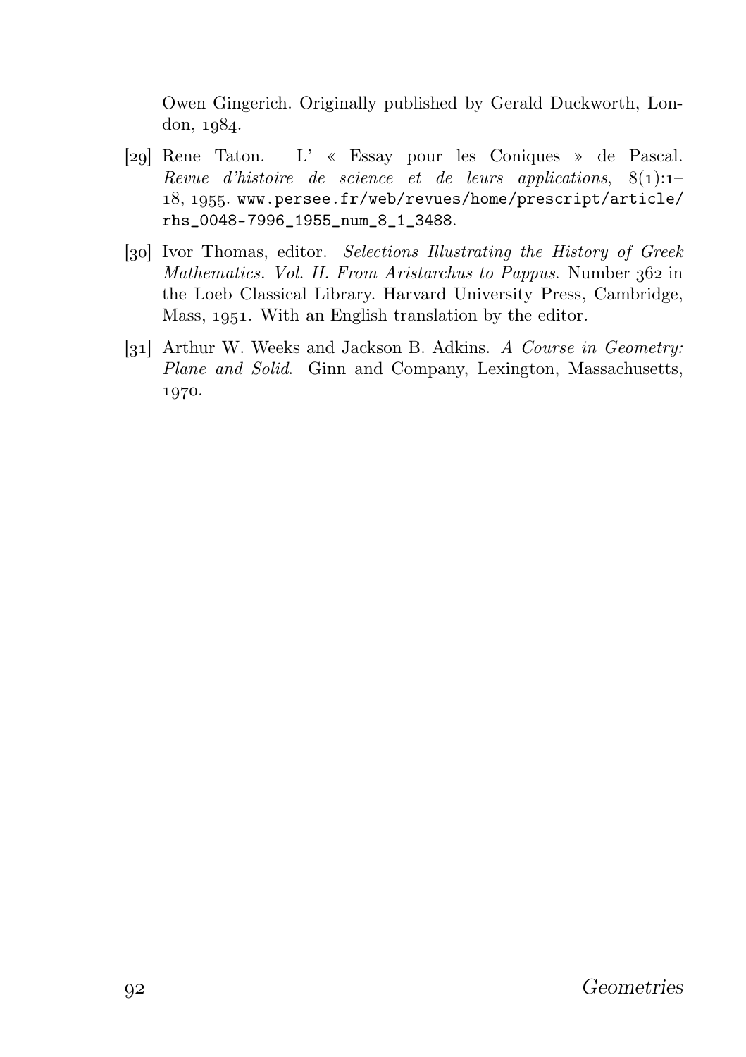Owen Gingerich. Originally published by Gerald Duckworth, London, 1984.

[29] Rene Taton. L' « Essay pour les Coniques » de Pascal. *Revue d'histoire de science et de leurs applications*, 8(1):1–18, 1955. www.persee.fr/web/revues/home/prescript/article/rhs_0048-7996_1955_num_8_1_3488.

[30] Ivor Thomas, editor. *Selections Illustrating the History of Greek Mathematics. Vol. II. From Aristarchus to Pappus*. Number 362 in the Loeb Classical Library. Harvard University Press, Cambridge, Mass, 1951. With an English translation by the editor.

[31] Arthur W. Weeks and Jackson B. Adkins. *A Course in Geometry: Plane and Solid*. Ginn and Company, Lexington, Massachusetts, 1970.